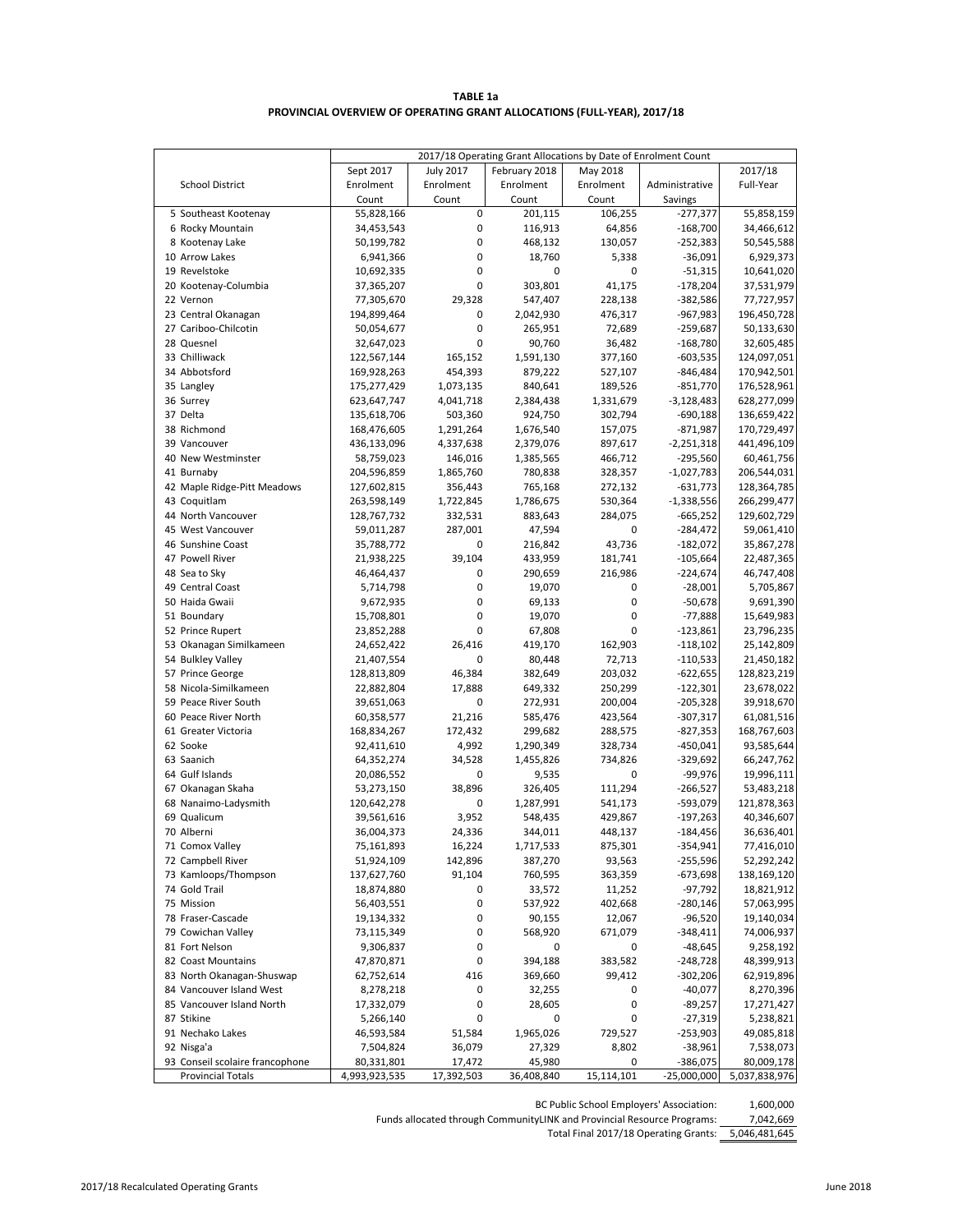**TABLE 1a**
**PROVINCIAL OVERVIEW OF OPERATING GRANT ALLOCATIONS (FULL-YEAR), 2017/18**

| | 2017/18 Operating Grant Allocations by Date of Enrolment Count | | | | | |
|---|---|---|---|---|---|---|
| School District | Sept 2017 Enrolment Count | July 2017 Enrolment Count | February 2018 Enrolment Count | May 2018 Enrolment Count | Administrative Savings | 2017/18 Full-Year |
| 5 Southeast Kootenay | 55,828,166 | 0 | 201,115 | 106,255 | -277,377 | 55,858,159 |
| 6 Rocky Mountain | 34,453,543 | 0 | 116,913 | 64,856 | -168,700 | 34,466,612 |
| 8 Kootenay Lake | 50,199,782 | 0 | 468,132 | 130,057 | -252,383 | 50,545,588 |
| 10 Arrow Lakes | 6,941,366 | 0 | 18,760 | 5,338 | -36,091 | 6,929,373 |
| 19 Revelstoke | 10,692,335 | 0 | 0 | 0 | -51,315 | 10,641,020 |
| 20 Kootenay-Columbia | 37,365,207 | 0 | 303,801 | 41,175 | -178,204 | 37,531,979 |
| 22 Vernon | 77,305,670 | 29,328 | 547,407 | 228,138 | -382,586 | 77,727,957 |
| 23 Central Okanagan | 194,899,464 | 0 | 2,042,930 | 476,317 | -967,983 | 196,450,728 |
| 27 Cariboo-Chilcotin | 50,054,677 | 0 | 265,951 | 72,689 | -259,687 | 50,133,630 |
| 28 Quesnel | 32,647,023 | 0 | 90,760 | 36,482 | -168,780 | 32,605,485 |
| 33 Chilliwack | 122,567,144 | 165,152 | 1,591,130 | 377,160 | -603,535 | 124,097,051 |
| 34 Abbotsford | 169,928,263 | 454,393 | 879,222 | 527,107 | -846,484 | 170,942,501 |
| 35 Langley | 175,277,429 | 1,073,135 | 840,641 | 189,526 | -851,770 | 176,528,961 |
| 36 Surrey | 623,647,747 | 4,041,718 | 2,384,438 | 1,331,679 | -3,128,483 | 628,277,099 |
| 37 Delta | 135,618,706 | 503,360 | 924,750 | 302,794 | -690,188 | 136,659,422 |
| 38 Richmond | 168,476,605 | 1,291,264 | 1,676,540 | 157,075 | -871,987 | 170,729,497 |
| 39 Vancouver | 436,133,096 | 4,337,638 | 2,379,076 | 897,617 | -2,251,318 | 441,496,109 |
| 40 New Westminster | 58,759,023 | 146,016 | 1,385,565 | 466,712 | -295,560 | 60,461,756 |
| 41 Burnaby | 204,596,859 | 1,865,760 | 780,838 | 328,357 | -1,027,783 | 206,544,031 |
| 42 Maple Ridge-Pitt Meadows | 127,602,815 | 356,443 | 765,168 | 272,132 | -631,773 | 128,364,785 |
| 43 Coquitlam | 263,598,149 | 1,722,845 | 1,786,675 | 530,364 | -1,338,556 | 266,299,477 |
| 44 North Vancouver | 128,767,732 | 332,531 | 883,643 | 284,075 | -665,252 | 129,602,729 |
| 45 West Vancouver | 59,011,287 | 287,001 | 47,594 | 0 | -284,472 | 59,061,410 |
| 46 Sunshine Coast | 35,788,772 | 0 | 216,842 | 43,736 | -182,072 | 35,867,278 |
| 47 Powell River | 21,938,225 | 39,104 | 433,959 | 181,741 | -105,664 | 22,487,365 |
| 48 Sea to Sky | 46,464,437 | 0 | 290,659 | 216,986 | -224,674 | 46,747,408 |
| 49 Central Coast | 5,714,798 | 0 | 19,070 | 0 | -28,001 | 5,705,867 |
| 50 Haida Gwaii | 9,672,935 | 0 | 69,133 | 0 | -50,678 | 9,691,390 |
| 51 Boundary | 15,708,801 | 0 | 19,070 | 0 | -77,888 | 15,649,983 |
| 52 Prince Rupert | 23,852,288 | 0 | 67,808 | 0 | -123,861 | 23,796,235 |
| 53 Okanagan Similkameen | 24,652,422 | 26,416 | 419,170 | 162,903 | -118,102 | 25,142,809 |
| 54 Bulkley Valley | 21,407,554 | 0 | 80,448 | 72,713 | -110,533 | 21,450,182 |
| 57 Prince George | 128,813,809 | 46,384 | 382,649 | 203,032 | -622,655 | 128,823,219 |
| 58 Nicola-Similkameen | 22,882,804 | 17,888 | 649,332 | 250,299 | -122,301 | 23,678,022 |
| 59 Peace River South | 39,651,063 | 0 | 272,931 | 200,004 | -205,328 | 39,918,670 |
| 60 Peace River North | 60,358,577 | 21,216 | 585,476 | 423,564 | -307,317 | 61,081,516 |
| 61 Greater Victoria | 168,834,267 | 172,432 | 299,682 | 288,575 | -827,353 | 168,767,603 |
| 62 Sooke | 92,411,610 | 4,992 | 1,290,349 | 328,734 | -450,041 | 93,585,644 |
| 63 Saanich | 64,352,274 | 34,528 | 1,455,826 | 734,826 | -329,692 | 66,247,762 |
| 64 Gulf Islands | 20,086,552 | 0 | 9,535 | 0 | -99,976 | 19,996,111 |
| 67 Okanagan Skaha | 53,273,150 | 38,896 | 326,405 | 111,294 | -266,527 | 53,483,218 |
| 68 Nanaimo-Ladysmith | 120,642,278 | 0 | 1,287,991 | 541,173 | -593,079 | 121,878,363 |
| 69 Qualicum | 39,561,616 | 3,952 | 548,435 | 429,867 | -197,263 | 40,346,607 |
| 70 Alberni | 36,004,373 | 24,336 | 344,011 | 448,137 | -184,456 | 36,636,401 |
| 71 Comox Valley | 75,161,893 | 16,224 | 1,717,533 | 875,301 | -354,941 | 77,416,010 |
| 72 Campbell River | 51,924,109 | 142,896 | 387,270 | 93,563 | -255,596 | 52,292,242 |
| 73 Kamloops/Thompson | 137,627,760 | 91,104 | 760,595 | 363,359 | -673,698 | 138,169,120 |
| 74 Gold Trail | 18,874,880 | 0 | 33,572 | 11,252 | -97,792 | 18,821,912 |
| 75 Mission | 56,403,551 | 0 | 537,922 | 402,668 | -280,146 | 57,063,995 |
| 78 Fraser-Cascade | 19,134,332 | 0 | 90,155 | 12,067 | -96,520 | 19,140,034 |
| 79 Cowichan Valley | 73,115,349 | 0 | 568,920 | 671,079 | -348,411 | 74,006,937 |
| 81 Fort Nelson | 9,306,837 | 0 | 0 | 0 | -48,645 | 9,258,192 |
| 82 Coast Mountains | 47,870,871 | 0 | 394,188 | 383,582 | -248,728 | 48,399,913 |
| 83 North Okanagan-Shuswap | 62,752,614 | 416 | 369,660 | 99,412 | -302,206 | 62,919,896 |
| 84 Vancouver Island West | 8,278,218 | 0 | 32,255 | 0 | -40,077 | 8,270,396 |
| 85 Vancouver Island North | 17,332,079 | 0 | 28,605 | 0 | -89,257 | 17,271,427 |
| 87 Stikine | 5,266,140 | 0 | 0 | 0 | -27,319 | 5,238,821 |
| 91 Nechako Lakes | 46,593,584 | 51,584 | 1,965,026 | 729,527 | -253,903 | 49,085,818 |
| 92 Nisga'a | 7,504,824 | 36,079 | 27,329 | 8,802 | -38,961 | 7,538,073 |
| 93 Conseil scolaire francophone | 80,331,801 | 17,472 | 45,980 | 0 | -386,075 | 80,009,178 |
| Provincial Totals | 4,993,923,535 | 17,392,503 | 36,408,840 | 15,114,101 | -25,000,000 | 5,037,838,976 |

| | |
|---|---|
| BC Public School Employers' Association: | 1,600,000 |
| Funds allocated through CommunityLINK and Provincial Resource Programs: | 7,042,669 |
| Total Final 2017/18 Operating Grants: | 5,046,481,645 |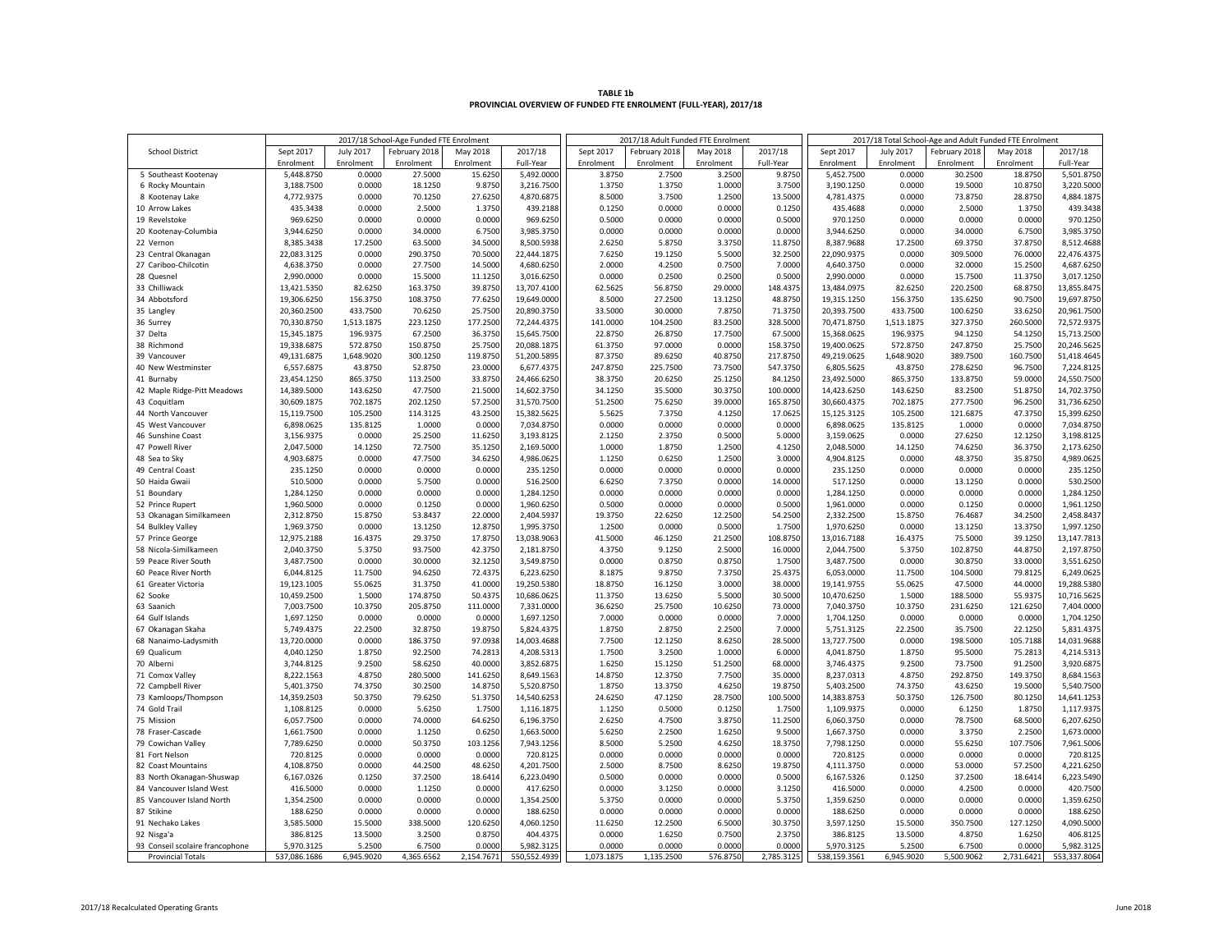**TABLE 1b**
**PROVINCIAL OVERVIEW OF FUNDED FTE ENROLMENT (FULL-YEAR), 2017/18**

| School District | 2017/18 School-Age Funded FTE Enrolment | | | | | 2017/18 Adult Funded FTE Enrolment | | | | 2017/18 Total School-Age and Adult Funded FTE Enrolment | | | | |
|---|---|---|---|---|---|---|---|---|---|---|---|---|---|---|
| | Sept 2017 Enrolment | July 2017 Enrolment | February 2018 Enrolment | May 2018 Enrolment | 2017/18 Full-Year | Sept 2017 Enrolment | February 2018 Enrolment | May 2018 Enrolment | 2017/18 Full-Year | Sept 2017 Enrolment | July 2017 Enrolment | February 2018 Enrolment | May 2018 Enrolment | 2017/18 Full-Year |
| 5 Southeast Kootenay | 5,448.8750 | 0.0000 | 27.5000 | 15.6250 | 5,492.0000 | 3.8750 | 2.7500 | 3.2500 | 9.8750 | 5,452.7500 | 0.0000 | 30.2500 | 18.8750 | 5,501.8750 |
| 6 Rocky Mountain | 3,188.7500 | 0.0000 | 18.1250 | 9.8750 | 3,216.7500 | 1.3750 | 1.3750 | 1.0000 | 3.7500 | 3,190.1250 | 0.0000 | 19.5000 | 10.8750 | 3,220.5000 |
| 8 Kootenay Lake | 4,772.9375 | 0.0000 | 70.1250 | 27.6250 | 4,870.6875 | 8.5000 | 3.7500 | 1.2500 | 13.5000 | 4,781.4375 | 0.0000 | 73.8750 | 28.8750 | 4,884.1875 |
| 10 Arrow Lakes | 435.3438 | 0.0000 | 2.5000 | 1.3750 | 439.2188 | 0.1250 | 0.0000 | 0.0000 | 0.1250 | 435.4688 | 0.0000 | 2.5000 | 1.3750 | 439.3438 |
| 19 Revelstoke | 969.6250 | 0.0000 | 0.0000 | 0.0000 | 969.6250 | 0.5000 | 0.0000 | 0.0000 | 0.5000 | 970.1250 | 0.0000 | 0.0000 | 0.0000 | 970.1250 |
| 20 Kootenay-Columbia | 3,944.6250 | 0.0000 | 34.0000 | 6.7500 | 3,985.3750 | 0.0000 | 0.0000 | 0.0000 | 0.0000 | 3,944.6250 | 0.0000 | 34.0000 | 6.7500 | 3,985.3750 |
| 22 Vernon | 8,385.3438 | 17.2500 | 63.5000 | 34.5000 | 8,500.5938 | 2.6250 | 5.8750 | 3.3750 | 11.8750 | 8,387.9688 | 17.2500 | 69.3750 | 37.8750 | 8,512.4688 |
| 23 Central Okanagan | 22,083.3125 | 0.0000 | 290.3750 | 70.5000 | 22,444.1875 | 7.6250 | 19.1250 | 5.5000 | 32.2500 | 22,090.9375 | 0.0000 | 309.5000 | 76.0000 | 22,476.4375 |
| 27 Cariboo-Chilcotin | 4,638.3750 | 0.0000 | 27.7500 | 14.5000 | 4,680.6250 | 2.0000 | 4.2500 | 0.7500 | 7.0000 | 4,640.3750 | 0.0000 | 32.0000 | 15.2500 | 4,687.6250 |
| 28 Quesnel | 2,990.0000 | 0.0000 | 15.5000 | 11.1250 | 3,016.6250 | 0.0000 | 0.2500 | 0.2500 | 0.5000 | 2,990.0000 | 0.0000 | 15.7500 | 11.3750 | 3,017.1250 |
| 33 Chilliwack | 13,421.5350 | 82.6250 | 163.3750 | 39.8750 | 13,707.4100 | 62.5625 | 56.8750 | 29.0000 | 148.4375 | 13,484.0975 | 82.6250 | 220.2500 | 68.8750 | 13,855.8475 |
| 34 Abbotsford | 19,306.6250 | 156.3750 | 108.3750 | 77.6250 | 19,649.0000 | 8.5000 | 27.2500 | 13.1250 | 48.8750 | 19,315.1250 | 156.3750 | 135.6250 | 90.7500 | 19,697.8750 |
| 35 Langley | 20,360.2500 | 433.7500 | 70.6250 | 25.7500 | 20,890.3750 | 33.5000 | 30.0000 | 7.8750 | 71.3750 | 20,393.7500 | 433.7500 | 100.6250 | 33.6250 | 20,961.7500 |
| 36 Surrey | 70,330.8750 | 1,513.1875 | 223.1250 | 177.2500 | 72,244.4375 | 141.0000 | 104.2500 | 83.2500 | 328.5000 | 70,471.8750 | 1,513.1875 | 327.3750 | 260.5000 | 72,572.9375 |
| 37 Delta | 15,345.1875 | 196.9375 | 67.2500 | 36.3750 | 15,645.7500 | 22.8750 | 26.8750 | 17.7500 | 67.5000 | 15,368.0625 | 196.9375 | 94.1250 | 54.1250 | 15,713.2500 |
| 38 Richmond | 19,338.6875 | 572.8750 | 150.8750 | 25.7500 | 20,088.1875 | 61.3750 | 97.0000 | 0.0000 | 158.3750 | 19,400.0625 | 572.8750 | 247.8750 | 25.7500 | 20,246.5625 |
| 39 Vancouver | 49,131.6875 | 1,648.9020 | 300.1250 | 119.8750 | 51,200.5895 | 87.3750 | 89.6250 | 40.8750 | 217.8750 | 49,219.0625 | 1,648.9020 | 389.7500 | 160.7500 | 51,418.4645 |
| 40 New Westminster | 6,557.6875 | 43.8750 | 52.8750 | 23.0000 | 6,677.4375 | 247.8750 | 225.7500 | 73.7500 | 547.3750 | 6,805.5625 | 43.8750 | 278.6250 | 96.7500 | 7,224.8125 |
| 41 Burnaby | 23,454.1250 | 865.3750 | 113.2500 | 33.8750 | 24,466.6250 | 38.3750 | 20.6250 | 25.1250 | 84.1250 | 23,492.5000 | 865.3750 | 133.8750 | 59.0000 | 24,550.7500 |
| 42 Maple Ridge-Pitt Meadows | 14,389.5000 | 143.6250 | 47.7500 | 21.5000 | 14,602.3750 | 34.1250 | 35.5000 | 30.3750 | 100.0000 | 14,423.6250 | 143.6250 | 83.2500 | 51.8750 | 14,702.3750 |
| 43 Coquitlam | 30,609.1875 | 702.1875 | 202.1250 | 57.2500 | 31,570.7500 | 51.2500 | 75.6250 | 39.0000 | 165.8750 | 30,660.4375 | 702.1875 | 277.7500 | 96.2500 | 31,736.6250 |
| 44 North Vancouver | 15,119.7500 | 105.2500 | 114.3125 | 43.2500 | 15,382.5625 | 5.5625 | 7.3750 | 4.1250 | 17.0625 | 15,125.3125 | 105.2500 | 121.6875 | 47.3750 | 15,399.6250 |
| 45 West Vancouver | 6,898.0625 | 135.8125 | 1.0000 | 0.0000 | 7,034.8750 | 0.0000 | 0.0000 | 0.0000 | 0.0000 | 6,898.0625 | 135.8125 | 1.0000 | 0.0000 | 7,034.8750 |
| 46 Sunshine Coast | 3,156.9375 | 0.0000 | 25.2500 | 11.6250 | 3,193.8125 | 2.1250 | 2.3750 | 0.5000 | 5.0000 | 3,159.0625 | 0.0000 | 27.6250 | 12.1250 | 3,198.8125 |
| 47 Powell River | 2,047.5000 | 14.1250 | 72.7500 | 35.1250 | 2,169.5000 | 1.0000 | 1.8750 | 1.2500 | 4.1250 | 2,048.5000 | 14.1250 | 74.6250 | 36.3750 | 2,173.6250 |
| 48 Sea to Sky | 4,903.6875 | 0.0000 | 47.7500 | 34.6250 | 4,986.0625 | 1.1250 | 0.6250 | 1.2500 | 3.0000 | 4,904.8125 | 0.0000 | 48.3750 | 35.8750 | 4,989.0625 |
| 49 Central Coast | 235.1250 | 0.0000 | 0.0000 | 0.0000 | 235.1250 | 0.0000 | 0.0000 | 0.0000 | 0.0000 | 235.1250 | 0.0000 | 0.0000 | 0.0000 | 235.1250 |
| 50 Haida Gwaii | 510.5000 | 0.0000 | 5.7500 | 0.0000 | 516.2500 | 6.6250 | 7.3750 | 0.0000 | 14.0000 | 517.1250 | 0.0000 | 13.1250 | 0.0000 | 530.2500 |
| 51 Boundary | 1,284.1250 | 0.0000 | 0.0000 | 0.0000 | 1,284.1250 | 0.0000 | 0.0000 | 0.0000 | 0.0000 | 1,284.1250 | 0.0000 | 0.0000 | 0.0000 | 1,284.1250 |
| 52 Prince Rupert | 1,960.5000 | 0.0000 | 0.1250 | 0.0000 | 1,960.6250 | 0.5000 | 0.0000 | 0.0000 | 0.5000 | 1,961.0000 | 0.0000 | 0.1250 | 0.0000 | 1,961.1250 |
| 53 Okanagan Similkameen | 2,312.8750 | 15.8750 | 53.8437 | 22.0000 | 2,404.5937 | 19.3750 | 22.6250 | 12.2500 | 54.2500 | 2,332.2500 | 15.8750 | 76.4687 | 34.2500 | 2,458.8437 |
| 54 Bulkley Valley | 1,969.3750 | 0.0000 | 13.1250 | 12.8750 | 1,995.3750 | 1.2500 | 0.0000 | 0.5000 | 1.7500 | 1,970.6250 | 0.0000 | 13.1250 | 13.3750 | 1,997.1250 |
| 57 Prince George | 12,975.2188 | 16.4375 | 29.3750 | 17.8750 | 13,038.9063 | 41.5000 | 46.1250 | 21.2500 | 108.8750 | 13,016.7188 | 16.4375 | 75.5000 | 39.1250 | 13,147.7813 |
| 58 Nicola-Similkameen | 2,040.3750 | 5.3750 | 93.7500 | 42.3750 | 2,181.8750 | 4.3750 | 9.1250 | 2.5000 | 16.0000 | 2,044.7500 | 5.3750 | 102.8750 | 44.8750 | 2,197.8750 |
| 59 Peace River South | 3,487.7500 | 0.0000 | 30.0000 | 32.1250 | 3,549.8750 | 0.0000 | 0.8750 | 0.8750 | 1.7500 | 3,487.7500 | 0.0000 | 30.8750 | 33.0000 | 3,551.6250 |
| 60 Peace River North | 6,044.8125 | 11.7500 | 94.6250 | 72.4375 | 6,223.6250 | 8.1875 | 9.8750 | 7.3750 | 25.4375 | 6,053.0000 | 11.7500 | 104.5000 | 79.8125 | 6,249.0625 |
| 61 Greater Victoria | 19,123.1005 | 55.0625 | 31.3750 | 41.0000 | 19,250.5380 | 18.8750 | 16.1250 | 3.0000 | 38.0000 | 19,141.9755 | 55.0625 | 47.5000 | 44.0000 | 19,288.5380 |
| 62 Sooke | 10,459.2500 | 1.5000 | 174.8750 | 50.4375 | 10,686.0625 | 11.3750 | 13.6250 | 5.5000 | 30.5000 | 10,470.6250 | 1.5000 | 188.5000 | 55.9375 | 10,716.5625 |
| 63 Saanich | 7,003.7500 | 10.3750 | 205.8750 | 111.0000 | 7,331.0000 | 36.6250 | 25.7500 | 10.6250 | 73.0000 | 7,040.3750 | 10.3750 | 231.6250 | 121.6250 | 7,404.0000 |
| 64 Gulf Islands | 1,697.1250 | 0.0000 | 0.0000 | 0.0000 | 1,697.1250 | 7.0000 | 0.0000 | 0.0000 | 7.0000 | 1,704.1250 | 0.0000 | 0.0000 | 0.0000 | 1,704.1250 |
| 67 Okanagan Skaha | 5,749.4375 | 22.2500 | 32.8750 | 19.8750 | 5,824.4375 | 1.8750 | 2.8750 | 2.2500 | 7.0000 | 5,751.3125 | 22.2500 | 35.7500 | 22.1250 | 5,831.4375 |
| 68 Nanaimo-Ladysmith | 13,720.0000 | 0.0000 | 186.3750 | 97.0938 | 14,003.4688 | 7.7500 | 12.1250 | 8.6250 | 28.5000 | 13,727.7500 | 0.0000 | 198.5000 | 105.7188 | 14,031.9688 |
| 69 Qualicum | 4,040.1250 | 1.8750 | 92.2500 | 74.2813 | 4,208.5313 | 1.7500 | 3.2500 | 1.0000 | 6.0000 | 4,041.8750 | 1.8750 | 95.5000 | 75.2813 | 4,214.5313 |
| 70 Alberni | 3,744.8125 | 9.2500 | 58.6250 | 40.0000 | 3,852.6875 | 1.6250 | 15.1250 | 51.2500 | 68.0000 | 3,746.4375 | 9.2500 | 73.7500 | 91.2500 | 3,920.6875 |
| 71 Comox Valley | 8,222.1563 | 4.8750 | 280.5000 | 141.6250 | 8,649.1563 | 14.8750 | 12.3750 | 7.7500 | 35.0000 | 8,237.0313 | 4.8750 | 292.8750 | 149.3750 | 8,684.1563 |
| 72 Campbell River | 5,401.3750 | 74.3750 | 30.2500 | 14.8750 | 5,520.8750 | 1.8750 | 13.3750 | 4.6250 | 19.8750 | 5,403.2500 | 74.3750 | 43.6250 | 19.5000 | 5,540.7500 |
| 73 Kamloops/Thompson | 14,359.2503 | 50.3750 | 79.6250 | 51.3750 | 14,540.6253 | 24.6250 | 47.1250 | 28.7500 | 100.5000 | 14,383.8753 | 50.3750 | 126.7500 | 80.1250 | 14,641.1253 |
| 74 Gold Trail | 1,108.8125 | 0.0000 | 5.6250 | 1.7500 | 1,116.1875 | 1.1250 | 0.5000 | 0.1250 | 1.7500 | 1,109.9375 | 0.0000 | 6.1250 | 1.8750 | 1,117.9375 |
| 75 Mission | 6,057.7500 | 0.0000 | 74.0000 | 64.6250 | 6,196.3750 | 2.6250 | 4.7500 | 3.8750 | 11.2500 | 6,060.3750 | 0.0000 | 78.7500 | 68.5000 | 6,207.6250 |
| 78 Fraser-Cascade | 1,661.7500 | 0.0000 | 1.1250 | 0.6250 | 1,663.5000 | 5.6250 | 2.2500 | 1.6250 | 9.5000 | 1,667.3750 | 0.0000 | 3.3750 | 2.2500 | 1,673.0000 |
| 79 Cowichan Valley | 7,789.6250 | 0.0000 | 50.3750 | 103.1256 | 7,943.1256 | 8.5000 | 5.2500 | 4.6250 | 18.3750 | 7,798.1250 | 0.0000 | 55.6250 | 107.7506 | 7,961.5006 |
| 81 Fort Nelson | 720.8125 | 0.0000 | 0.0000 | 0.0000 | 720.8125 | 0.0000 | 0.0000 | 0.0000 | 0.0000 | 720.8125 | 0.0000 | 0.0000 | 0.0000 | 720.8125 |
| 82 Coast Mountains | 4,108.8750 | 0.0000 | 44.2500 | 48.6250 | 4,201.7500 | 2.5000 | 8.7500 | 8.6250 | 19.8750 | 4,111.3750 | 0.0000 | 53.0000 | 57.2500 | 4,221.6250 |
| 83 North Okanagan-Shuswap | 6,167.0326 | 0.1250 | 37.2500 | 18.6414 | 6,223.0490 | 0.5000 | 0.0000 | 0.0000 | 0.5000 | 6,167.5326 | 0.1250 | 37.2500 | 18.6414 | 6,223.5490 |
| 84 Vancouver Island West | 416.5000 | 0.0000 | 1.1250 | 0.0000 | 417.6250 | 0.0000 | 3.1250 | 0.0000 | 3.1250 | 416.5000 | 0.0000 | 4.2500 | 0.0000 | 420.7500 |
| 85 Vancouver Island North | 1,354.2500 | 0.0000 | 0.0000 | 0.0000 | 1,354.2500 | 5.3750 | 0.0000 | 0.0000 | 5.3750 | 1,359.6250 | 0.0000 | 0.0000 | 0.0000 | 1,359.6250 |
| 87 Stikine | 188.6250 | 0.0000 | 0.0000 | 0.0000 | 188.6250 | 0.0000 | 0.0000 | 0.0000 | 0.0000 | 188.6250 | 0.0000 | 0.0000 | 0.0000 | 188.6250 |
| 91 Nechako Lakes | 3,585.5000 | 15.5000 | 338.5000 | 120.6250 | 4,060.1250 | 11.6250 | 12.2500 | 6.5000 | 30.3750 | 3,597.1250 | 15.5000 | 350.7500 | 127.1250 | 4,090.5000 |
| 92 Nisga'a | 386.8125 | 13.5000 | 3.2500 | 0.8750 | 404.4375 | 0.0000 | 1.6250 | 0.7500 | 2.3750 | 386.8125 | 13.5000 | 4.8750 | 1.6250 | 406.8125 |
| 93 Conseil scolaire francophone | 5,970.3125 | 5.2500 | 6.7500 | 0.0000 | 5,982.3125 | 0.0000 | 0.0000 | 0.0000 | 0.0000 | 5,970.3125 | 5.2500 | 6.7500 | 0.0000 | 5,982.3125 |
| Provincial Totals | 537,086.1686 | 6,945.9020 | 4,365.6562 | 2,154.7671 | 550,552.4939 | 1,073.1875 | 1,135.2500 | 576.8750 | 2,785.3125 | 538,159.3561 | 6,945.9020 | 5,500.9062 | 2,731.6421 | 553,337.8064 |

2017/18 Recalculated Operating Grants

June 2018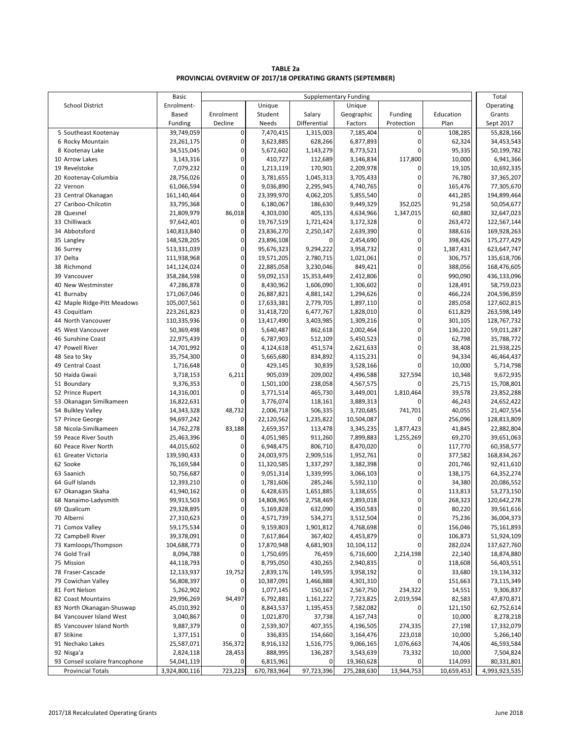**TABLE 2a**
**PROVINCIAL OVERVIEW OF 2017/18 OPERATING GRANTS (SEPTEMBER)**

| School District | Basic Enrolment-Based Funding | Supplementary Funding | | | | | | Total Operating Grants Sept 2017 |
|---|---|---|---|---|---|---|---|---|
| | | Enrolment Decline | Unique Student Needs | Salary Differential | Unique Geographic Factors | Funding Protection | Education Plan | |
| 5 Southeast Kootenay | 39,749,059 | 0 | 7,470,415 | 1,315,003 | 7,185,404 | 0 | 108,285 | 55,828,166 |
| 6 Rocky Mountain | 23,261,175 | 0 | 3,623,885 | 628,266 | 6,877,893 | 0 | 62,324 | 34,453,543 |
| 8 Kootenay Lake | 34,515,045 | 0 | 5,672,602 | 1,143,279 | 8,773,521 | 0 | 95,335 | 50,199,782 |
| 10 Arrow Lakes | 3,143,316 | 0 | 410,727 | 112,689 | 3,146,834 | 117,800 | 10,000 | 6,941,366 |
| 19 Revelstoke | 7,079,232 | 0 | 1,213,119 | 170,901 | 2,209,978 | 0 | 19,105 | 10,692,335 |
| 20 Kootenay-Columbia | 28,756,026 | 0 | 3,781,655 | 1,045,313 | 3,705,433 | 0 | 76,780 | 37,365,207 |
| 22 Vernon | 61,066,594 | 0 | 9,036,890 | 2,295,945 | 4,740,765 | 0 | 165,476 | 77,305,670 |
| 23 Central Okanagan | 161,140,464 | 0 | 23,399,970 | 4,062,205 | 5,855,540 | 0 | 441,285 | 194,899,464 |
| 27 Cariboo-Chilcotin | 33,795,368 | 0 | 6,180,067 | 186,630 | 9,449,329 | 352,025 | 91,258 | 50,054,677 |
| 28 Quesnel | 21,809,979 | 86,018 | 4,303,030 | 405,135 | 4,634,966 | 1,347,015 | 60,880 | 32,647,023 |
| 33 Chilliwack | 97,642,401 | 0 | 19,767,519 | 1,721,424 | 3,172,328 | 0 | 263,472 | 122,567,144 |
| 34 Abbotsford | 140,813,840 | 0 | 23,836,270 | 2,250,147 | 2,639,390 | 0 | 388,616 | 169,928,263 |
| 35 Langley | 148,528,205 | 0 | 23,896,108 | 0 | 2,454,690 | 0 | 398,426 | 175,277,429 |
| 36 Surrey | 513,331,039 | 0 | 95,676,323 | 9,294,222 | 3,958,732 | 0 | 1,387,431 | 623,647,747 |
| 37 Delta | 111,938,968 | 0 | 19,571,205 | 2,780,715 | 1,021,061 | 0 | 306,757 | 135,618,706 |
| 38 Richmond | 141,124,024 | 0 | 22,885,058 | 3,230,046 | 849,421 | 0 | 388,056 | 168,476,605 |
| 39 Vancouver | 358,284,598 | 0 | 59,092,153 | 15,353,449 | 2,412,806 | 0 | 990,090 | 436,133,096 |
| 40 New Westminster | 47,286,878 | 0 | 8,430,962 | 1,606,090 | 1,306,602 | 0 | 128,491 | 58,759,023 |
| 41 Burnaby | 171,067,046 | 0 | 26,887,821 | 4,881,142 | 1,294,626 | 0 | 466,224 | 204,596,859 |
| 42 Maple Ridge-Pitt Meadows | 105,007,561 | 0 | 17,633,381 | 2,779,705 | 1,897,110 | 0 | 285,058 | 127,602,815 |
| 43 Coquitlam | 223,261,823 | 0 | 31,418,720 | 6,477,767 | 1,828,010 | 0 | 611,829 | 263,598,149 |
| 44 North Vancouver | 110,335,936 | 0 | 13,417,490 | 3,403,985 | 1,309,216 | 0 | 301,105 | 128,767,732 |
| 45 West Vancouver | 50,369,498 | 0 | 5,640,487 | 862,618 | 2,002,464 | 0 | 136,220 | 59,011,287 |
| 46 Sunshine Coast | 22,975,439 | 0 | 6,787,903 | 512,109 | 5,450,523 | 0 | 62,798 | 35,788,772 |
| 47 Powell River | 14,701,992 | 0 | 4,124,618 | 451,574 | 2,621,633 | 0 | 38,408 | 21,938,225 |
| 48 Sea to Sky | 35,754,300 | 0 | 5,665,680 | 834,892 | 4,115,231 | 0 | 94,334 | 46,464,437 |
| 49 Central Coast | 1,716,648 | 0 | 429,145 | 30,839 | 3,528,166 | 0 | 10,000 | 5,714,798 |
| 50 Haida Gwaii | 3,718,153 | 6,211 | 905,039 | 209,002 | 4,496,588 | 327,594 | 10,348 | 9,672,935 |
| 51 Boundary | 9,376,353 | 0 | 1,501,100 | 238,058 | 4,567,575 | 0 | 25,715 | 15,708,801 |
| 52 Prince Rupert | 14,316,001 | 0 | 3,771,514 | 465,730 | 3,449,001 | 1,810,464 | 39,578 | 23,852,288 |
| 53 Okanagan Similkameen | 16,822,631 | 0 | 3,776,074 | 118,161 | 3,889,313 | 0 | 46,243 | 24,652,422 |
| 54 Bulkley Valley | 14,343,328 | 48,732 | 2,006,718 | 506,335 | 3,720,685 | 741,701 | 40,055 | 21,407,554 |
| 57 Prince George | 94,697,242 | 0 | 22,120,562 | 1,235,822 | 10,504,087 | 0 | 256,096 | 128,813,809 |
| 58 Nicola-Similkameen | 14,762,278 | 83,188 | 2,659,357 | 113,478 | 3,345,235 | 1,877,423 | 41,845 | 22,882,804 |
| 59 Peace River South | 25,463,396 | 0 | 4,051,985 | 911,260 | 7,899,883 | 1,255,269 | 69,270 | 39,651,063 |
| 60 Peace River North | 44,015,602 | 0 | 6,948,475 | 806,710 | 8,470,020 | 0 | 117,770 | 60,358,577 |
| 61 Greater Victoria | 139,590,433 | 0 | 24,003,975 | 2,909,516 | 1,952,761 | 0 | 377,582 | 168,834,267 |
| 62 Sooke | 76,169,584 | 0 | 11,320,585 | 1,337,297 | 3,382,398 | 0 | 201,746 | 92,411,610 |
| 63 Saanich | 50,756,687 | 0 | 9,051,314 | 1,339,995 | 3,066,103 | 0 | 138,175 | 64,352,274 |
| 64 Gulf Islands | 12,393,210 | 0 | 1,781,606 | 285,246 | 5,592,110 | 0 | 34,380 | 20,086,552 |
| 67 Okanagan Skaha | 41,940,162 | 0 | 6,428,635 | 1,651,885 | 3,138,655 | 0 | 113,813 | 53,273,150 |
| 68 Nanaimo-Ladysmith | 99,913,503 | 0 | 14,808,965 | 2,758,469 | 2,893,018 | 0 | 268,323 | 120,642,278 |
| 69 Qualicum | 29,328,895 | 0 | 5,169,828 | 632,090 | 4,350,583 | 0 | 80,220 | 39,561,616 |
| 70 Alberni | 27,310,623 | 0 | 4,571,739 | 534,271 | 3,512,504 | 0 | 75,236 | 36,004,373 |
| 71 Comox Valley | 59,175,534 | 0 | 9,159,803 | 1,901,812 | 4,768,698 | 0 | 156,046 | 75,161,893 |
| 72 Campbell River | 39,378,091 | 0 | 7,617,864 | 367,402 | 4,453,879 | 0 | 106,873 | 51,924,109 |
| 73 Kamloops/Thompson | 104,688,773 | 0 | 17,870,948 | 4,681,903 | 10,104,112 | 0 | 282,024 | 137,627,760 |
| 74 Gold Trail | 8,094,788 | 0 | 1,750,695 | 76,459 | 6,716,600 | 2,214,198 | 22,140 | 18,874,880 |
| 75 Mission | 44,118,793 | 0 | 8,795,050 | 430,265 | 2,940,835 | 0 | 118,608 | 56,403,551 |
| 78 Fraser-Cascade | 12,133,937 | 19,752 | 2,839,176 | 149,595 | 3,958,192 | 0 | 33,680 | 19,134,332 |
| 79 Cowichan Valley | 56,808,397 | 0 | 10,387,091 | 1,466,888 | 4,301,310 | 0 | 151,663 | 73,115,349 |
| 81 Fort Nelson | 5,262,902 | 0 | 1,077,145 | 150,167 | 2,567,750 | 234,322 | 14,551 | 9,306,837 |
| 82 Coast Mountains | 29,996,269 | 94,497 | 6,792,881 | 1,161,222 | 7,723,825 | 2,019,594 | 82,583 | 47,870,871 |
| 83 North Okanagan-Shuswap | 45,010,392 | 0 | 8,843,537 | 1,195,453 | 7,582,082 | 0 | 121,150 | 62,752,614 |
| 84 Vancouver Island West | 3,040,867 | 0 | 1,021,870 | 37,738 | 4,167,743 | 0 | 10,000 | 8,278,218 |
| 85 Vancouver Island North | 9,887,379 | 0 | 2,539,307 | 407,355 | 4,196,505 | 274,335 | 27,198 | 17,332,079 |
| 87 Stikine | 1,377,151 | 0 | 336,835 | 154,660 | 3,164,476 | 223,018 | 10,000 | 5,266,140 |
| 91 Nechako Lakes | 25,587,071 | 356,372 | 8,916,132 | 1,516,775 | 9,066,165 | 1,076,663 | 74,406 | 46,593,584 |
| 92 Nisga'a | 2,824,118 | 28,453 | 888,995 | 136,287 | 3,543,639 | 73,332 | 10,000 | 7,504,824 |
| 93 Conseil scolaire francophone | 54,041,119 | 0 | 6,815,961 | 0 | 19,360,628 | 0 | 114,093 | 80,331,801 |
| Provincial Totals | 3,924,800,116 | 723,223 | 670,783,964 | 97,723,396 | 275,288,630 | 13,944,753 | 10,659,453 | 4,993,923,535 |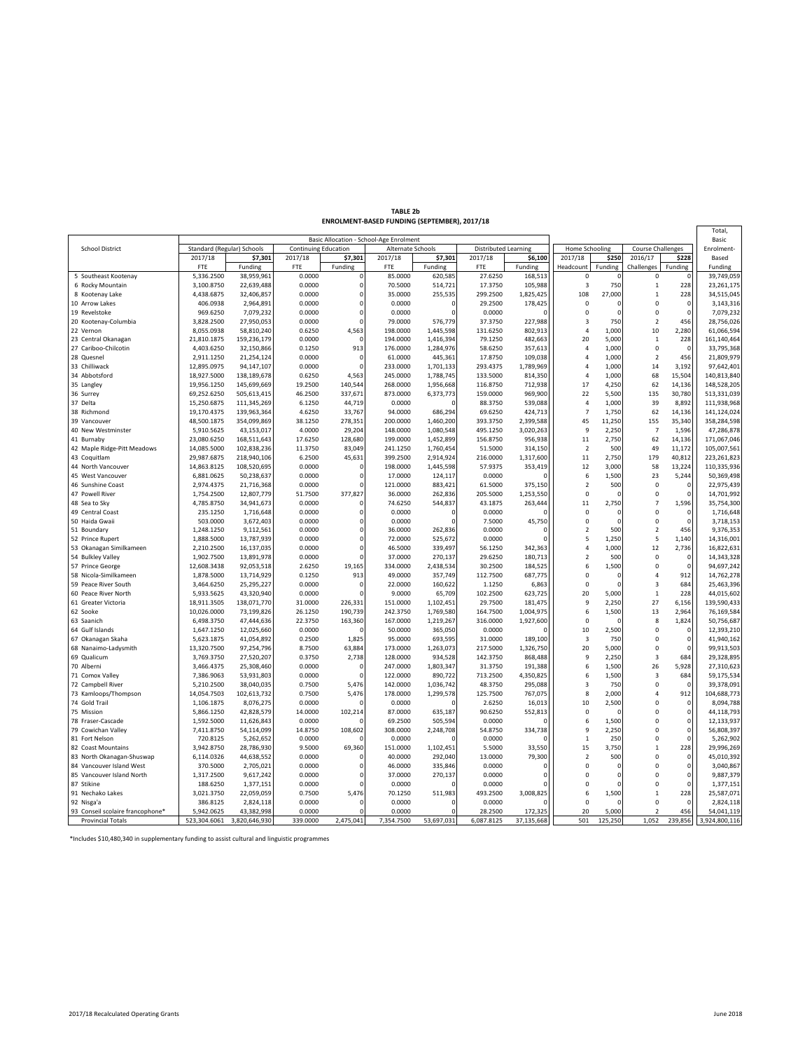**TABLE 2b**
**ENROLMENT-BASED FUNDING (SEPTEMBER), 2017/18**

| School District | Basic Allocation - School-Age Enrolment | | | | | | | | | | | | Total, Basic Enrolment-Based |
|---|---|---|---|---|---|---|---|---|---|---|---|---|---|
| | Standard (Regular) Schools | | Continuing Education | | Alternate Schools | | Distributed Learning | | Home Schooling | | Course Challenges | | |
| | 2017/18 | $7,301 | 2017/18 | $7,301 | 2017/18 | $7,301 | 2017/18 | $6,100 | 2017/18 | $250 | 2016/17 | $228 | |
| | FTE | Funding | FTE | Funding | FTE | Funding | FTE | Funding | Headcount | Funding | Challenges | Funding | Funding |
| 5 Southeast Kootenay | 5,336.2500 | 38,959,961 | 0.0000 | 0 | 85.0000 | 620,585 | 27.6250 | 168,513 | 0 | 0 | 0 | 0 | 39,749,059 |
| 6 Rocky Mountain | 3,100.8750 | 22,639,488 | 0.0000 | 0 | 70.5000 | 514,721 | 17.3750 | 105,988 | 3 | 750 | 1 | 228 | 23,261,175 |
| 8 Kootenay Lake | 4,438.6875 | 32,406,857 | 0.0000 | 0 | 35.0000 | 255,535 | 299.2500 | 1,825,425 | 108 | 27,000 | 1 | 228 | 34,515,045 |
| 10 Arrow Lakes | 406.0938 | 2,964,891 | 0.0000 | 0 | 0.0000 | 0 | 29.2500 | 178,425 | 0 | 0 | 0 | 0 | 3,143,316 |
| 19 Revelstoke | 969.6250 | 7,079,232 | 0.0000 | 0 | 0.0000 | 0 | 0.0000 | 0 | 0 | 0 | 0 | 0 | 7,079,232 |
| 20 Kootenay-Columbia | 3,828.2500 | 27,950,053 | 0.0000 | 0 | 79.0000 | 576,779 | 37.3750 | 227,988 | 3 | 750 | 2 | 456 | 28,756,026 |
| 22 Vernon | 8,055.0938 | 58,810,240 | 0.6250 | 4,563 | 198.0000 | 1,445,598 | 131.6250 | 802,913 | 4 | 1,000 | 10 | 2,280 | 61,066,594 |
| 23 Central Okanagan | 21,810.1875 | 159,236,179 | 0.0000 | 0 | 194.0000 | 1,416,394 | 79.1250 | 482,663 | 20 | 5,000 | 1 | 228 | 161,140,464 |
| 27 Cariboo-Chilcotin | 4,403.6250 | 32,150,866 | 0.1250 | 913 | 176.0000 | 1,284,976 | 58.6250 | 357,613 | 4 | 1,000 | 0 | 0 | 33,795,368 |
| 28 Quesnel | 2,911.1250 | 21,254,124 | 0.0000 | 0 | 61.0000 | 445,361 | 17.8750 | 109,038 | 4 | 1,000 | 2 | 456 | 21,809,979 |
| 33 Chilliwack | 12,895.0975 | 94,147,107 | 0.0000 | 0 | 233.0000 | 1,701,133 | 293.4375 | 1,789,969 | 4 | 1,000 | 14 | 3,192 | 97,642,401 |
| 34 Abbotsford | 18,927.5000 | 138,189,678 | 0.6250 | 4,563 | 245.0000 | 1,788,745 | 133.5000 | 814,350 | 4 | 1,000 | 68 | 15,504 | 140,813,840 |
| 35 Langley | 19,956.1250 | 145,699,669 | 19.2500 | 140,544 | 268.0000 | 1,956,668 | 116.8750 | 712,938 | 17 | 4,250 | 62 | 14,136 | 148,528,205 |
| 36 Surrey | 69,252.6250 | 505,613,415 | 46.2500 | 337,671 | 873.0000 | 6,373,773 | 159.0000 | 969,900 | 22 | 5,500 | 135 | 30,780 | 513,331,039 |
| 37 Delta | 15,250.6875 | 111,345,269 | 6.1250 | 44,719 | 0.0000 | 0 | 88.3750 | 539,088 | 4 | 1,000 | 39 | 8,892 | 111,938,968 |
| 38 Richmond | 19,170.4375 | 139,963,364 | 4.6250 | 33,767 | 94.0000 | 686,294 | 69.6250 | 424,713 | 7 | 1,750 | 62 | 14,136 | 141,124,024 |
| 39 Vancouver | 48,500.1875 | 354,099,869 | 38.1250 | 278,351 | 200.0000 | 1,460,200 | 393.3750 | 2,399,588 | 45 | 11,250 | 155 | 35,340 | 358,284,598 |
| 40 New Westminster | 5,910.5625 | 43,153,017 | 4.0000 | 29,204 | 148.0000 | 1,080,548 | 495.1250 | 3,020,263 | 9 | 2,250 | 7 | 1,596 | 47,286,878 |
| 41 Burnaby | 23,080.6250 | 168,511,643 | 17.6250 | 128,680 | 199.0000 | 1,452,899 | 156.8750 | 956,938 | 11 | 2,750 | 62 | 14,136 | 171,067,046 |
| 42 Maple Ridge-Pitt Meadows | 14,085.5000 | 102,838,236 | 11.3750 | 83,049 | 241.1250 | 1,760,454 | 51.5000 | 314,150 | 2 | 500 | 49 | 11,172 | 105,007,561 |
| 43 Coquitlam | 29,987.6875 | 218,940,106 | 6.2500 | 45,631 | 399.2500 | 2,914,924 | 216.0000 | 1,317,600 | 11 | 2,750 | 179 | 40,812 | 223,261,823 |
| 44 North Vancouver | 14,863.8125 | 108,520,695 | 0.0000 | 0 | 198.0000 | 1,445,598 | 57.9375 | 353,419 | 12 | 3,000 | 58 | 13,224 | 110,335,936 |
| 45 West Vancouver | 6,881.0625 | 50,238,637 | 0.0000 | 0 | 17.0000 | 124,117 | 0.0000 | 0 | 6 | 1,500 | 23 | 5,244 | 50,369,498 |
| 46 Sunshine Coast | 2,974.4375 | 21,716,368 | 0.0000 | 0 | 121.0000 | 883,421 | 61.5000 | 375,150 | 2 | 500 | 0 | 0 | 22,975,439 |
| 47 Powell River | 1,754.2500 | 12,807,779 | 51.7500 | 377,827 | 36.0000 | 262,836 | 205.5000 | 1,253,550 | 0 | 0 | 0 | 0 | 14,701,992 |
| 48 Sea to Sky | 4,785.8750 | 34,941,673 | 0.0000 | 0 | 74.6250 | 544,837 | 43.1875 | 263,444 | 11 | 2,750 | 7 | 1,596 | 35,754,300 |
| 49 Central Coast | 235.1250 | 1,716,648 | 0.0000 | 0 | 0.0000 | 0 | 0.0000 | 0 | 0 | 0 | 0 | 0 | 1,716,648 |
| 50 Haida Gwaii | 503.0000 | 3,672,403 | 0.0000 | 0 | 0.0000 | 0 | 7.5000 | 45,750 | 0 | 0 | 0 | 0 | 3,718,153 |
| 51 Boundary | 1,248.1250 | 9,112,561 | 0.0000 | 0 | 36.0000 | 262,836 | 0.0000 | 0 | 2 | 500 | 2 | 456 | 9,376,353 |
| 52 Prince Rupert | 1,888.5000 | 13,787,939 | 0.0000 | 0 | 72.0000 | 525,672 | 0.0000 | 0 | 5 | 1,250 | 5 | 1,140 | 14,316,001 |
| 53 Okanagan Similkameen | 2,210.2500 | 16,137,035 | 0.0000 | 0 | 46.5000 | 339,497 | 56.1250 | 342,363 | 4 | 1,000 | 12 | 2,736 | 16,822,631 |
| 54 Bulkley Valley | 1,902.7500 | 13,891,978 | 0.0000 | 0 | 37.0000 | 270,137 | 29.6250 | 180,713 | 2 | 500 | 0 | 0 | 14,343,328 |
| 57 Prince George | 12,608.3438 | 92,053,518 | 2.6250 | 19,165 | 334.0000 | 2,438,534 | 30.2500 | 184,525 | 6 | 1,500 | 0 | 0 | 94,697,242 |
| 58 Nicola-Similkameen | 1,878.5000 | 13,714,929 | 0.1250 | 913 | 49.0000 | 357,749 | 112.7500 | 687,775 | 0 | 0 | 4 | 912 | 14,762,278 |
| 59 Peace River South | 3,464.6250 | 25,295,227 | 0.0000 | 0 | 22.0000 | 160,622 | 1.1250 | 6,863 | 0 | 0 | 3 | 684 | 25,463,396 |
| 60 Peace River North | 5,933.5625 | 43,320,940 | 0.0000 | 0 | 9.0000 | 65,709 | 102.2500 | 623,725 | 20 | 5,000 | 1 | 228 | 44,015,602 |
| 61 Greater Victoria | 18,911.3505 | 138,071,770 | 31.0000 | 226,331 | 151.0000 | 1,102,451 | 29.7500 | 181,475 | 9 | 2,250 | 27 | 6,156 | 139,590,433 |
| 62 Sooke | 10,026.0000 | 73,199,826 | 26.1250 | 190,739 | 242.3750 | 1,769,580 | 164.7500 | 1,004,975 | 6 | 1,500 | 13 | 2,964 | 76,169,584 |
| 63 Saanich | 6,498.3750 | 47,444,636 | 22.3750 | 163,360 | 167.0000 | 1,219,267 | 316.0000 | 1,927,600 | 0 | 0 | 8 | 1,824 | 50,756,687 |
| 64 Gulf Islands | 1,647.1250 | 12,025,660 | 0.0000 | 0 | 50.0000 | 365,050 | 0.0000 | 0 | 10 | 2,500 | 0 | 0 | 12,393,210 |
| 67 Okanagan Skaha | 5,623.1875 | 41,054,892 | 0.2500 | 1,825 | 95.0000 | 693,595 | 31.0000 | 189,100 | 3 | 750 | 0 | 0 | 41,940,162 |
| 68 Nanaimo-Ladysmith | 13,320.7500 | 97,254,796 | 8.7500 | 63,884 | 173.0000 | 1,263,073 | 217.5000 | 1,326,750 | 20 | 5,000 | 0 | 0 | 99,913,503 |
| 69 Qualicum | 3,769.3750 | 27,520,207 | 0.3750 | 2,738 | 128.0000 | 934,528 | 142.3750 | 868,488 | 9 | 2,250 | 3 | 684 | 29,328,895 |
| 70 Alberni | 3,466.4375 | 25,308,460 | 0.0000 | 0 | 247.0000 | 1,803,347 | 31.3750 | 191,388 | 6 | 1,500 | 26 | 5,928 | 27,310,623 |
| 71 Comox Valley | 7,386.9063 | 53,931,803 | 0.0000 | 0 | 122.0000 | 890,722 | 713.2500 | 4,350,825 | 6 | 1,500 | 3 | 684 | 59,175,534 |
| 72 Campbell River | 5,210.2500 | 38,040,035 | 0.7500 | 5,476 | 142.0000 | 1,036,742 | 48.3750 | 295,088 | 3 | 750 | 0 | 0 | 39,378,091 |
| 73 Kamloops/Thompson | 14,054.7503 | 102,613,732 | 0.7500 | 5,476 | 178.0000 | 1,299,578 | 125.7500 | 767,075 | 8 | 2,000 | 4 | 912 | 104,688,773 |
| 74 Gold Trail | 1,106.1875 | 8,076,275 | 0.0000 | 0 | 0.0000 | 0 | 2.6250 | 16,013 | 10 | 2,500 | 0 | 0 | 8,094,788 |
| 75 Mission | 5,866.1250 | 42,828,579 | 14.0000 | 102,214 | 87.0000 | 635,187 | 90.6250 | 552,813 | 0 | 0 | 0 | 0 | 44,118,793 |
| 78 Fraser-Cascade | 1,592.5000 | 11,626,843 | 0.0000 | 0 | 69.2500 | 505,594 | 0.0000 | 0 | 6 | 1,500 | 0 | 0 | 12,133,937 |
| 79 Cowichan Valley | 7,411.8750 | 54,114,099 | 14.8750 | 108,602 | 308.0000 | 2,248,708 | 54.8750 | 334,738 | 9 | 2,250 | 0 | 0 | 56,808,397 |
| 81 Fort Nelson | 720.8125 | 5,262,652 | 0.0000 | 0 | 0.0000 | 0 | 0.0000 | 0 | 1 | 250 | 0 | 0 | 5,262,902 |
| 82 Coast Mountains | 3,942.8750 | 28,786,930 | 9.5000 | 69,360 | 151.0000 | 1,102,451 | 5.5000 | 33,550 | 15 | 3,750 | 1 | 228 | 29,996,269 |
| 83 North Okanagan-Shuswap | 6,114.0326 | 44,638,552 | 0.0000 | 0 | 40.0000 | 292,040 | 13.0000 | 79,300 | 2 | 500 | 0 | 0 | 45,010,392 |
| 84 Vancouver Island West | 370.5000 | 2,705,021 | 0.0000 | 0 | 46.0000 | 335,846 | 0.0000 | 0 | 0 | 0 | 0 | 0 | 3,040,867 |
| 85 Vancouver Island North | 1,317.2500 | 9,617,242 | 0.0000 | 0 | 37.0000 | 270,137 | 0.0000 | 0 | 0 | 0 | 0 | 0 | 9,887,379 |
| 87 Stikine | 188.6250 | 1,377,151 | 0.0000 | 0 | 0.0000 | 0 | 0.0000 | 0 | 0 | 0 | 0 | 0 | 1,377,151 |
| 91 Nechako Lakes | 3,021.3750 | 22,059,059 | 0.7500 | 5,476 | 70.1250 | 511,983 | 493.2500 | 3,008,825 | 6 | 1,500 | 1 | 228 | 25,587,071 |
| 92 Nisga'a | 386.8125 | 2,824,118 | 0.0000 | 0 | 0.0000 | 0 | 0.0000 | 0 | 0 | 0 | 0 | 0 | 2,824,118 |
| 93 Conseil scolaire francophone* | 5,942.0625 | 43,382,998 | 0.0000 | 0 | 0.0000 | 0 | 28.2500 | 172,325 | 20 | 5,000 | 2 | 456 | 54,041,119 |
| Provincial Totals | 523,304.6061 | 3,820,646,930 | 339.0000 | 2,475,041 | 7,354.7500 | 53,697,031 | 6,087.8125 | 37,135,668 | 501 | 125,250 | 1,052 | 239,856 | 3,924,800,116 |

*Includes $10,480,340 in supplementary funding to assist cultural and linguistic programmes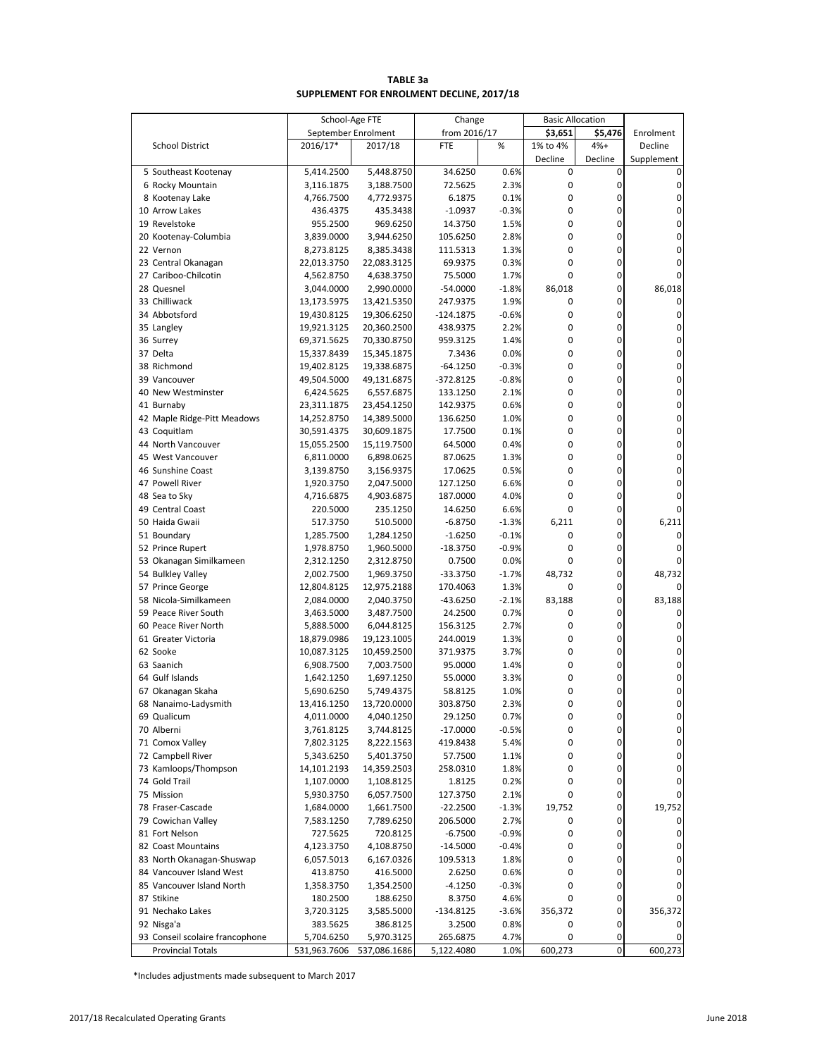**TABLE 3a**
**SUPPLEMENT FOR ENROLMENT DECLINE, 2017/18**

| School District | School-Age FTE September Enrolment | | Change from 2016/17 | | Basic Allocation | | Enrolment Decline Supplement |
|---|---|---|---|---|---|---|---|
| | 2016/17* | 2017/18 | FTE | % | $3,651 1% to 4% Decline | $5,476 4%+ Decline | |
| 5 Southeast Kootenay | 5,414.2500 | 5,448.8750 | 34.6250 | 0.6% | 0 | 0 | 0 |
| 6 Rocky Mountain | 3,116.1875 | 3,188.7500 | 72.5625 | 2.3% | 0 | 0 | 0 |
| 8 Kootenay Lake | 4,766.7500 | 4,772.9375 | 6.1875 | 0.1% | 0 | 0 | 0 |
| 10 Arrow Lakes | 436.4375 | 435.3438 | -1.0937 | -0.3% | 0 | 0 | 0 |
| 19 Revelstoke | 955.2500 | 969.6250 | 14.3750 | 1.5% | 0 | 0 | 0 |
| 20 Kootenay-Columbia | 3,839.0000 | 3,944.6250 | 105.6250 | 2.8% | 0 | 0 | 0 |
| 22 Vernon | 8,273.8125 | 8,385.3438 | 111.5313 | 1.3% | 0 | 0 | 0 |
| 23 Central Okanagan | 22,013.3750 | 22,083.3125 | 69.9375 | 0.3% | 0 | 0 | 0 |
| 27 Cariboo-Chilcotin | 4,562.8750 | 4,638.3750 | 75.5000 | 1.7% | 0 | 0 | 0 |
| 28 Quesnel | 3,044.0000 | 2,990.0000 | -54.0000 | -1.8% | 86,018 | 0 | 86,018 |
| 33 Chilliwack | 13,173.5975 | 13,421.5350 | 247.9375 | 1.9% | 0 | 0 | 0 |
| 34 Abbotsford | 19,430.8125 | 19,306.6250 | -124.1875 | -0.6% | 0 | 0 | 0 |
| 35 Langley | 19,921.3125 | 20,360.2500 | 438.9375 | 2.2% | 0 | 0 | 0 |
| 36 Surrey | 69,371.5625 | 70,330.8750 | 959.3125 | 1.4% | 0 | 0 | 0 |
| 37 Delta | 15,337.8439 | 15,345.1875 | 7.3436 | 0.0% | 0 | 0 | 0 |
| 38 Richmond | 19,402.8125 | 19,338.6875 | -64.1250 | -0.3% | 0 | 0 | 0 |
| 39 Vancouver | 49,504.5000 | 49,131.6875 | -372.8125 | -0.8% | 0 | 0 | 0 |
| 40 New Westminster | 6,424.5625 | 6,557.6875 | 133.1250 | 2.1% | 0 | 0 | 0 |
| 41 Burnaby | 23,311.1875 | 23,454.1250 | 142.9375 | 0.6% | 0 | 0 | 0 |
| 42 Maple Ridge-Pitt Meadows | 14,252.8750 | 14,389.5000 | 136.6250 | 1.0% | 0 | 0 | 0 |
| 43 Coquitlam | 30,591.4375 | 30,609.1875 | 17.7500 | 0.1% | 0 | 0 | 0 |
| 44 North Vancouver | 15,055.2500 | 15,119.7500 | 64.5000 | 0.4% | 0 | 0 | 0 |
| 45 West Vancouver | 6,811.0000 | 6,898.0625 | 87.0625 | 1.3% | 0 | 0 | 0 |
| 46 Sunshine Coast | 3,139.8750 | 3,156.9375 | 17.0625 | 0.5% | 0 | 0 | 0 |
| 47 Powell River | 1,920.3750 | 2,047.5000 | 127.1250 | 6.6% | 0 | 0 | 0 |
| 48 Sea to Sky | 4,716.6875 | 4,903.6875 | 187.0000 | 4.0% | 0 | 0 | 0 |
| 49 Central Coast | 220.5000 | 235.1250 | 14.6250 | 6.6% | 0 | 0 | 0 |
| 50 Haida Gwaii | 517.3750 | 510.5000 | -6.8750 | -1.3% | 6,211 | 0 | 6,211 |
| 51 Boundary | 1,285.7500 | 1,284.1250 | -1.6250 | -0.1% | 0 | 0 | 0 |
| 52 Prince Rupert | 1,978.8750 | 1,960.5000 | -18.3750 | -0.9% | 0 | 0 | 0 |
| 53 Okanagan Similkameen | 2,312.1250 | 2,312.8750 | 0.7500 | 0.0% | 0 | 0 | 0 |
| 54 Bulkley Valley | 2,002.7500 | 1,969.3750 | -33.3750 | -1.7% | 48,732 | 0 | 48,732 |
| 57 Prince George | 12,804.8125 | 12,975.2188 | 170.4063 | 1.3% | 0 | 0 | 0 |
| 58 Nicola-Similkameen | 2,084.0000 | 2,040.3750 | -43.6250 | -2.1% | 83,188 | 0 | 83,188 |
| 59 Peace River South | 3,463.5000 | 3,487.7500 | 24.2500 | 0.7% | 0 | 0 | 0 |
| 60 Peace River North | 5,888.5000 | 6,044.8125 | 156.3125 | 2.7% | 0 | 0 | 0 |
| 61 Greater Victoria | 18,879.0986 | 19,123.1005 | 244.0019 | 1.3% | 0 | 0 | 0 |
| 62 Sooke | 10,087.3125 | 10,459.2500 | 371.9375 | 3.7% | 0 | 0 | 0 |
| 63 Saanich | 6,908.7500 | 7,003.7500 | 95.0000 | 1.4% | 0 | 0 | 0 |
| 64 Gulf Islands | 1,642.1250 | 1,697.1250 | 55.0000 | 3.3% | 0 | 0 | 0 |
| 67 Okanagan Skaha | 5,690.6250 | 5,749.4375 | 58.8125 | 1.0% | 0 | 0 | 0 |
| 68 Nanaimo-Ladysmith | 13,416.1250 | 13,720.0000 | 303.8750 | 2.3% | 0 | 0 | 0 |
| 69 Qualicum | 4,011.0000 | 4,040.1250 | 29.1250 | 0.7% | 0 | 0 | 0 |
| 70 Alberni | 3,761.8125 | 3,744.8125 | -17.0000 | -0.5% | 0 | 0 | 0 |
| 71 Comox Valley | 7,802.3125 | 8,222.1563 | 419.8438 | 5.4% | 0 | 0 | 0 |
| 72 Campbell River | 5,343.6250 | 5,401.3750 | 57.7500 | 1.1% | 0 | 0 | 0 |
| 73 Kamloops/Thompson | 14,101.2193 | 14,359.2503 | 258.0310 | 1.8% | 0 | 0 | 0 |
| 74 Gold Trail | 1,107.0000 | 1,108.8125 | 1.8125 | 0.2% | 0 | 0 | 0 |
| 75 Mission | 5,930.3750 | 6,057.7500 | 127.3750 | 2.1% | 0 | 0 | 0 |
| 78 Fraser-Cascade | 1,684.0000 | 1,661.7500 | -22.2500 | -1.3% | 19,752 | 0 | 19,752 |
| 79 Cowichan Valley | 7,583.1250 | 7,789.6250 | 206.5000 | 2.7% | 0 | 0 | 0 |
| 81 Fort Nelson | 727.5625 | 720.8125 | -6.7500 | -0.9% | 0 | 0 | 0 |
| 82 Coast Mountains | 4,123.3750 | 4,108.8750 | -14.5000 | -0.4% | 0 | 0 | 0 |
| 83 North Okanagan-Shuswap | 6,057.5013 | 6,167.0326 | 109.5313 | 1.8% | 0 | 0 | 0 |
| 84 Vancouver Island West | 413.8750 | 416.5000 | 2.6250 | 0.6% | 0 | 0 | 0 |
| 85 Vancouver Island North | 1,358.3750 | 1,354.2500 | -4.1250 | -0.3% | 0 | 0 | 0 |
| 87 Stikine | 180.2500 | 188.6250 | 8.3750 | 4.6% | 0 | 0 | 0 |
| 91 Nechako Lakes | 3,720.3125 | 3,585.5000 | -134.8125 | -3.6% | 356,372 | 0 | 356,372 |
| 92 Nisga'a | 383.5625 | 386.8125 | 3.2500 | 0.8% | 0 | 0 | 0 |
| 93 Conseil scolaire francophone | 5,704.6250 | 5,970.3125 | 265.6875 | 4.7% | 0 | 0 | 0 |
| Provincial Totals | 531,963.7606 | 537,086.1686 | 5,122.4080 | 1.0% | 600,273 | 0 | 600,273 |

*Includes adjustments made subsequent to March 2017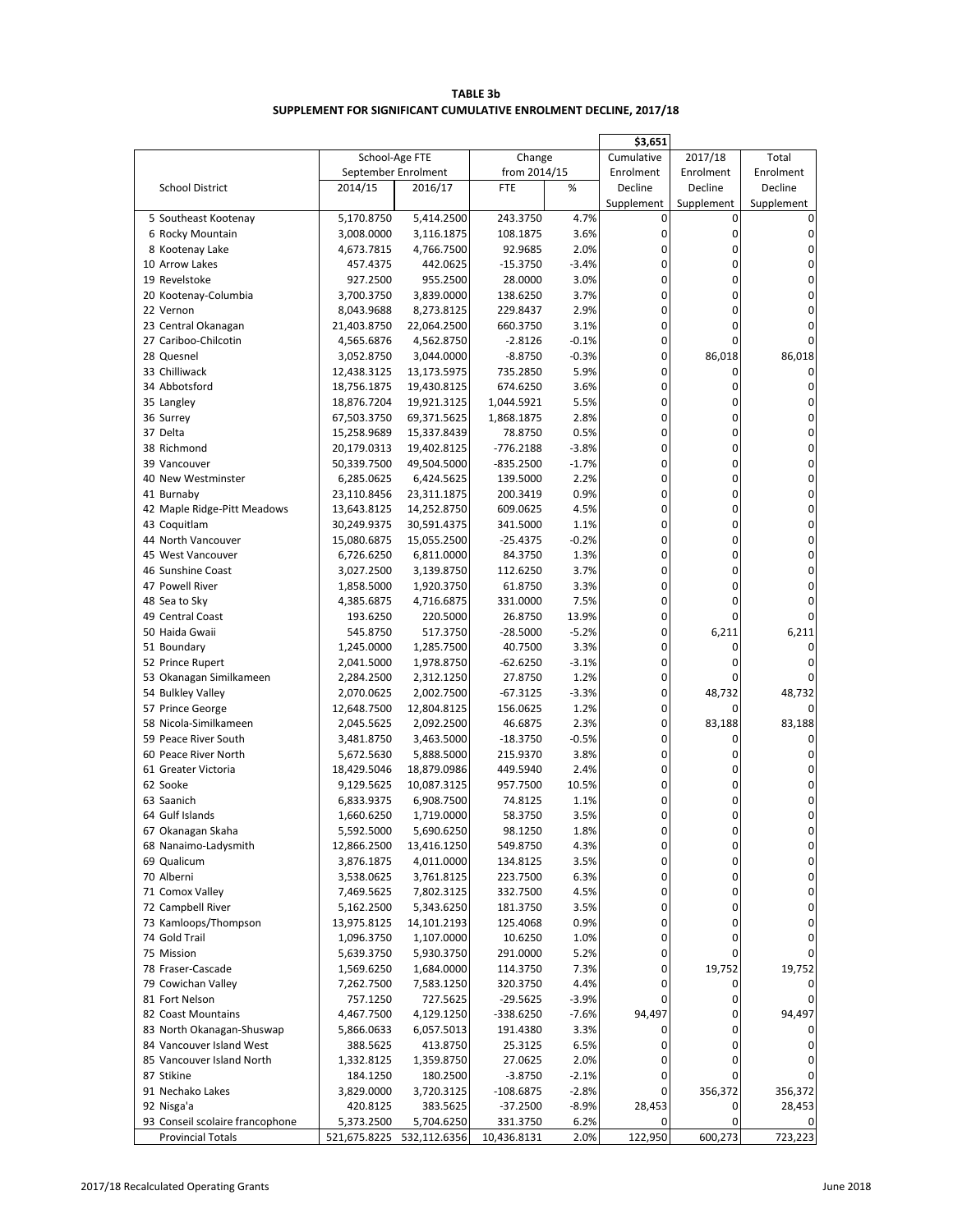**TABLE 3b**
**SUPPLEMENT FOR SIGNIFICANT CUMULATIVE ENROLMENT DECLINE, 2017/18**

| School District | School-Age FTE September Enrolment | | Change from 2014/15 | | $3,651 Cumulative Enrolment Decline Supplement | 2017/18 Enrolment Decline Supplement | Total Enrolment Decline Supplement |
|---|---|---|---|---|---|---|---|
| | 2014/15 | 2016/17 | FTE | % | | | |
| 5 Southeast Kootenay | 5,170.8750 | 5,414.2500 | 243.3750 | 4.7% | 0 | 0 | 0 |
| 6 Rocky Mountain | 3,008.0000 | 3,116.1875 | 108.1875 | 3.6% | 0 | 0 | 0 |
| 8 Kootenay Lake | 4,673.7815 | 4,766.7500 | 92.9685 | 2.0% | 0 | 0 | 0 |
| 10 Arrow Lakes | 457.4375 | 442.0625 | -15.3750 | -3.4% | 0 | 0 | 0 |
| 19 Revelstoke | 927.2500 | 955.2500 | 28.0000 | 3.0% | 0 | 0 | 0 |
| 20 Kootenay-Columbia | 3,700.3750 | 3,839.0000 | 138.6250 | 3.7% | 0 | 0 | 0 |
| 22 Vernon | 8,043.9688 | 8,273.8125 | 229.8437 | 2.9% | 0 | 0 | 0 |
| 23 Central Okanagan | 21,403.8750 | 22,064.2500 | 660.3750 | 3.1% | 0 | 0 | 0 |
| 27 Cariboo-Chilcotin | 4,565.6876 | 4,562.8750 | -2.8126 | -0.1% | 0 | 0 | 0 |
| 28 Quesnel | 3,052.8750 | 3,044.0000 | -8.8750 | -0.3% | 0 | 86,018 | 86,018 |
| 33 Chilliwack | 12,438.3125 | 13,173.5975 | 735.2850 | 5.9% | 0 | 0 | 0 |
| 34 Abbotsford | 18,756.1875 | 19,430.8125 | 674.6250 | 3.6% | 0 | 0 | 0 |
| 35 Langley | 18,876.7204 | 19,921.3125 | 1,044.5921 | 5.5% | 0 | 0 | 0 |
| 36 Surrey | 67,503.3750 | 69,371.5625 | 1,868.1875 | 2.8% | 0 | 0 | 0 |
| 37 Delta | 15,258.9689 | 15,337.8439 | 78.8750 | 0.5% | 0 | 0 | 0 |
| 38 Richmond | 20,179.0313 | 19,402.8125 | -776.2188 | -3.8% | 0 | 0 | 0 |
| 39 Vancouver | 50,339.7500 | 49,504.5000 | -835.2500 | -1.7% | 0 | 0 | 0 |
| 40 New Westminster | 6,285.0625 | 6,424.5625 | 139.5000 | 2.2% | 0 | 0 | 0 |
| 41 Burnaby | 23,110.8456 | 23,311.1875 | 200.3419 | 0.9% | 0 | 0 | 0 |
| 42 Maple Ridge-Pitt Meadows | 13,643.8125 | 14,252.8750 | 609.0625 | 4.5% | 0 | 0 | 0 |
| 43 Coquitlam | 30,249.9375 | 30,591.4375 | 341.5000 | 1.1% | 0 | 0 | 0 |
| 44 North Vancouver | 15,080.6875 | 15,055.2500 | -25.4375 | -0.2% | 0 | 0 | 0 |
| 45 West Vancouver | 6,726.6250 | 6,811.0000 | 84.3750 | 1.3% | 0 | 0 | 0 |
| 46 Sunshine Coast | 3,027.2500 | 3,139.8750 | 112.6250 | 3.7% | 0 | 0 | 0 |
| 47 Powell River | 1,858.5000 | 1,920.3750 | 61.8750 | 3.3% | 0 | 0 | 0 |
| 48 Sea to Sky | 4,385.6875 | 4,716.6875 | 331.0000 | 7.5% | 0 | 0 | 0 |
| 49 Central Coast | 193.6250 | 220.5000 | 26.8750 | 13.9% | 0 | 0 | 0 |
| 50 Haida Gwaii | 545.8750 | 517.3750 | -28.5000 | -5.2% | 0 | 6,211 | 6,211 |
| 51 Boundary | 1,245.0000 | 1,285.7500 | 40.7500 | 3.3% | 0 | 0 | 0 |
| 52 Prince Rupert | 2,041.5000 | 1,978.8750 | -62.6250 | -3.1% | 0 | 0 | 0 |
| 53 Okanagan Similkameen | 2,284.2500 | 2,312.1250 | 27.8750 | 1.2% | 0 | 0 | 0 |
| 54 Bulkley Valley | 2,070.0625 | 2,002.7500 | -67.3125 | -3.3% | 0 | 48,732 | 48,732 |
| 57 Prince George | 12,648.7500 | 12,804.8125 | 156.0625 | 1.2% | 0 | 0 | 0 |
| 58 Nicola-Similkameen | 2,045.5625 | 2,092.2500 | 46.6875 | 2.3% | 0 | 83,188 | 83,188 |
| 59 Peace River South | 3,481.8750 | 3,463.5000 | -18.3750 | -0.5% | 0 | 0 | 0 |
| 60 Peace River North | 5,672.5630 | 5,888.5000 | 215.9370 | 3.8% | 0 | 0 | 0 |
| 61 Greater Victoria | 18,429.5046 | 18,879.0986 | 449.5940 | 2.4% | 0 | 0 | 0 |
| 62 Sooke | 9,129.5625 | 10,087.3125 | 957.7500 | 10.5% | 0 | 0 | 0 |
| 63 Saanich | 6,833.9375 | 6,908.7500 | 74.8125 | 1.1% | 0 | 0 | 0 |
| 64 Gulf Islands | 1,660.6250 | 1,719.0000 | 58.3750 | 3.5% | 0 | 0 | 0 |
| 67 Okanagan Skaha | 5,592.5000 | 5,690.6250 | 98.1250 | 1.8% | 0 | 0 | 0 |
| 68 Nanaimo-Ladysmith | 12,866.2500 | 13,416.1250 | 549.8750 | 4.3% | 0 | 0 | 0 |
| 69 Qualicum | 3,876.1875 | 4,011.0000 | 134.8125 | 3.5% | 0 | 0 | 0 |
| 70 Alberni | 3,538.0625 | 3,761.8125 | 223.7500 | 6.3% | 0 | 0 | 0 |
| 71 Comox Valley | 7,469.5625 | 7,802.3125 | 332.7500 | 4.5% | 0 | 0 | 0 |
| 72 Campbell River | 5,162.2500 | 5,343.6250 | 181.3750 | 3.5% | 0 | 0 | 0 |
| 73 Kamloops/Thompson | 13,975.8125 | 14,101.2193 | 125.4068 | 0.9% | 0 | 0 | 0 |
| 74 Gold Trail | 1,096.3750 | 1,107.0000 | 10.6250 | 1.0% | 0 | 0 | 0 |
| 75 Mission | 5,639.3750 | 5,930.3750 | 291.0000 | 5.2% | 0 | 0 | 0 |
| 78 Fraser-Cascade | 1,569.6250 | 1,684.0000 | 114.3750 | 7.3% | 0 | 19,752 | 19,752 |
| 79 Cowichan Valley | 7,262.7500 | 7,583.1250 | 320.3750 | 4.4% | 0 | 0 | 0 |
| 81 Fort Nelson | 757.1250 | 727.5625 | -29.5625 | -3.9% | 0 | 0 | 0 |
| 82 Coast Mountains | 4,467.7500 | 4,129.1250 | -338.6250 | -7.6% | 94,497 | 0 | 94,497 |
| 83 North Okanagan-Shuswap | 5,866.0633 | 6,057.5013 | 191.4380 | 3.3% | 0 | 0 | 0 |
| 84 Vancouver Island West | 388.5625 | 413.8750 | 25.3125 | 6.5% | 0 | 0 | 0 |
| 85 Vancouver Island North | 1,332.8125 | 1,359.8750 | 27.0625 | 2.0% | 0 | 0 | 0 |
| 87 Stikine | 184.1250 | 180.2500 | -3.8750 | -2.1% | 0 | 0 | 0 |
| 91 Nechako Lakes | 3,829.0000 | 3,720.3125 | -108.6875 | -2.8% | 0 | 356,372 | 356,372 |
| 92 Nisga'a | 420.8125 | 383.5625 | -37.2500 | -8.9% | 28,453 | 0 | 28,453 |
| 93 Conseil scolaire francophone | 5,373.2500 | 5,704.6250 | 331.3750 | 6.2% | 0 | 0 | 0 |
| Provincial Totals | 521,675.8225 | 532,112.6356 | 10,436.8131 | 2.0% | 122,950 | 600,273 | 723,223 |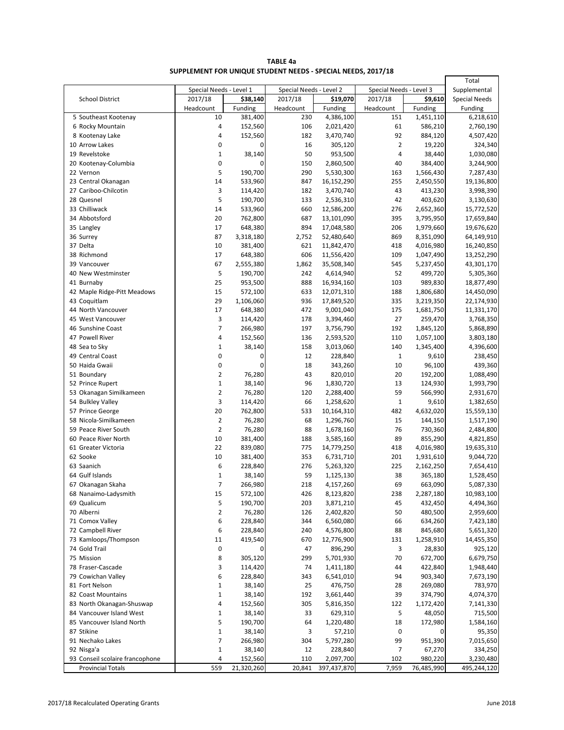**TABLE 4a**
**SUPPLEMENT FOR UNIQUE STUDENT NEEDS - SPECIAL NEEDS, 2017/18**

| School District | Special Needs - Level 1 | | Special Needs - Level 2 | | Special Needs - Level 3 | | Total Supplemental Special Needs Funding |
|---|---|---|---|---|---|---|---|
| | 2017/18 Headcount | $38,140 Funding | 2017/18 Headcount | $19,070 Funding | 2017/18 Headcount | $9,610 Funding | |
| 5 Southeast Kootenay | 10 | 381,400 | 230 | 4,386,100 | 151 | 1,451,110 | 6,218,610 |
| 6 Rocky Mountain | 4 | 152,560 | 106 | 2,021,420 | 61 | 586,210 | 2,760,190 |
| 8 Kootenay Lake | 4 | 152,560 | 182 | 3,470,740 | 92 | 884,120 | 4,507,420 |
| 10 Arrow Lakes | 0 | 0 | 16 | 305,120 | 2 | 19,220 | 324,340 |
| 19 Revelstoke | 1 | 38,140 | 50 | 953,500 | 4 | 38,440 | 1,030,080 |
| 20 Kootenay-Columbia | 0 | 0 | 150 | 2,860,500 | 40 | 384,400 | 3,244,900 |
| 22 Vernon | 5 | 190,700 | 290 | 5,530,300 | 163 | 1,566,430 | 7,287,430 |
| 23 Central Okanagan | 14 | 533,960 | 847 | 16,152,290 | 255 | 2,450,550 | 19,136,800 |
| 27 Cariboo-Chilcotin | 3 | 114,420 | 182 | 3,470,740 | 43 | 413,230 | 3,998,390 |
| 28 Quesnel | 5 | 190,700 | 133 | 2,536,310 | 42 | 403,620 | 3,130,630 |
| 33 Chilliwack | 14 | 533,960 | 660 | 12,586,200 | 276 | 2,652,360 | 15,772,520 |
| 34 Abbotsford | 20 | 762,800 | 687 | 13,101,090 | 395 | 3,795,950 | 17,659,840 |
| 35 Langley | 17 | 648,380 | 894 | 17,048,580 | 206 | 1,979,660 | 19,676,620 |
| 36 Surrey | 87 | 3,318,180 | 2,752 | 52,480,640 | 869 | 8,351,090 | 64,149,910 |
| 37 Delta | 10 | 381,400 | 621 | 11,842,470 | 418 | 4,016,980 | 16,240,850 |
| 38 Richmond | 17 | 648,380 | 606 | 11,556,420 | 109 | 1,047,490 | 13,252,290 |
| 39 Vancouver | 67 | 2,555,380 | 1,862 | 35,508,340 | 545 | 5,237,450 | 43,301,170 |
| 40 New Westminster | 5 | 190,700 | 242 | 4,614,940 | 52 | 499,720 | 5,305,360 |
| 41 Burnaby | 25 | 953,500 | 888 | 16,934,160 | 103 | 989,830 | 18,877,490 |
| 42 Maple Ridge-Pitt Meadows | 15 | 572,100 | 633 | 12,071,310 | 188 | 1,806,680 | 14,450,090 |
| 43 Coquitlam | 29 | 1,106,060 | 936 | 17,849,520 | 335 | 3,219,350 | 22,174,930 |
| 44 North Vancouver | 17 | 648,380 | 472 | 9,001,040 | 175 | 1,681,750 | 11,331,170 |
| 45 West Vancouver | 3 | 114,420 | 178 | 3,394,460 | 27 | 259,470 | 3,768,350 |
| 46 Sunshine Coast | 7 | 266,980 | 197 | 3,756,790 | 192 | 1,845,120 | 5,868,890 |
| 47 Powell River | 4 | 152,560 | 136 | 2,593,520 | 110 | 1,057,100 | 3,803,180 |
| 48 Sea to Sky | 1 | 38,140 | 158 | 3,013,060 | 140 | 1,345,400 | 4,396,600 |
| 49 Central Coast | 0 | 0 | 12 | 228,840 | 1 | 9,610 | 238,450 |
| 50 Haida Gwaii | 0 | 0 | 18 | 343,260 | 10 | 96,100 | 439,360 |
| 51 Boundary | 2 | 76,280 | 43 | 820,010 | 20 | 192,200 | 1,088,490 |
| 52 Prince Rupert | 1 | 38,140 | 96 | 1,830,720 | 13 | 124,930 | 1,993,790 |
| 53 Okanagan Similkameen | 2 | 76,280 | 120 | 2,288,400 | 59 | 566,990 | 2,931,670 |
| 54 Bulkley Valley | 3 | 114,420 | 66 | 1,258,620 | 1 | 9,610 | 1,382,650 |
| 57 Prince George | 20 | 762,800 | 533 | 10,164,310 | 482 | 4,632,020 | 15,559,130 |
| 58 Nicola-Similkameen | 2 | 76,280 | 68 | 1,296,760 | 15 | 144,150 | 1,517,190 |
| 59 Peace River South | 2 | 76,280 | 88 | 1,678,160 | 76 | 730,360 | 2,484,800 |
| 60 Peace River North | 10 | 381,400 | 188 | 3,585,160 | 89 | 855,290 | 4,821,850 |
| 61 Greater Victoria | 22 | 839,080 | 775 | 14,779,250 | 418 | 4,016,980 | 19,635,310 |
| 62 Sooke | 10 | 381,400 | 353 | 6,731,710 | 201 | 1,931,610 | 9,044,720 |
| 63 Saanich | 6 | 228,840 | 276 | 5,263,320 | 225 | 2,162,250 | 7,654,410 |
| 64 Gulf Islands | 1 | 38,140 | 59 | 1,125,130 | 38 | 365,180 | 1,528,450 |
| 67 Okanagan Skaha | 7 | 266,980 | 218 | 4,157,260 | 69 | 663,090 | 5,087,330 |
| 68 Nanaimo-Ladysmith | 15 | 572,100 | 426 | 8,123,820 | 238 | 2,287,180 | 10,983,100 |
| 69 Qualicum | 5 | 190,700 | 203 | 3,871,210 | 45 | 432,450 | 4,494,360 |
| 70 Alberni | 2 | 76,280 | 126 | 2,402,820 | 50 | 480,500 | 2,959,600 |
| 71 Comox Valley | 6 | 228,840 | 344 | 6,560,080 | 66 | 634,260 | 7,423,180 |
| 72 Campbell River | 6 | 228,840 | 240 | 4,576,800 | 88 | 845,680 | 5,651,320 |
| 73 Kamloops/Thompson | 11 | 419,540 | 670 | 12,776,900 | 131 | 1,258,910 | 14,455,350 |
| 74 Gold Trail | 0 | 0 | 47 | 896,290 | 3 | 28,830 | 925,120 |
| 75 Mission | 8 | 305,120 | 299 | 5,701,930 | 70 | 672,700 | 6,679,750 |
| 78 Fraser-Cascade | 3 | 114,420 | 74 | 1,411,180 | 44 | 422,840 | 1,948,440 |
| 79 Cowichan Valley | 6 | 228,840 | 343 | 6,541,010 | 94 | 903,340 | 7,673,190 |
| 81 Fort Nelson | 1 | 38,140 | 25 | 476,750 | 28 | 269,080 | 783,970 |
| 82 Coast Mountains | 1 | 38,140 | 192 | 3,661,440 | 39 | 374,790 | 4,074,370 |
| 83 North Okanagan-Shuswap | 4 | 152,560 | 305 | 5,816,350 | 122 | 1,172,420 | 7,141,330 |
| 84 Vancouver Island West | 1 | 38,140 | 33 | 629,310 | 5 | 48,050 | 715,500 |
| 85 Vancouver Island North | 5 | 190,700 | 64 | 1,220,480 | 18 | 172,980 | 1,584,160 |
| 87 Stikine | 1 | 38,140 | 3 | 57,210 | 0 | 0 | 95,350 |
| 91 Nechako Lakes | 7 | 266,980 | 304 | 5,797,280 | 99 | 951,390 | 7,015,650 |
| 92 Nisga'a | 1 | 38,140 | 12 | 228,840 | 7 | 67,270 | 334,250 |
| 93 Conseil scolaire francophone | 4 | 152,560 | 110 | 2,097,700 | 102 | 980,220 | 3,230,480 |
| Provincial Totals | 559 | 21,320,260 | 20,841 | 397,437,870 | 7,959 | 76,485,990 | 495,244,120 |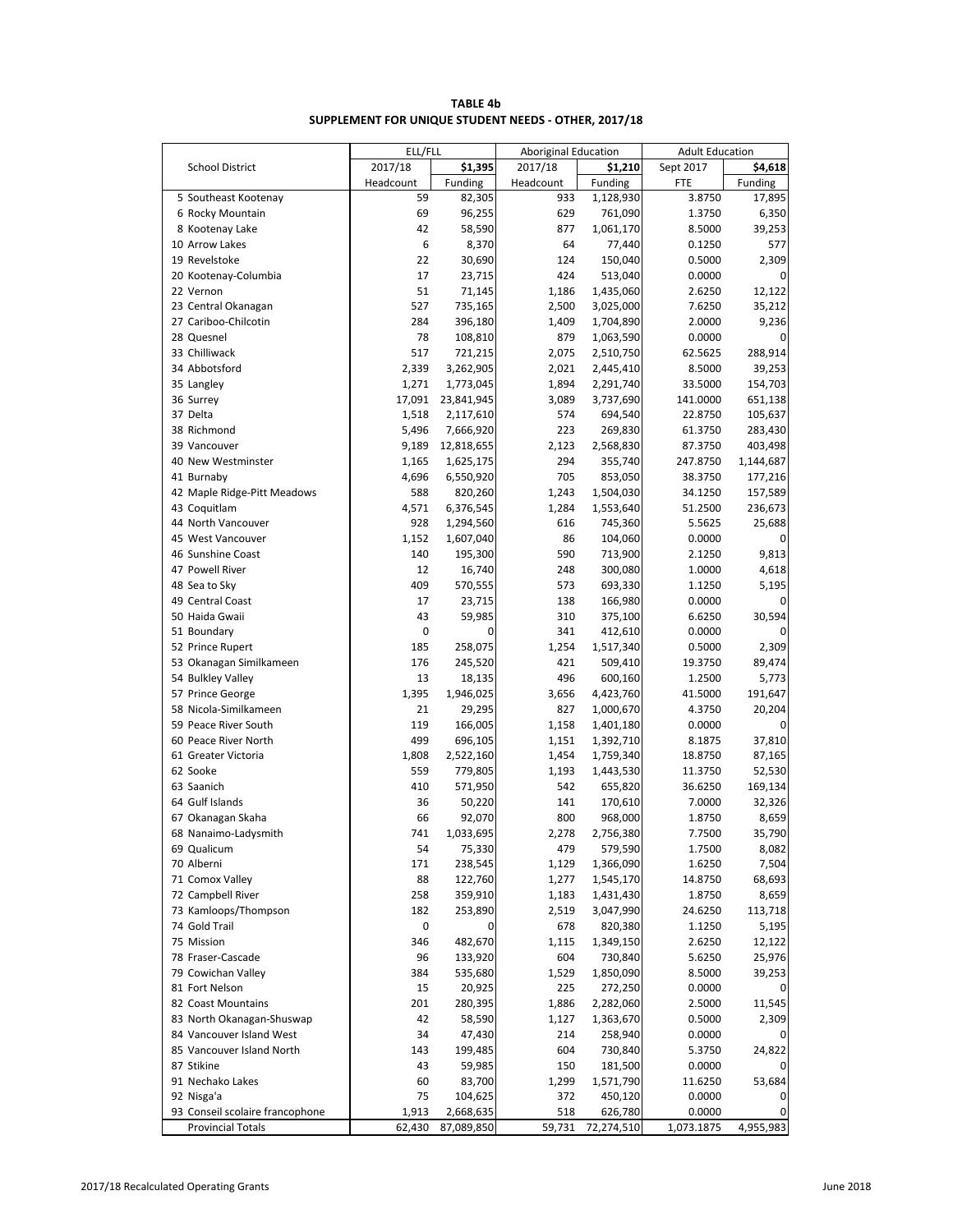**TABLE 4b**
**SUPPLEMENT FOR UNIQUE STUDENT NEEDS - OTHER, 2017/18**

| School District | ELL/FLL | | Aboriginal Education | | Adult Education | |
|---|---|---|---|---|---|---|
| | 2017/18 | $1,395 | 2017/18 | $1,210 | Sept 2017 | $4,618 |
| | Headcount | Funding | Headcount | Funding | FTE | Funding |
| 5 Southeast Kootenay | 59 | 82,305 | 933 | 1,128,930 | 3.8750 | 17,895 |
| 6 Rocky Mountain | 69 | 96,255 | 629 | 761,090 | 1.3750 | 6,350 |
| 8 Kootenay Lake | 42 | 58,590 | 877 | 1,061,170 | 8.5000 | 39,253 |
| 10 Arrow Lakes | 6 | 8,370 | 64 | 77,440 | 0.1250 | 577 |
| 19 Revelstoke | 22 | 30,690 | 124 | 150,040 | 0.5000 | 2,309 |
| 20 Kootenay-Columbia | 17 | 23,715 | 424 | 513,040 | 0.0000 | 0 |
| 22 Vernon | 51 | 71,145 | 1,186 | 1,435,060 | 2.6250 | 12,122 |
| 23 Central Okanagan | 527 | 735,165 | 2,500 | 3,025,000 | 7.6250 | 35,212 |
| 27 Cariboo-Chilcotin | 284 | 396,180 | 1,409 | 1,704,890 | 2.0000 | 9,236 |
| 28 Quesnel | 78 | 108,810 | 879 | 1,063,590 | 0.0000 | 0 |
| 33 Chilliwack | 517 | 721,215 | 2,075 | 2,510,750 | 62.5625 | 288,914 |
| 34 Abbotsford | 2,339 | 3,262,905 | 2,021 | 2,445,410 | 8.5000 | 39,253 |
| 35 Langley | 1,271 | 1,773,045 | 1,894 | 2,291,740 | 33.5000 | 154,703 |
| 36 Surrey | 17,091 | 23,841,945 | 3,089 | 3,737,690 | 141.0000 | 651,138 |
| 37 Delta | 1,518 | 2,117,610 | 574 | 694,540 | 22.8750 | 105,637 |
| 38 Richmond | 5,496 | 7,666,920 | 223 | 269,830 | 61.3750 | 283,430 |
| 39 Vancouver | 9,189 | 12,818,655 | 2,123 | 2,568,830 | 87.3750 | 403,498 |
| 40 New Westminster | 1,165 | 1,625,175 | 294 | 355,740 | 247.8750 | 1,144,687 |
| 41 Burnaby | 4,696 | 6,550,920 | 705 | 853,050 | 38.3750 | 177,216 |
| 42 Maple Ridge-Pitt Meadows | 588 | 820,260 | 1,243 | 1,504,030 | 34.1250 | 157,589 |
| 43 Coquitlam | 4,571 | 6,376,545 | 1,284 | 1,553,640 | 51.2500 | 236,673 |
| 44 North Vancouver | 928 | 1,294,560 | 616 | 745,360 | 5.5625 | 25,688 |
| 45 West Vancouver | 1,152 | 1,607,040 | 86 | 104,060 | 0.0000 | 0 |
| 46 Sunshine Coast | 140 | 195,300 | 590 | 713,900 | 2.1250 | 9,813 |
| 47 Powell River | 12 | 16,740 | 248 | 300,080 | 1.0000 | 4,618 |
| 48 Sea to Sky | 409 | 570,555 | 573 | 693,330 | 1.1250 | 5,195 |
| 49 Central Coast | 17 | 23,715 | 138 | 166,980 | 0.0000 | 0 |
| 50 Haida Gwaii | 43 | 59,985 | 310 | 375,100 | 6.6250 | 30,594 |
| 51 Boundary | 0 | 0 | 341 | 412,610 | 0.0000 | 0 |
| 52 Prince Rupert | 185 | 258,075 | 1,254 | 1,517,340 | 0.5000 | 2,309 |
| 53 Okanagan Similkameen | 176 | 245,520 | 421 | 509,410 | 19.3750 | 89,474 |
| 54 Bulkley Valley | 13 | 18,135 | 496 | 600,160 | 1.2500 | 5,773 |
| 57 Prince George | 1,395 | 1,946,025 | 3,656 | 4,423,760 | 41.5000 | 191,647 |
| 58 Nicola-Similkameen | 21 | 29,295 | 827 | 1,000,670 | 4.3750 | 20,204 |
| 59 Peace River South | 119 | 166,005 | 1,158 | 1,401,180 | 0.0000 | 0 |
| 60 Peace River North | 499 | 696,105 | 1,151 | 1,392,710 | 8.1875 | 37,810 |
| 61 Greater Victoria | 1,808 | 2,522,160 | 1,454 | 1,759,340 | 18.8750 | 87,165 |
| 62 Sooke | 559 | 779,805 | 1,193 | 1,443,530 | 11.3750 | 52,530 |
| 63 Saanich | 410 | 571,950 | 542 | 655,820 | 36.6250 | 169,134 |
| 64 Gulf Islands | 36 | 50,220 | 141 | 170,610 | 7.0000 | 32,326 |
| 67 Okanagan Skaha | 66 | 92,070 | 800 | 968,000 | 1.8750 | 8,659 |
| 68 Nanaimo-Ladysmith | 741 | 1,033,695 | 2,278 | 2,756,380 | 7.7500 | 35,790 |
| 69 Qualicum | 54 | 75,330 | 479 | 579,590 | 1.7500 | 8,082 |
| 70 Alberni | 171 | 238,545 | 1,129 | 1,366,090 | 1.6250 | 7,504 |
| 71 Comox Valley | 88 | 122,760 | 1,277 | 1,545,170 | 14.8750 | 68,693 |
| 72 Campbell River | 258 | 359,910 | 1,183 | 1,431,430 | 1.8750 | 8,659 |
| 73 Kamloops/Thompson | 182 | 253,890 | 2,519 | 3,047,990 | 24.6250 | 113,718 |
| 74 Gold Trail | 0 | 0 | 678 | 820,380 | 1.1250 | 5,195 |
| 75 Mission | 346 | 482,670 | 1,115 | 1,349,150 | 2.6250 | 12,122 |
| 78 Fraser-Cascade | 96 | 133,920 | 604 | 730,840 | 5.6250 | 25,976 |
| 79 Cowichan Valley | 384 | 535,680 | 1,529 | 1,850,090 | 8.5000 | 39,253 |
| 81 Fort Nelson | 15 | 20,925 | 225 | 272,250 | 0.0000 | 0 |
| 82 Coast Mountains | 201 | 280,395 | 1,886 | 2,282,060 | 2.5000 | 11,545 |
| 83 North Okanagan-Shuswap | 42 | 58,590 | 1,127 | 1,363,670 | 0.5000 | 2,309 |
| 84 Vancouver Island West | 34 | 47,430 | 214 | 258,940 | 0.0000 | 0 |
| 85 Vancouver Island North | 143 | 199,485 | 604 | 730,840 | 5.3750 | 24,822 |
| 87 Stikine | 43 | 59,985 | 150 | 181,500 | 0.0000 | 0 |
| 91 Nechako Lakes | 60 | 83,700 | 1,299 | 1,571,790 | 11.6250 | 53,684 |
| 92 Nisga'a | 75 | 104,625 | 372 | 450,120 | 0.0000 | 0 |
| 93 Conseil scolaire francophone | 1,913 | 2,668,635 | 518 | 626,780 | 0.0000 | 0 |
| Provincial Totals | 62,430 | 87,089,850 | 59,731 | 72,274,510 | 1,073.1875 | 4,955,983 |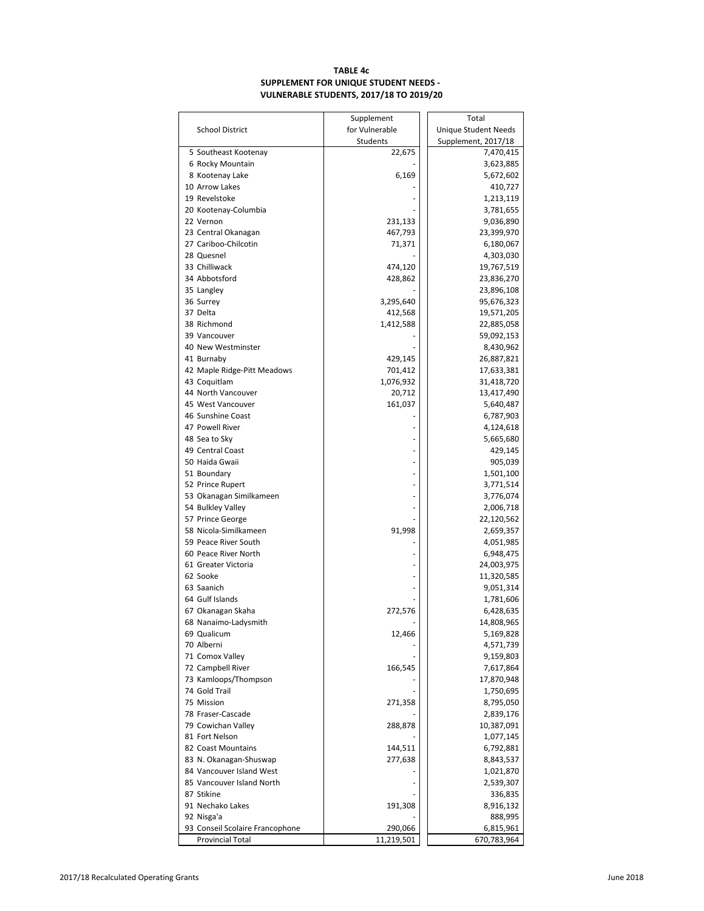**TABLE 4c**
**SUPPLEMENT FOR UNIQUE STUDENT NEEDS -**
**VULNERABLE STUDENTS, 2017/18 TO 2019/20**

| School District | Supplement for Vulnerable Students | Total Unique Student Needs Supplement, 2017/18 |
|---|---|---|
| 5 Southeast Kootenay | 22,675 | 7,470,415 |
| 6 Rocky Mountain | - | 3,623,885 |
| 8 Kootenay Lake | 6,169 | 5,672,602 |
| 10 Arrow Lakes | - | 410,727 |
| 19 Revelstoke | - | 1,213,119 |
| 20 Kootenay-Columbia | - | 3,781,655 |
| 22 Vernon | 231,133 | 9,036,890 |
| 23 Central Okanagan | 467,793 | 23,399,970 |
| 27 Cariboo-Chilcotin | 71,371 | 6,180,067 |
| 28 Quesnel | - | 4,303,030 |
| 33 Chilliwack | 474,120 | 19,767,519 |
| 34 Abbotsford | 428,862 | 23,836,270 |
| 35 Langley | - | 23,896,108 |
| 36 Surrey | 3,295,640 | 95,676,323 |
| 37 Delta | 412,568 | 19,571,205 |
| 38 Richmond | 1,412,588 | 22,885,058 |
| 39 Vancouver | - | 59,092,153 |
| 40 New Westminster | - | 8,430,962 |
| 41 Burnaby | 429,145 | 26,887,821 |
| 42 Maple Ridge-Pitt Meadows | 701,412 | 17,633,381 |
| 43 Coquitlam | 1,076,932 | 31,418,720 |
| 44 North Vancouver | 20,712 | 13,417,490 |
| 45 West Vancouver | 161,037 | 5,640,487 |
| 46 Sunshine Coast | - | 6,787,903 |
| 47 Powell River | - | 4,124,618 |
| 48 Sea to Sky | - | 5,665,680 |
| 49 Central Coast | - | 429,145 |
| 50 Haida Gwaii | - | 905,039 |
| 51 Boundary | - | 1,501,100 |
| 52 Prince Rupert | - | 3,771,514 |
| 53 Okanagan Similkameen | - | 3,776,074 |
| 54 Bulkley Valley | - | 2,006,718 |
| 57 Prince George | - | 22,120,562 |
| 58 Nicola-Similkameen | 91,998 | 2,659,357 |
| 59 Peace River South | - | 4,051,985 |
| 60 Peace River North | - | 6,948,475 |
| 61 Greater Victoria | - | 24,003,975 |
| 62 Sooke | - | 11,320,585 |
| 63 Saanich | - | 9,051,314 |
| 64 Gulf Islands | - | 1,781,606 |
| 67 Okanagan Skaha | 272,576 | 6,428,635 |
| 68 Nanaimo-Ladysmith | - | 14,808,965 |
| 69 Qualicum | 12,466 | 5,169,828 |
| 70 Alberni | - | 4,571,739 |
| 71 Comox Valley | - | 9,159,803 |
| 72 Campbell River | 166,545 | 7,617,864 |
| 73 Kamloops/Thompson | - | 17,870,948 |
| 74 Gold Trail | - | 1,750,695 |
| 75 Mission | 271,358 | 8,795,050 |
| 78 Fraser-Cascade | - | 2,839,176 |
| 79 Cowichan Valley | 288,878 | 10,387,091 |
| 81 Fort Nelson | - | 1,077,145 |
| 82 Coast Mountains | 144,511 | 6,792,881 |
| 83 N. Okanagan-Shuswap | 277,638 | 8,843,537 |
| 84 Vancouver Island West | - | 1,021,870 |
| 85 Vancouver Island North | - | 2,539,307 |
| 87 Stikine | - | 336,835 |
| 91 Nechako Lakes | 191,308 | 8,916,132 |
| 92 Nisga'a | - | 888,995 |
| 93 Conseil Scolaire Francophone | 290,066 | 6,815,961 |
| Provincial Total | 11,219,501 | 670,783,964 |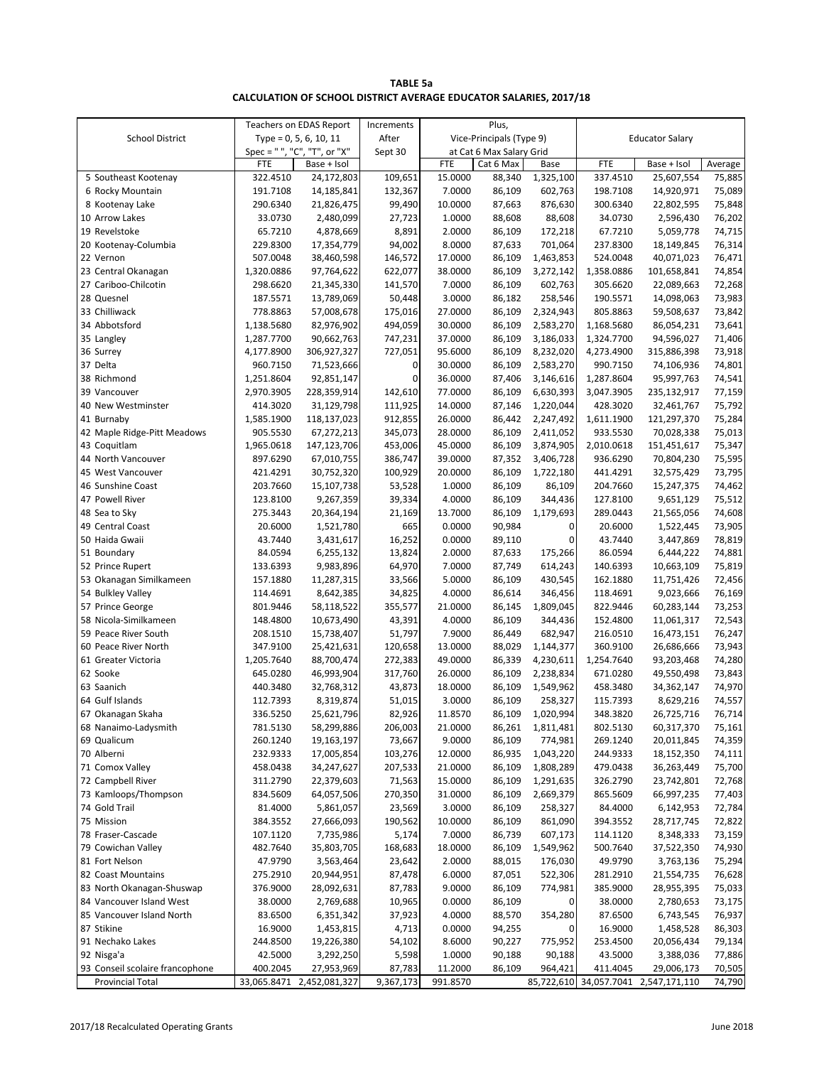**TABLE 5a**
**CALCULATION OF SCHOOL DISTRICT AVERAGE EDUCATOR SALARIES, 2017/18**

| School District | Teachers on EDAS Report Type = 0, 5, 6, 10, 11 Spec = " ", "C", "T", or "X" | | Increments After Sept 30 | Plus, Vice-Principals (Type 9) at Cat 6 Max Salary Grid | | | Educator Salary | | |
|---|---|---|---|---|---|---|---|---|---|
| | FTE | Base + Isol | | FTE | Cat 6 Max | Base | FTE | Base + Isol | Average |
| 5 Southeast Kootenay | 322.4510 | 24,172,803 | 109,651 | 15.0000 | 88,340 | 1,325,100 | 337.4510 | 25,607,554 | 75,885 |
| 6 Rocky Mountain | 191.7108 | 14,185,841 | 132,367 | 7.0000 | 86,109 | 602,763 | 198.7108 | 14,920,971 | 75,089 |
| 8 Kootenay Lake | 290.6340 | 21,826,475 | 99,490 | 10.0000 | 87,663 | 876,630 | 300.6340 | 22,802,595 | 75,848 |
| 10 Arrow Lakes | 33.0730 | 2,480,099 | 27,723 | 1.0000 | 88,608 | 88,608 | 34.0730 | 2,596,430 | 76,202 |
| 19 Revelstoke | 65.7210 | 4,878,669 | 8,891 | 2.0000 | 86,109 | 172,218 | 67.7210 | 5,059,778 | 74,715 |
| 20 Kootenay-Columbia | 229.8300 | 17,354,779 | 94,002 | 8.0000 | 87,633 | 701,064 | 237.8300 | 18,149,845 | 76,314 |
| 22 Vernon | 507.0048 | 38,460,598 | 146,572 | 17.0000 | 86,109 | 1,463,853 | 524.0048 | 40,071,023 | 76,471 |
| 23 Central Okanagan | 1,320.0886 | 97,764,622 | 622,077 | 38.0000 | 86,109 | 3,272,142 | 1,358.0886 | 101,658,841 | 74,854 |
| 27 Cariboo-Chilcotin | 298.6620 | 21,345,330 | 141,570 | 7.0000 | 86,109 | 602,763 | 305.6620 | 22,089,663 | 72,268 |
| 28 Quesnel | 187.5571 | 13,789,069 | 50,448 | 3.0000 | 86,182 | 258,546 | 190.5571 | 14,098,063 | 73,983 |
| 33 Chilliwack | 778.8863 | 57,008,678 | 175,016 | 27.0000 | 86,109 | 2,324,943 | 805.8863 | 59,508,637 | 73,842 |
| 34 Abbotsford | 1,138.5680 | 82,976,902 | 494,059 | 30.0000 | 86,109 | 2,583,270 | 1,168.5680 | 86,054,231 | 73,641 |
| 35 Langley | 1,287.7700 | 90,662,763 | 747,231 | 37.0000 | 86,109 | 3,186,033 | 1,324.7700 | 94,596,027 | 71,406 |
| 36 Surrey | 4,177.8900 | 306,927,327 | 727,051 | 95.6000 | 86,109 | 8,232,020 | 4,273.4900 | 315,886,398 | 73,918 |
| 37 Delta | 960.7150 | 71,523,666 | 0 | 30.0000 | 86,109 | 2,583,270 | 990.7150 | 74,106,936 | 74,801 |
| 38 Richmond | 1,251.8604 | 92,851,147 | 0 | 36.0000 | 87,406 | 3,146,616 | 1,287.8604 | 95,997,763 | 74,541 |
| 39 Vancouver | 2,970.3905 | 228,359,914 | 142,610 | 77.0000 | 86,109 | 6,630,393 | 3,047.3905 | 235,132,917 | 77,159 |
| 40 New Westminster | 414.3020 | 31,129,798 | 111,925 | 14.0000 | 87,146 | 1,220,044 | 428.3020 | 32,461,767 | 75,792 |
| 41 Burnaby | 1,585.1900 | 118,137,023 | 912,855 | 26.0000 | 86,442 | 2,247,492 | 1,611.1900 | 121,297,370 | 75,284 |
| 42 Maple Ridge-Pitt Meadows | 905.5530 | 67,272,213 | 345,073 | 28.0000 | 86,109 | 2,411,052 | 933.5530 | 70,028,338 | 75,013 |
| 43 Coquitlam | 1,965.0618 | 147,123,706 | 453,006 | 45.0000 | 86,109 | 3,874,905 | 2,010.0618 | 151,451,617 | 75,347 |
| 44 North Vancouver | 897.6290 | 67,010,755 | 386,747 | 39.0000 | 87,352 | 3,406,728 | 936.6290 | 70,804,230 | 75,595 |
| 45 West Vancouver | 421.4291 | 30,752,320 | 100,929 | 20.0000 | 86,109 | 1,722,180 | 441.4291 | 32,575,429 | 73,795 |
| 46 Sunshine Coast | 203.7660 | 15,107,738 | 53,528 | 1.0000 | 86,109 | 86,109 | 204.7660 | 15,247,375 | 74,462 |
| 47 Powell River | 123.8100 | 9,267,359 | 39,334 | 4.0000 | 86,109 | 344,436 | 127.8100 | 9,651,129 | 75,512 |
| 48 Sea to Sky | 275.3443 | 20,364,194 | 21,169 | 13.7000 | 86,109 | 1,179,693 | 289.0443 | 21,565,056 | 74,608 |
| 49 Central Coast | 20.6000 | 1,521,780 | 665 | 0.0000 | 90,984 | 0 | 20.6000 | 1,522,445 | 73,905 |
| 50 Haida Gwaii | 43.7440 | 3,431,617 | 16,252 | 0.0000 | 89,110 | 0 | 43.7440 | 3,447,869 | 78,819 |
| 51 Boundary | 84.0594 | 6,255,132 | 13,824 | 2.0000 | 87,633 | 175,266 | 86.0594 | 6,444,222 | 74,881 |
| 52 Prince Rupert | 133.6393 | 9,983,896 | 64,970 | 7.0000 | 87,749 | 614,243 | 140.6393 | 10,663,109 | 75,819 |
| 53 Okanagan Similkameen | 157.1880 | 11,287,315 | 33,566 | 5.0000 | 86,109 | 430,545 | 162.1880 | 11,751,426 | 72,456 |
| 54 Bulkley Valley | 114.4691 | 8,642,385 | 34,825 | 4.0000 | 86,614 | 346,456 | 118.4691 | 9,023,666 | 76,169 |
| 57 Prince George | 801.9446 | 58,118,522 | 355,577 | 21.0000 | 86,145 | 1,809,045 | 822.9446 | 60,283,144 | 73,253 |
| 58 Nicola-Similkameen | 148.4800 | 10,673,490 | 43,391 | 4.0000 | 86,109 | 344,436 | 152.4800 | 11,061,317 | 72,543 |
| 59 Peace River South | 208.1510 | 15,738,407 | 51,797 | 7.9000 | 86,449 | 682,947 | 216.0510 | 16,473,151 | 76,247 |
| 60 Peace River North | 347.9100 | 25,421,631 | 120,658 | 13.0000 | 88,029 | 1,144,377 | 360.9100 | 26,686,666 | 73,943 |
| 61 Greater Victoria | 1,205.7640 | 88,700,474 | 272,383 | 49.0000 | 86,339 | 4,230,611 | 1,254.7640 | 93,203,468 | 74,280 |
| 62 Sooke | 645.0280 | 46,993,904 | 317,760 | 26.0000 | 86,109 | 2,238,834 | 671.0280 | 49,550,498 | 73,843 |
| 63 Saanich | 440.3480 | 32,768,312 | 43,873 | 18.0000 | 86,109 | 1,549,962 | 458.3480 | 34,362,147 | 74,970 |
| 64 Gulf Islands | 112.7393 | 8,319,874 | 51,015 | 3.0000 | 86,109 | 258,327 | 115.7393 | 8,629,216 | 74,557 |
| 67 Okanagan Skaha | 336.5250 | 25,621,796 | 82,926 | 11.8570 | 86,109 | 1,020,994 | 348.3820 | 26,725,716 | 76,714 |
| 68 Nanaimo-Ladysmith | 781.5130 | 58,299,886 | 206,003 | 21.0000 | 86,261 | 1,811,481 | 802.5130 | 60,317,370 | 75,161 |
| 69 Qualicum | 260.1240 | 19,163,197 | 73,667 | 9.0000 | 86,109 | 774,981 | 269.1240 | 20,011,845 | 74,359 |
| 70 Alberni | 232.9333 | 17,005,854 | 103,276 | 12.0000 | 86,935 | 1,043,220 | 244.9333 | 18,152,350 | 74,111 |
| 71 Comox Valley | 458.0438 | 34,247,627 | 207,533 | 21.0000 | 86,109 | 1,808,289 | 479.0438 | 36,263,449 | 75,700 |
| 72 Campbell River | 311.2790 | 22,379,603 | 71,563 | 15.0000 | 86,109 | 1,291,635 | 326.2790 | 23,742,801 | 72,768 |
| 73 Kamloops/Thompson | 834.5609 | 64,057,506 | 270,350 | 31.0000 | 86,109 | 2,669,379 | 865.5609 | 66,997,235 | 77,403 |
| 74 Gold Trail | 81.4000 | 5,861,057 | 23,569 | 3.0000 | 86,109 | 258,327 | 84.4000 | 6,142,953 | 72,784 |
| 75 Mission | 384.3552 | 27,666,093 | 190,562 | 10.0000 | 86,109 | 861,090 | 394.3552 | 28,717,745 | 72,822 |
| 78 Fraser-Cascade | 107.1120 | 7,735,986 | 5,174 | 7.0000 | 86,739 | 607,173 | 114.1120 | 8,348,333 | 73,159 |
| 79 Cowichan Valley | 482.7640 | 35,803,705 | 168,683 | 18.0000 | 86,109 | 1,549,962 | 500.7640 | 37,522,350 | 74,930 |
| 81 Fort Nelson | 47.9790 | 3,563,464 | 23,642 | 2.0000 | 88,015 | 176,030 | 49.9790 | 3,763,136 | 75,294 |
| 82 Coast Mountains | 275.2910 | 20,944,951 | 87,478 | 6.0000 | 87,051 | 522,306 | 281.2910 | 21,554,735 | 76,628 |
| 83 North Okanagan-Shuswap | 376.9000 | 28,092,631 | 87,783 | 9.0000 | 86,109 | 774,981 | 385.9000 | 28,955,395 | 75,033 |
| 84 Vancouver Island West | 38.0000 | 2,769,688 | 10,965 | 0.0000 | 86,109 | 0 | 38.0000 | 2,780,653 | 73,175 |
| 85 Vancouver Island North | 83.6500 | 6,351,342 | 37,923 | 4.0000 | 88,570 | 354,280 | 87.6500 | 6,743,545 | 76,937 |
| 87 Stikine | 16.9000 | 1,453,815 | 4,713 | 0.0000 | 94,255 | 0 | 16.9000 | 1,458,528 | 86,303 |
| 91 Nechako Lakes | 244.8500 | 19,226,380 | 54,102 | 8.6000 | 90,227 | 775,952 | 253.4500 | 20,056,434 | 79,134 |
| 92 Nisga'a | 42.5000 | 3,292,250 | 5,598 | 1.0000 | 90,188 | 90,188 | 43.5000 | 3,388,036 | 77,886 |
| 93 Conseil scolaire francophone | 400.2045 | 27,953,969 | 87,783 | 11.2000 | 86,109 | 964,421 | 411.4045 | 29,006,173 | 70,505 |
| Provincial Total | 33,065.8471 | 2,452,081,327 | 9,367,173 | 991.8570 | | 85,722,610 | 34,057.7041 | 2,547,171,110 | 74,790 |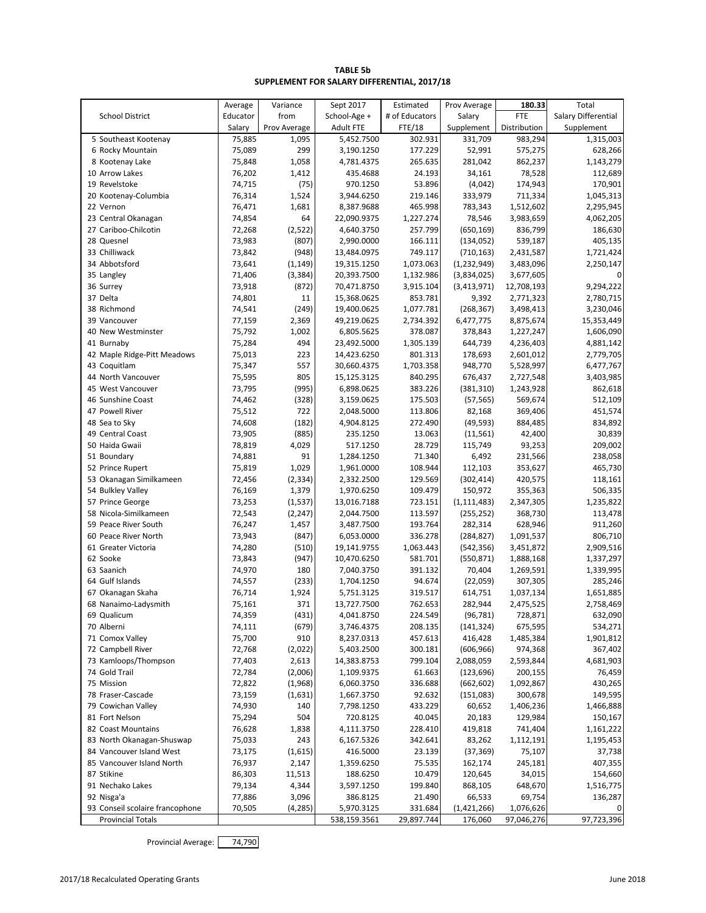**TABLE 5b**
**SUPPLEMENT FOR SALARY DIFFERENTIAL, 2017/18**

| School District | Average Educator Salary | Variance from Prov Average | Sept 2017 School-Age + Adult FTE | Estimated # of Educators FTE/18 | Prov Average Salary Supplement | 180.33 FTE Distribution | Total Salary Differential Supplement |
|---|---|---|---|---|---|---|---|
| 5 Southeast Kootenay | 75,885 | 1,095 | 5,452.7500 | 302.931 | 331,709 | 983,294 | 1,315,003 |
| 6 Rocky Mountain | 75,089 | 299 | 3,190.1250 | 177.229 | 52,991 | 575,275 | 628,266 |
| 8 Kootenay Lake | 75,848 | 1,058 | 4,781.4375 | 265.635 | 281,042 | 862,237 | 1,143,279 |
| 10 Arrow Lakes | 76,202 | 1,412 | 435.4688 | 24.193 | 34,161 | 78,528 | 112,689 |
| 19 Revelstoke | 74,715 | (75) | 970.1250 | 53.896 | (4,042) | 174,943 | 170,901 |
| 20 Kootenay-Columbia | 76,314 | 1,524 | 3,944.6250 | 219.146 | 333,979 | 711,334 | 1,045,313 |
| 22 Vernon | 76,471 | 1,681 | 8,387.9688 | 465.998 | 783,343 | 1,512,602 | 2,295,945 |
| 23 Central Okanagan | 74,854 | 64 | 22,090.9375 | 1,227.274 | 78,546 | 3,983,659 | 4,062,205 |
| 27 Cariboo-Chilcotin | 72,268 | (2,522) | 4,640.3750 | 257.799 | (650,169) | 836,799 | 186,630 |
| 28 Quesnel | 73,983 | (807) | 2,990.0000 | 166.111 | (134,052) | 539,187 | 405,135 |
| 33 Chilliwack | 73,842 | (948) | 13,484.0975 | 749.117 | (710,163) | 2,431,587 | 1,721,424 |
| 34 Abbotsford | 73,641 | (1,149) | 19,315.1250 | 1,073.063 | (1,232,949) | 3,483,096 | 2,250,147 |
| 35 Langley | 71,406 | (3,384) | 20,393.7500 | 1,132.986 | (3,834,025) | 3,677,605 | 0 |
| 36 Surrey | 73,918 | (872) | 70,471.8750 | 3,915.104 | (3,413,971) | 12,708,193 | 9,294,222 |
| 37 Delta | 74,801 | 11 | 15,368.0625 | 853.781 | 9,392 | 2,771,323 | 2,780,715 |
| 38 Richmond | 74,541 | (249) | 19,400.0625 | 1,077.781 | (268,367) | 3,498,413 | 3,230,046 |
| 39 Vancouver | 77,159 | 2,369 | 49,219.0625 | 2,734.392 | 6,477,775 | 8,875,674 | 15,353,449 |
| 40 New Westminster | 75,792 | 1,002 | 6,805.5625 | 378.087 | 378,843 | 1,227,247 | 1,606,090 |
| 41 Burnaby | 75,284 | 494 | 23,492.5000 | 1,305.139 | 644,739 | 4,236,403 | 4,881,142 |
| 42 Maple Ridge-Pitt Meadows | 75,013 | 223 | 14,423.6250 | 801.313 | 178,693 | 2,601,012 | 2,779,705 |
| 43 Coquitlam | 75,347 | 557 | 30,660.4375 | 1,703.358 | 948,770 | 5,528,997 | 6,477,767 |
| 44 North Vancouver | 75,595 | 805 | 15,125.3125 | 840.295 | 676,437 | 2,727,548 | 3,403,985 |
| 45 West Vancouver | 73,795 | (995) | 6,898.0625 | 383.226 | (381,310) | 1,243,928 | 862,618 |
| 46 Sunshine Coast | 74,462 | (328) | 3,159.0625 | 175.503 | (57,565) | 569,674 | 512,109 |
| 47 Powell River | 75,512 | 722 | 2,048.5000 | 113.806 | 82,168 | 369,406 | 451,574 |
| 48 Sea to Sky | 74,608 | (182) | 4,904.8125 | 272.490 | (49,593) | 884,485 | 834,892 |
| 49 Central Coast | 73,905 | (885) | 235.1250 | 13.063 | (11,561) | 42,400 | 30,839 |
| 50 Haida Gwaii | 78,819 | 4,029 | 517.1250 | 28.729 | 115,749 | 93,253 | 209,002 |
| 51 Boundary | 74,881 | 91 | 1,284.1250 | 71.340 | 6,492 | 231,566 | 238,058 |
| 52 Prince Rupert | 75,819 | 1,029 | 1,961.0000 | 108.944 | 112,103 | 353,627 | 465,730 |
| 53 Okanagan Similkameen | 72,456 | (2,334) | 2,332.2500 | 129.569 | (302,414) | 420,575 | 118,161 |
| 54 Bulkley Valley | 76,169 | 1,379 | 1,970.6250 | 109.479 | 150,972 | 355,363 | 506,335 |
| 57 Prince George | 73,253 | (1,537) | 13,016.7188 | 723.151 | (1,111,483) | 2,347,305 | 1,235,822 |
| 58 Nicola-Similkameen | 72,543 | (2,247) | 2,044.7500 | 113.597 | (255,252) | 368,730 | 113,478 |
| 59 Peace River South | 76,247 | 1,457 | 3,487.7500 | 193.764 | 282,314 | 628,946 | 911,260 |
| 60 Peace River North | 73,943 | (847) | 6,053.0000 | 336.278 | (284,827) | 1,091,537 | 806,710 |
| 61 Greater Victoria | 74,280 | (510) | 19,141.9755 | 1,063.443 | (542,356) | 3,451,872 | 2,909,516 |
| 62 Sooke | 73,843 | (947) | 10,470.6250 | 581.701 | (550,871) | 1,888,168 | 1,337,297 |
| 63 Saanich | 74,970 | 180 | 7,040.3750 | 391.132 | 70,404 | 1,269,591 | 1,339,995 |
| 64 Gulf Islands | 74,557 | (233) | 1,704.1250 | 94.674 | (22,059) | 307,305 | 285,246 |
| 67 Okanagan Skaha | 76,714 | 1,924 | 5,751.3125 | 319.517 | 614,751 | 1,037,134 | 1,651,885 |
| 68 Nanaimo-Ladysmith | 75,161 | 371 | 13,727.7500 | 762.653 | 282,944 | 2,475,525 | 2,758,469 |
| 69 Qualicum | 74,359 | (431) | 4,041.8750 | 224.549 | (96,781) | 728,871 | 632,090 |
| 70 Alberni | 74,111 | (679) | 3,746.4375 | 208.135 | (141,324) | 675,595 | 534,271 |
| 71 Comox Valley | 75,700 | 910 | 8,237.0313 | 457.613 | 416,428 | 1,485,384 | 1,901,812 |
| 72 Campbell River | 72,768 | (2,022) | 5,403.2500 | 300.181 | (606,966) | 974,368 | 367,402 |
| 73 Kamloops/Thompson | 77,403 | 2,613 | 14,383.8753 | 799.104 | 2,088,059 | 2,593,844 | 4,681,903 |
| 74 Gold Trail | 72,784 | (2,006) | 1,109.9375 | 61.663 | (123,696) | 200,155 | 76,459 |
| 75 Mission | 72,822 | (1,968) | 6,060.3750 | 336.688 | (662,602) | 1,092,867 | 430,265 |
| 78 Fraser-Cascade | 73,159 | (1,631) | 1,667.3750 | 92.632 | (151,083) | 300,678 | 149,595 |
| 79 Cowichan Valley | 74,930 | 140 | 7,798.1250 | 433.229 | 60,652 | 1,406,236 | 1,466,888 |
| 81 Fort Nelson | 75,294 | 504 | 720.8125 | 40.045 | 20,183 | 129,984 | 150,167 |
| 82 Coast Mountains | 76,628 | 1,838 | 4,111.3750 | 228.410 | 419,818 | 741,404 | 1,161,222 |
| 83 North Okanagan-Shuswap | 75,033 | 243 | 6,167.5326 | 342.641 | 83,262 | 1,112,191 | 1,195,453 |
| 84 Vancouver Island West | 73,175 | (1,615) | 416.5000 | 23.139 | (37,369) | 75,107 | 37,738 |
| 85 Vancouver Island North | 76,937 | 2,147 | 1,359.6250 | 75.535 | 162,174 | 245,181 | 407,355 |
| 87 Stikine | 86,303 | 11,513 | 188.6250 | 10.479 | 120,645 | 34,015 | 154,660 |
| 91 Nechako Lakes | 79,134 | 4,344 | 3,597.1250 | 199.840 | 868,105 | 648,670 | 1,516,775 |
| 92 Nisga'a | 77,886 | 3,096 | 386.8125 | 21.490 | 66,533 | 69,754 | 136,287 |
| 93 Conseil scolaire francophone | 70,505 | (4,285) | 5,970.3125 | 331.684 | (1,421,266) | 1,076,626 | 0 |
| Provincial Totals | | | 538,159.3561 | 29,897.744 | 176,060 | 97,046,276 | 97,723,396 |

Provincial Average: 74,790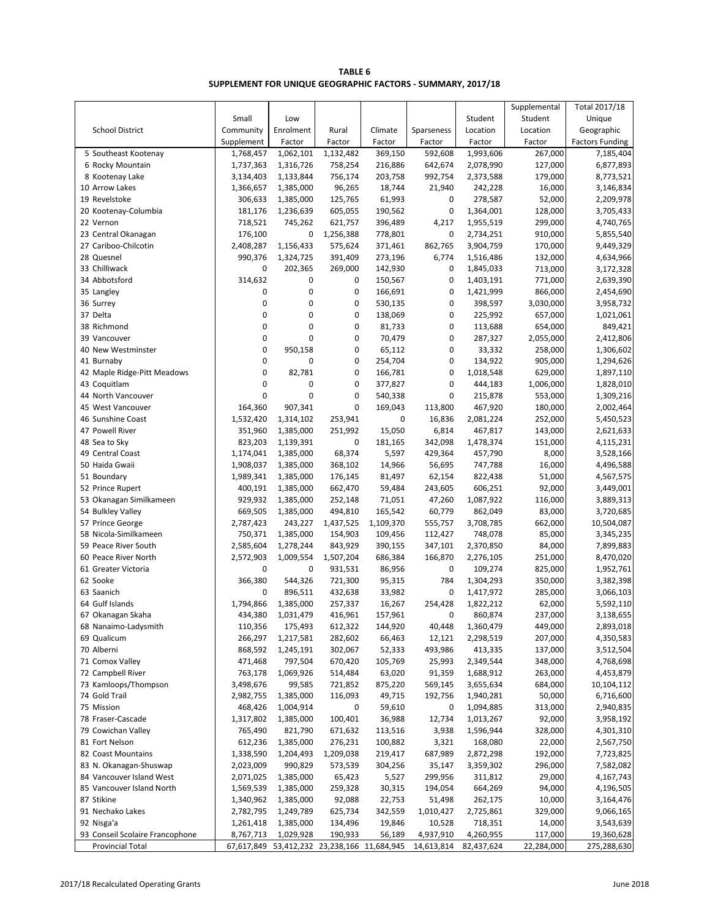**TABLE 6**
**SUPPLEMENT FOR UNIQUE GEOGRAPHIC FACTORS - SUMMARY, 2017/18**

| School District | Small Community Supplement | Low Enrolment Factor | Rural Factor | Climate Factor | Sparseness Factor | Student Location Factor | Supplemental Student Location Factor | Total 2017/18 Unique Geographic Factors Funding |
|---|---|---|---|---|---|---|---|---|
| 5 Southeast Kootenay | 1,768,457 | 1,062,101 | 1,132,482 | 369,150 | 592,608 | 1,993,606 | 267,000 | 7,185,404 |
| 6 Rocky Mountain | 1,737,363 | 1,316,726 | 758,254 | 216,886 | 642,674 | 2,078,990 | 127,000 | 6,877,893 |
| 8 Kootenay Lake | 3,134,403 | 1,133,844 | 756,174 | 203,758 | 992,754 | 2,373,588 | 179,000 | 8,773,521 |
| 10 Arrow Lakes | 1,366,657 | 1,385,000 | 96,265 | 18,744 | 21,940 | 242,228 | 16,000 | 3,146,834 |
| 19 Revelstoke | 306,633 | 1,385,000 | 125,765 | 61,993 | 0 | 278,587 | 52,000 | 2,209,978 |
| 20 Kootenay-Columbia | 181,176 | 1,236,639 | 605,055 | 190,562 | 0 | 1,364,001 | 128,000 | 3,705,433 |
| 22 Vernon | 718,521 | 745,262 | 621,757 | 396,489 | 4,217 | 1,955,519 | 299,000 | 4,740,765 |
| 23 Central Okanagan | 176,100 | 0 | 1,256,388 | 778,801 | 0 | 2,734,251 | 910,000 | 5,855,540 |
| 27 Cariboo-Chilcotin | 2,408,287 | 1,156,433 | 575,624 | 371,461 | 862,765 | 3,904,759 | 170,000 | 9,449,329 |
| 28 Quesnel | 990,376 | 1,324,725 | 391,409 | 273,196 | 6,774 | 1,516,486 | 132,000 | 4,634,966 |
| 33 Chilliwack | 0 | 202,365 | 269,000 | 142,930 | 0 | 1,845,033 | 713,000 | 3,172,328 |
| 34 Abbotsford | 314,632 | 0 | 0 | 150,567 | 0 | 1,403,191 | 771,000 | 2,639,390 |
| 35 Langley | 0 | 0 | 0 | 166,691 | 0 | 1,421,999 | 866,000 | 2,454,690 |
| 36 Surrey | 0 | 0 | 0 | 530,135 | 0 | 398,597 | 3,030,000 | 3,958,732 |
| 37 Delta | 0 | 0 | 0 | 138,069 | 0 | 225,992 | 657,000 | 1,021,061 |
| 38 Richmond | 0 | 0 | 0 | 81,733 | 0 | 113,688 | 654,000 | 849,421 |
| 39 Vancouver | 0 | 0 | 0 | 70,479 | 0 | 287,327 | 2,055,000 | 2,412,806 |
| 40 New Westminster | 0 | 950,158 | 0 | 65,112 | 0 | 33,332 | 258,000 | 1,306,602 |
| 41 Burnaby | 0 | 0 | 0 | 254,704 | 0 | 134,922 | 905,000 | 1,294,626 |
| 42 Maple Ridge-Pitt Meadows | 0 | 82,781 | 0 | 166,781 | 0 | 1,018,548 | 629,000 | 1,897,110 |
| 43 Coquitlam | 0 | 0 | 0 | 377,827 | 0 | 444,183 | 1,006,000 | 1,828,010 |
| 44 North Vancouver | 0 | 0 | 0 | 540,338 | 0 | 215,878 | 553,000 | 1,309,216 |
| 45 West Vancouver | 164,360 | 907,341 | 0 | 169,043 | 113,800 | 467,920 | 180,000 | 2,002,464 |
| 46 Sunshine Coast | 1,532,420 | 1,314,102 | 253,941 | 0 | 16,836 | 2,081,224 | 252,000 | 5,450,523 |
| 47 Powell River | 351,960 | 1,385,000 | 251,992 | 15,050 | 6,814 | 467,817 | 143,000 | 2,621,633 |
| 48 Sea to Sky | 823,203 | 1,139,391 | 0 | 181,165 | 342,098 | 1,478,374 | 151,000 | 4,115,231 |
| 49 Central Coast | 1,174,041 | 1,385,000 | 68,374 | 5,597 | 429,364 | 457,790 | 8,000 | 3,528,166 |
| 50 Haida Gwaii | 1,908,037 | 1,385,000 | 368,102 | 14,966 | 56,695 | 747,788 | 16,000 | 4,496,588 |
| 51 Boundary | 1,989,341 | 1,385,000 | 176,145 | 81,497 | 62,154 | 822,438 | 51,000 | 4,567,575 |
| 52 Prince Rupert | 400,191 | 1,385,000 | 662,470 | 59,484 | 243,605 | 606,251 | 92,000 | 3,449,001 |
| 53 Okanagan Similkameen | 929,932 | 1,385,000 | 252,148 | 71,051 | 47,260 | 1,087,922 | 116,000 | 3,889,313 |
| 54 Bulkley Valley | 669,505 | 1,385,000 | 494,810 | 165,542 | 60,779 | 862,049 | 83,000 | 3,720,685 |
| 57 Prince George | 2,787,423 | 243,227 | 1,437,525 | 1,109,370 | 555,757 | 3,708,785 | 662,000 | 10,504,087 |
| 58 Nicola-Similkameen | 750,371 | 1,385,000 | 154,903 | 109,456 | 112,427 | 748,078 | 85,000 | 3,345,235 |
| 59 Peace River South | 2,585,604 | 1,278,244 | 843,929 | 390,155 | 347,101 | 2,370,850 | 84,000 | 7,899,883 |
| 60 Peace River North | 2,572,903 | 1,009,554 | 1,507,204 | 686,384 | 166,870 | 2,276,105 | 251,000 | 8,470,020 |
| 61 Greater Victoria | 0 | 0 | 931,531 | 86,956 | 0 | 109,274 | 825,000 | 1,952,761 |
| 62 Sooke | 366,380 | 544,326 | 721,300 | 95,315 | 784 | 1,304,293 | 350,000 | 3,382,398 |
| 63 Saanich | 0 | 896,511 | 432,638 | 33,982 | 0 | 1,417,972 | 285,000 | 3,066,103 |
| 64 Gulf Islands | 1,794,866 | 1,385,000 | 257,337 | 16,267 | 254,428 | 1,822,212 | 62,000 | 5,592,110 |
| 67 Okanagan Skaha | 434,380 | 1,031,479 | 416,961 | 157,961 | 0 | 860,874 | 237,000 | 3,138,655 |
| 68 Nanaimo-Ladysmith | 110,356 | 175,493 | 612,322 | 144,920 | 40,448 | 1,360,479 | 449,000 | 2,893,018 |
| 69 Qualicum | 266,297 | 1,217,581 | 282,602 | 66,463 | 12,121 | 2,298,519 | 207,000 | 4,350,583 |
| 70 Alberni | 868,592 | 1,245,191 | 302,067 | 52,333 | 493,986 | 413,335 | 137,000 | 3,512,504 |
| 71 Comox Valley | 471,468 | 797,504 | 670,420 | 105,769 | 25,993 | 2,349,544 | 348,000 | 4,768,698 |
| 72 Campbell River | 763,178 | 1,069,926 | 514,484 | 63,020 | 91,359 | 1,688,912 | 263,000 | 4,453,879 |
| 73 Kamloops/Thompson | 3,498,676 | 99,585 | 721,852 | 875,220 | 569,145 | 3,655,634 | 684,000 | 10,104,112 |
| 74 Gold Trail | 2,982,755 | 1,385,000 | 116,093 | 49,715 | 192,756 | 1,940,281 | 50,000 | 6,716,600 |
| 75 Mission | 468,426 | 1,004,914 | 0 | 59,610 | 0 | 1,094,885 | 313,000 | 2,940,835 |
| 78 Fraser-Cascade | 1,317,802 | 1,385,000 | 100,401 | 36,988 | 12,734 | 1,013,267 | 92,000 | 3,958,192 |
| 79 Cowichan Valley | 765,490 | 821,790 | 671,632 | 113,516 | 3,938 | 1,596,944 | 328,000 | 4,301,310 |
| 81 Fort Nelson | 612,236 | 1,385,000 | 276,231 | 100,882 | 3,321 | 168,080 | 22,000 | 2,567,750 |
| 82 Coast Mountains | 1,338,590 | 1,204,493 | 1,209,038 | 219,417 | 687,989 | 2,872,298 | 192,000 | 7,723,825 |
| 83 N. Okanagan-Shuswap | 2,023,009 | 990,829 | 573,539 | 304,256 | 35,147 | 3,359,302 | 296,000 | 7,582,082 |
| 84 Vancouver Island West | 2,071,025 | 1,385,000 | 65,423 | 5,527 | 299,956 | 311,812 | 29,000 | 4,167,743 |
| 85 Vancouver Island North | 1,569,539 | 1,385,000 | 259,328 | 30,315 | 194,054 | 664,269 | 94,000 | 4,196,505 |
| 87 Stikine | 1,340,962 | 1,385,000 | 92,088 | 22,753 | 51,498 | 262,175 | 10,000 | 3,164,476 |
| 91 Nechako Lakes | 2,782,795 | 1,249,789 | 625,734 | 342,559 | 1,010,427 | 2,725,861 | 329,000 | 9,066,165 |
| 92 Nisga'a | 1,261,418 | 1,385,000 | 134,496 | 19,846 | 10,528 | 718,351 | 14,000 | 3,543,639 |
| 93 Conseil Scolaire Francophone | 8,767,713 | 1,029,928 | 190,933 | 56,189 | 4,937,910 | 4,260,955 | 117,000 | 19,360,628 |
| Provincial Total | 67,617,849 | 53,412,232 | 23,238,166 | 11,684,945 | 14,613,814 | 82,437,624 | 22,284,000 | 275,288,630 |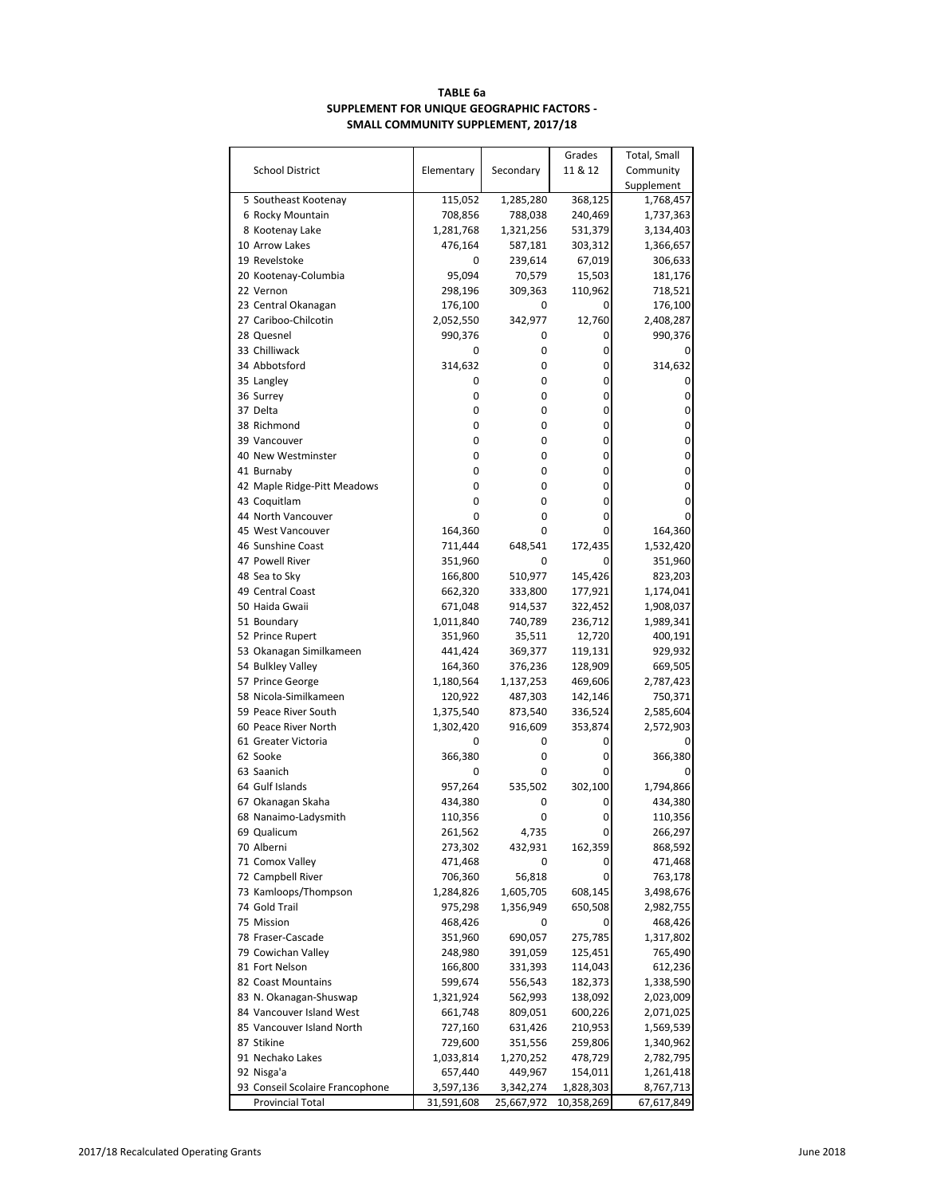**TABLE 6a**
**SUPPLEMENT FOR UNIQUE GEOGRAPHIC FACTORS -**
**SMALL COMMUNITY SUPPLEMENT, 2017/18**

| School District | Elementary | Secondary | Grades 11 & 12 | Total, Small Community Supplement |
|---|---|---|---|---|
| 5 Southeast Kootenay | 115,052 | 1,285,280 | 368,125 | 1,768,457 |
| 6 Rocky Mountain | 708,856 | 788,038 | 240,469 | 1,737,363 |
| 8 Kootenay Lake | 1,281,768 | 1,321,256 | 531,379 | 3,134,403 |
| 10 Arrow Lakes | 476,164 | 587,181 | 303,312 | 1,366,657 |
| 19 Revelstoke | 0 | 239,614 | 67,019 | 306,633 |
| 20 Kootenay-Columbia | 95,094 | 70,579 | 15,503 | 181,176 |
| 22 Vernon | 298,196 | 309,363 | 110,962 | 718,521 |
| 23 Central Okanagan | 176,100 | 0 | 0 | 176,100 |
| 27 Cariboo-Chilcotin | 2,052,550 | 342,977 | 12,760 | 2,408,287 |
| 28 Quesnel | 990,376 | 0 | 0 | 990,376 |
| 33 Chilliwack | 0 | 0 | 0 | 0 |
| 34 Abbotsford | 314,632 | 0 | 0 | 314,632 |
| 35 Langley | 0 | 0 | 0 | 0 |
| 36 Surrey | 0 | 0 | 0 | 0 |
| 37 Delta | 0 | 0 | 0 | 0 |
| 38 Richmond | 0 | 0 | 0 | 0 |
| 39 Vancouver | 0 | 0 | 0 | 0 |
| 40 New Westminster | 0 | 0 | 0 | 0 |
| 41 Burnaby | 0 | 0 | 0 | 0 |
| 42 Maple Ridge-Pitt Meadows | 0 | 0 | 0 | 0 |
| 43 Coquitlam | 0 | 0 | 0 | 0 |
| 44 North Vancouver | 0 | 0 | 0 | 0 |
| 45 West Vancouver | 164,360 | 0 | 0 | 164,360 |
| 46 Sunshine Coast | 711,444 | 648,541 | 172,435 | 1,532,420 |
| 47 Powell River | 351,960 | 0 | 0 | 351,960 |
| 48 Sea to Sky | 166,800 | 510,977 | 145,426 | 823,203 |
| 49 Central Coast | 662,320 | 333,800 | 177,921 | 1,174,041 |
| 50 Haida Gwaii | 671,048 | 914,537 | 322,452 | 1,908,037 |
| 51 Boundary | 1,011,840 | 740,789 | 236,712 | 1,989,341 |
| 52 Prince Rupert | 351,960 | 35,511 | 12,720 | 400,191 |
| 53 Okanagan Similkameen | 441,424 | 369,377 | 119,131 | 929,932 |
| 54 Bulkley Valley | 164,360 | 376,236 | 128,909 | 669,505 |
| 57 Prince George | 1,180,564 | 1,137,253 | 469,606 | 2,787,423 |
| 58 Nicola-Similkameen | 120,922 | 487,303 | 142,146 | 750,371 |
| 59 Peace River South | 1,375,540 | 873,540 | 336,524 | 2,585,604 |
| 60 Peace River North | 1,302,420 | 916,609 | 353,874 | 2,572,903 |
| 61 Greater Victoria | 0 | 0 | 0 | 0 |
| 62 Sooke | 366,380 | 0 | 0 | 366,380 |
| 63 Saanich | 0 | 0 | 0 | 0 |
| 64 Gulf Islands | 957,264 | 535,502 | 302,100 | 1,794,866 |
| 67 Okanagan Skaha | 434,380 | 0 | 0 | 434,380 |
| 68 Nanaimo-Ladysmith | 110,356 | 0 | 0 | 110,356 |
| 69 Qualicum | 261,562 | 4,735 | 0 | 266,297 |
| 70 Alberni | 273,302 | 432,931 | 162,359 | 868,592 |
| 71 Comox Valley | 471,468 | 0 | 0 | 471,468 |
| 72 Campbell River | 706,360 | 56,818 | 0 | 763,178 |
| 73 Kamloops/Thompson | 1,284,826 | 1,605,705 | 608,145 | 3,498,676 |
| 74 Gold Trail | 975,298 | 1,356,949 | 650,508 | 2,982,755 |
| 75 Mission | 468,426 | 0 | 0 | 468,426 |
| 78 Fraser-Cascade | 351,960 | 690,057 | 275,785 | 1,317,802 |
| 79 Cowichan Valley | 248,980 | 391,059 | 125,451 | 765,490 |
| 81 Fort Nelson | 166,800 | 331,393 | 114,043 | 612,236 |
| 82 Coast Mountains | 599,674 | 556,543 | 182,373 | 1,338,590 |
| 83 N. Okanagan-Shuswap | 1,321,924 | 562,993 | 138,092 | 2,023,009 |
| 84 Vancouver Island West | 661,748 | 809,051 | 600,226 | 2,071,025 |
| 85 Vancouver Island North | 727,160 | 631,426 | 210,953 | 1,569,539 |
| 87 Stikine | 729,600 | 351,556 | 259,806 | 1,340,962 |
| 91 Nechako Lakes | 1,033,814 | 1,270,252 | 478,729 | 2,782,795 |
| 92 Nisga'a | 657,440 | 449,967 | 154,011 | 1,261,418 |
| 93 Conseil Scolaire Francophone | 3,597,136 | 3,342,274 | 1,828,303 | 8,767,713 |
| Provincial Total | 31,591,608 | 25,667,972 | 10,358,269 | 67,617,849 |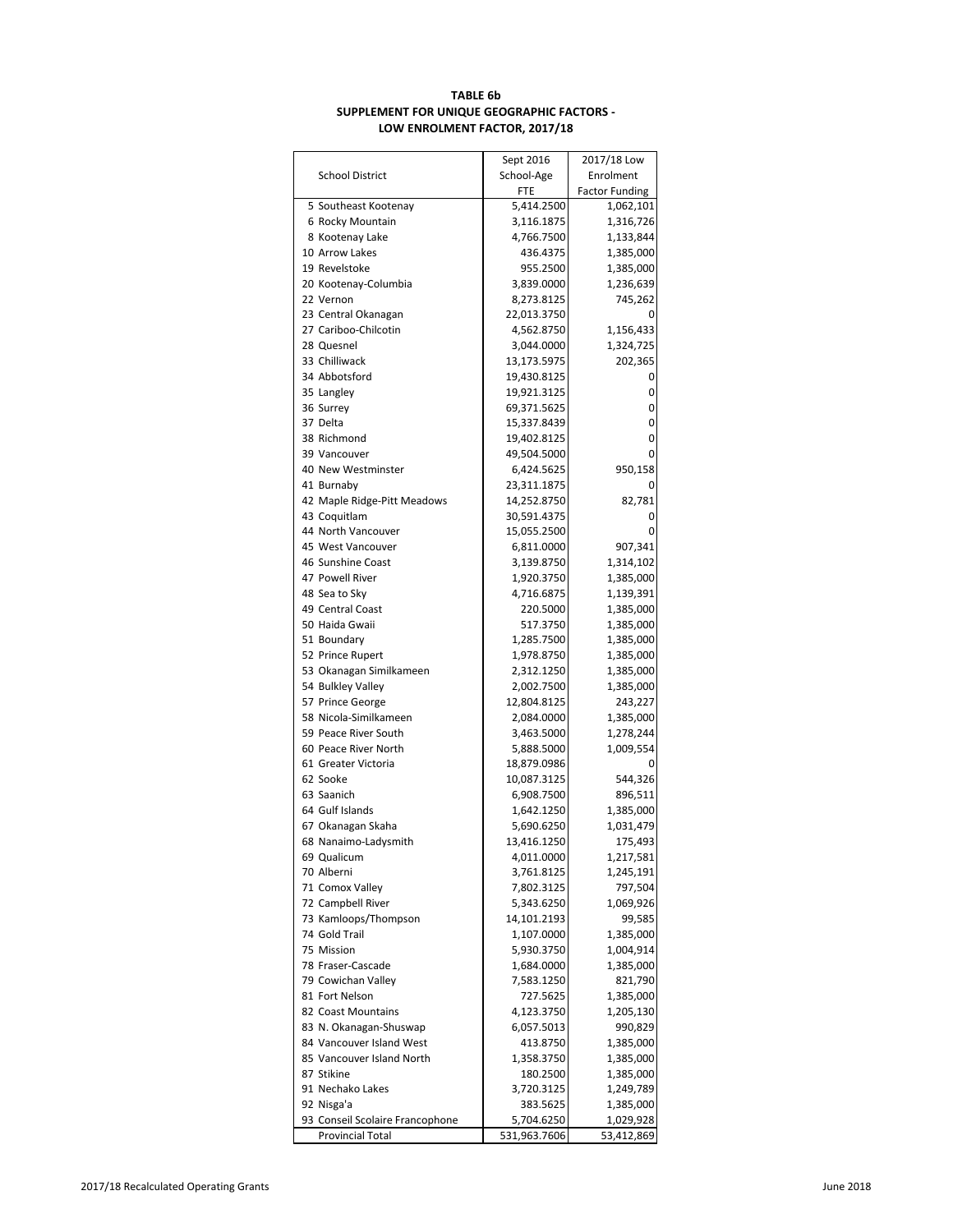**TABLE 6b**
**SUPPLEMENT FOR UNIQUE GEOGRAPHIC FACTORS -**
**LOW ENROLMENT FACTOR, 2017/18**

| School District | Sept 2016 School-Age FTE | 2017/18 Low Enrolment Factor Funding |
|---|---|---|
| 5 Southeast Kootenay | 5,414.2500 | 1,062,101 |
| 6 Rocky Mountain | 3,116.1875 | 1,316,726 |
| 8 Kootenay Lake | 4,766.7500 | 1,133,844 |
| 10 Arrow Lakes | 436.4375 | 1,385,000 |
| 19 Revelstoke | 955.2500 | 1,385,000 |
| 20 Kootenay-Columbia | 3,839.0000 | 1,236,639 |
| 22 Vernon | 8,273.8125 | 745,262 |
| 23 Central Okanagan | 22,013.3750 | 0 |
| 27 Cariboo-Chilcotin | 4,562.8750 | 1,156,433 |
| 28 Quesnel | 3,044.0000 | 1,324,725 |
| 33 Chilliwack | 13,173.5975 | 202,365 |
| 34 Abbotsford | 19,430.8125 | 0 |
| 35 Langley | 19,921.3125 | 0 |
| 36 Surrey | 69,371.5625 | 0 |
| 37 Delta | 15,337.8439 | 0 |
| 38 Richmond | 19,402.8125 | 0 |
| 39 Vancouver | 49,504.5000 | 0 |
| 40 New Westminster | 6,424.5625 | 950,158 |
| 41 Burnaby | 23,311.1875 | 0 |
| 42 Maple Ridge-Pitt Meadows | 14,252.8750 | 82,781 |
| 43 Coquitlam | 30,591.4375 | 0 |
| 44 North Vancouver | 15,055.2500 | 0 |
| 45 West Vancouver | 6,811.0000 | 907,341 |
| 46 Sunshine Coast | 3,139.8750 | 1,314,102 |
| 47 Powell River | 1,920.3750 | 1,385,000 |
| 48 Sea to Sky | 4,716.6875 | 1,139,391 |
| 49 Central Coast | 220.5000 | 1,385,000 |
| 50 Haida Gwaii | 517.3750 | 1,385,000 |
| 51 Boundary | 1,285.7500 | 1,385,000 |
| 52 Prince Rupert | 1,978.8750 | 1,385,000 |
| 53 Okanagan Similkameen | 2,312.1250 | 1,385,000 |
| 54 Bulkley Valley | 2,002.7500 | 1,385,000 |
| 57 Prince George | 12,804.8125 | 243,227 |
| 58 Nicola-Similkameen | 2,084.0000 | 1,385,000 |
| 59 Peace River South | 3,463.5000 | 1,278,244 |
| 60 Peace River North | 5,888.5000 | 1,009,554 |
| 61 Greater Victoria | 18,879.0986 | 0 |
| 62 Sooke | 10,087.3125 | 544,326 |
| 63 Saanich | 6,908.7500 | 896,511 |
| 64 Gulf Islands | 1,642.1250 | 1,385,000 |
| 67 Okanagan Skaha | 5,690.6250 | 1,031,479 |
| 68 Nanaimo-Ladysmith | 13,416.1250 | 175,493 |
| 69 Qualicum | 4,011.0000 | 1,217,581 |
| 70 Alberni | 3,761.8125 | 1,245,191 |
| 71 Comox Valley | 7,802.3125 | 797,504 |
| 72 Campbell River | 5,343.6250 | 1,069,926 |
| 73 Kamloops/Thompson | 14,101.2193 | 99,585 |
| 74 Gold Trail | 1,107.0000 | 1,385,000 |
| 75 Mission | 5,930.3750 | 1,004,914 |
| 78 Fraser-Cascade | 1,684.0000 | 1,385,000 |
| 79 Cowichan Valley | 7,583.1250 | 821,790 |
| 81 Fort Nelson | 727.5625 | 1,385,000 |
| 82 Coast Mountains | 4,123.3750 | 1,205,130 |
| 83 N. Okanagan-Shuswap | 6,057.5013 | 990,829 |
| 84 Vancouver Island West | 413.8750 | 1,385,000 |
| 85 Vancouver Island North | 1,358.3750 | 1,385,000 |
| 87 Stikine | 180.2500 | 1,385,000 |
| 91 Nechako Lakes | 3,720.3125 | 1,249,789 |
| 92 Nisga'a | 383.5625 | 1,385,000 |
| 93 Conseil Scolaire Francophone | 5,704.6250 | 1,029,928 |
| Provincial Total | 531,963.7606 | 53,412,869 |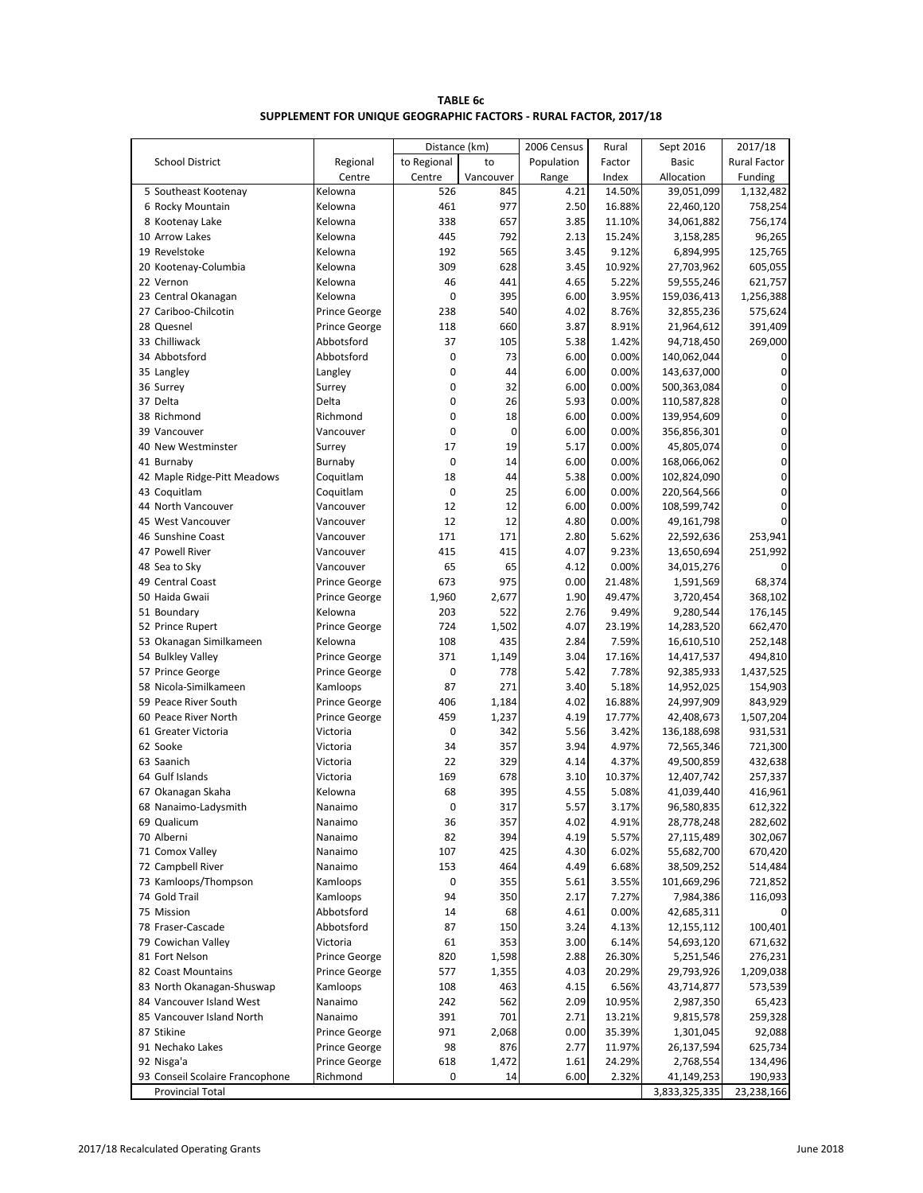**TABLE 6c**
**SUPPLEMENT FOR UNIQUE GEOGRAPHIC FACTORS - RURAL FACTOR, 2017/18**

| School District | Regional Centre | Distance (km) to Regional Centre | Distance (km) to Vancouver | 2006 Census Population Range | Rural Factor Index | Sept 2016 Basic Allocation | 2017/18 Rural Factor Funding |
|---|---|---|---|---|---|---|---|
| 5 Southeast Kootenay | Kelowna | 526 | 845 | 4.21 | 14.50% | 39,051,099 | 1,132,482 |
| 6 Rocky Mountain | Kelowna | 461 | 977 | 2.50 | 16.88% | 22,460,120 | 758,254 |
| 8 Kootenay Lake | Kelowna | 338 | 657 | 3.85 | 11.10% | 34,061,882 | 756,174 |
| 10 Arrow Lakes | Kelowna | 445 | 792 | 2.13 | 15.24% | 3,158,285 | 96,265 |
| 19 Revelstoke | Kelowna | 192 | 565 | 3.45 | 9.12% | 6,894,995 | 125,765 |
| 20 Kootenay-Columbia | Kelowna | 309 | 628 | 3.45 | 10.92% | 27,703,962 | 605,055 |
| 22 Vernon | Kelowna | 46 | 441 | 4.65 | 5.22% | 59,555,246 | 621,757 |
| 23 Central Okanagan | Kelowna | 0 | 395 | 6.00 | 3.95% | 159,036,413 | 1,256,388 |
| 27 Cariboo-Chilcotin | Prince George | 238 | 540 | 4.02 | 8.76% | 32,855,236 | 575,624 |
| 28 Quesnel | Prince George | 118 | 660 | 3.87 | 8.91% | 21,964,612 | 391,409 |
| 33 Chilliwack | Abbotsford | 37 | 105 | 5.38 | 1.42% | 94,718,450 | 269,000 |
| 34 Abbotsford | Abbotsford | 0 | 73 | 6.00 | 0.00% | 140,062,044 | 0 |
| 35 Langley | Langley | 0 | 44 | 6.00 | 0.00% | 143,637,000 | 0 |
| 36 Surrey | Surrey | 0 | 32 | 6.00 | 0.00% | 500,363,084 | 0 |
| 37 Delta | Delta | 0 | 26 | 5.93 | 0.00% | 110,587,828 | 0 |
| 38 Richmond | Richmond | 0 | 18 | 6.00 | 0.00% | 139,954,609 | 0 |
| 39 Vancouver | Vancouver | 0 | 0 | 6.00 | 0.00% | 356,856,301 | 0 |
| 40 New Westminster | Surrey | 17 | 19 | 5.17 | 0.00% | 45,805,074 | 0 |
| 41 Burnaby | Burnaby | 0 | 14 | 6.00 | 0.00% | 168,066,062 | 0 |
| 42 Maple Ridge-Pitt Meadows | Coquitlam | 18 | 44 | 5.38 | 0.00% | 102,824,090 | 0 |
| 43 Coquitlam | Coquitlam | 0 | 25 | 6.00 | 0.00% | 220,564,566 | 0 |
| 44 North Vancouver | Vancouver | 12 | 12 | 6.00 | 0.00% | 108,599,742 | 0 |
| 45 West Vancouver | Vancouver | 12 | 12 | 4.80 | 0.00% | 49,161,798 | 0 |
| 46 Sunshine Coast | Vancouver | 171 | 171 | 2.80 | 5.62% | 22,592,636 | 253,941 |
| 47 Powell River | Vancouver | 415 | 415 | 4.07 | 9.23% | 13,650,694 | 251,992 |
| 48 Sea to Sky | Vancouver | 65 | 65 | 4.12 | 0.00% | 34,015,276 | 0 |
| 49 Central Coast | Prince George | 673 | 975 | 0.00 | 21.48% | 1,591,569 | 68,374 |
| 50 Haida Gwaii | Prince George | 1,960 | 2,677 | 1.90 | 49.47% | 3,720,454 | 368,102 |
| 51 Boundary | Kelowna | 203 | 522 | 2.76 | 9.49% | 9,280,544 | 176,145 |
| 52 Prince Rupert | Prince George | 724 | 1,502 | 4.07 | 23.19% | 14,283,520 | 662,470 |
| 53 Okanagan Similkameen | Kelowna | 108 | 435 | 2.84 | 7.59% | 16,610,510 | 252,148 |
| 54 Bulkley Valley | Prince George | 371 | 1,149 | 3.04 | 17.16% | 14,417,537 | 494,810 |
| 57 Prince George | Prince George | 0 | 778 | 5.42 | 7.78% | 92,385,933 | 1,437,525 |
| 58 Nicola-Similkameen | Kamloops | 87 | 271 | 3.40 | 5.18% | 14,952,025 | 154,903 |
| 59 Peace River South | Prince George | 406 | 1,184 | 4.02 | 16.88% | 24,997,909 | 843,929 |
| 60 Peace River North | Prince George | 459 | 1,237 | 4.19 | 17.77% | 42,408,673 | 1,507,204 |
| 61 Greater Victoria | Victoria | 0 | 342 | 5.56 | 3.42% | 136,188,698 | 931,531 |
| 62 Sooke | Victoria | 34 | 357 | 3.94 | 4.97% | 72,565,346 | 721,300 |
| 63 Saanich | Victoria | 22 | 329 | 4.14 | 4.37% | 49,500,859 | 432,638 |
| 64 Gulf Islands | Victoria | 169 | 678 | 3.10 | 10.37% | 12,407,742 | 257,337 |
| 67 Okanagan Skaha | Kelowna | 68 | 395 | 4.55 | 5.08% | 41,039,440 | 416,961 |
| 68 Nanaimo-Ladysmith | Nanaimo | 0 | 317 | 5.57 | 3.17% | 96,580,835 | 612,322 |
| 69 Qualicum | Nanaimo | 36 | 357 | 4.02 | 4.91% | 28,778,248 | 282,602 |
| 70 Alberni | Nanaimo | 82 | 394 | 4.19 | 5.57% | 27,115,489 | 302,067 |
| 71 Comox Valley | Nanaimo | 107 | 425 | 4.30 | 6.02% | 55,682,700 | 670,420 |
| 72 Campbell River | Nanaimo | 153 | 464 | 4.49 | 6.68% | 38,509,252 | 514,484 |
| 73 Kamloops/Thompson | Kamloops | 0 | 355 | 5.61 | 3.55% | 101,669,296 | 721,852 |
| 74 Gold Trail | Kamloops | 94 | 350 | 2.17 | 7.27% | 7,984,386 | 116,093 |
| 75 Mission | Abbotsford | 14 | 68 | 4.61 | 0.00% | 42,685,311 | 0 |
| 78 Fraser-Cascade | Abbotsford | 87 | 150 | 3.24 | 4.13% | 12,155,112 | 100,401 |
| 79 Cowichan Valley | Victoria | 61 | 353 | 3.00 | 6.14% | 54,693,120 | 671,632 |
| 81 Fort Nelson | Prince George | 820 | 1,598 | 2.88 | 26.30% | 5,251,546 | 276,231 |
| 82 Coast Mountains | Prince George | 577 | 1,355 | 4.03 | 20.29% | 29,793,926 | 1,209,038 |
| 83 North Okanagan-Shuswap | Kamloops | 108 | 463 | 4.15 | 6.56% | 43,714,877 | 573,539 |
| 84 Vancouver Island West | Nanaimo | 242 | 562 | 2.09 | 10.95% | 2,987,350 | 65,423 |
| 85 Vancouver Island North | Nanaimo | 391 | 701 | 2.71 | 13.21% | 9,815,578 | 259,328 |
| 87 Stikine | Prince George | 971 | 2,068 | 0.00 | 35.39% | 1,301,045 | 92,088 |
| 91 Nechako Lakes | Prince George | 98 | 876 | 2.77 | 11.97% | 26,137,594 | 625,734 |
| 92 Nisga'a | Prince George | 618 | 1,472 | 1.61 | 24.29% | 2,768,554 | 134,496 |
| 93 Conseil Scolaire Francophone | Richmond | 0 | 14 | 6.00 | 2.32% | 41,149,253 | 190,933 |
| Provincial Total | | | | | | 3,833,325,335 | 23,238,166 |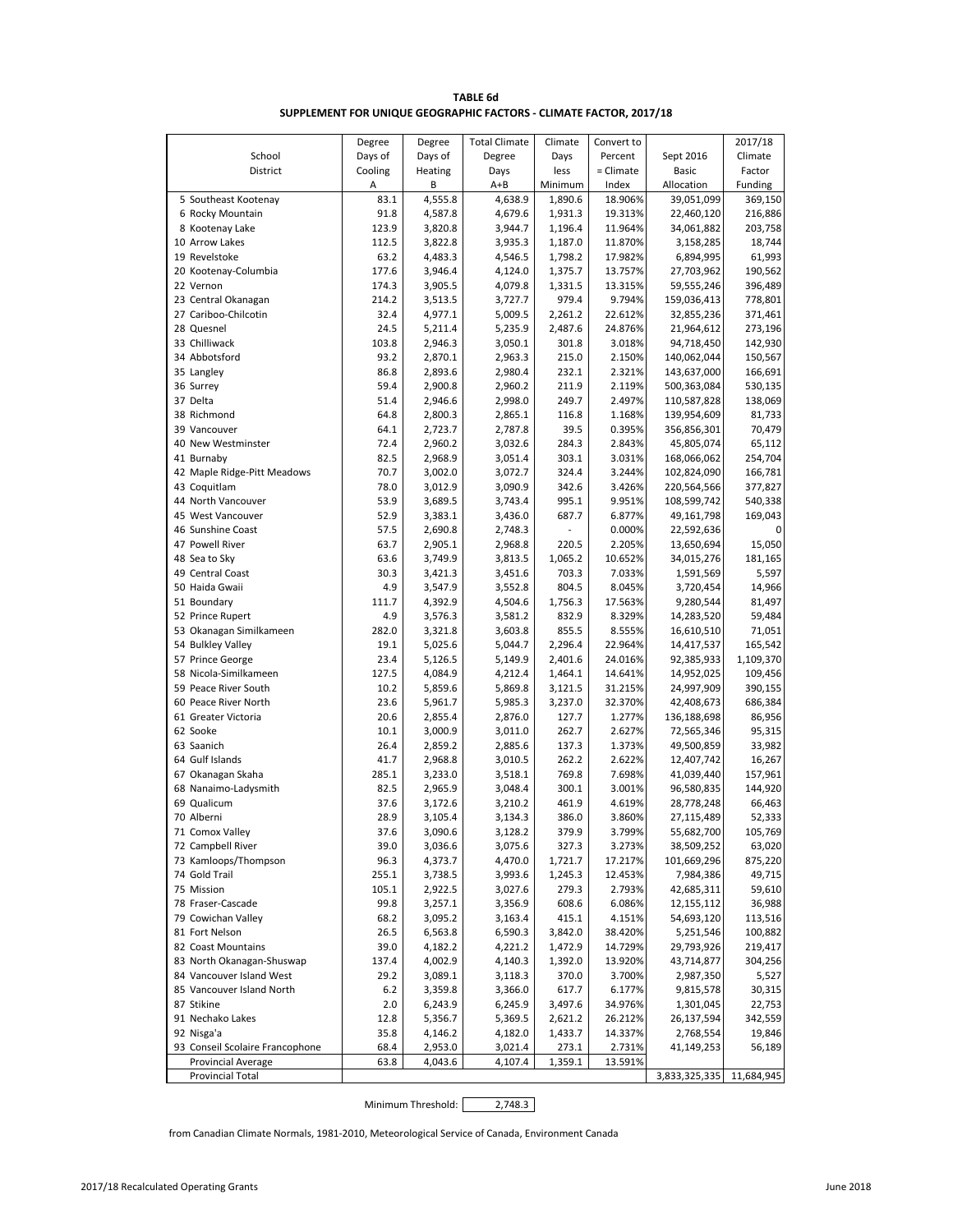**TABLE 6d**

**SUPPLEMENT FOR UNIQUE GEOGRAPHIC FACTORS - CLIMATE FACTOR, 2017/18**

| School District | Degree Days of Cooling A | Degree Days of Heating B | Total Climate Degree Days A+B | Climate Days less Minimum | Convert to Percent = Climate Index | Sept 2016 Basic Allocation | 2017/18 Climate Factor Funding |
|---|---|---|---|---|---|---|---|
| 5 Southeast Kootenay | 83.1 | 4,555.8 | 4,638.9 | 1,890.6 | 18.906% | 39,051,099 | 369,150 |
| 6 Rocky Mountain | 91.8 | 4,587.8 | 4,679.6 | 1,931.3 | 19.313% | 22,460,120 | 216,886 |
| 8 Kootenay Lake | 123.9 | 3,820.8 | 3,944.7 | 1,196.4 | 11.964% | 34,061,882 | 203,758 |
| 10 Arrow Lakes | 112.5 | 3,822.8 | 3,935.3 | 1,187.0 | 11.870% | 3,158,285 | 18,744 |
| 19 Revelstoke | 63.2 | 4,483.3 | 4,546.5 | 1,798.2 | 17.982% | 6,894,995 | 61,993 |
| 20 Kootenay-Columbia | 177.6 | 3,946.4 | 4,124.0 | 1,375.7 | 13.757% | 27,703,962 | 190,562 |
| 22 Vernon | 174.3 | 3,905.5 | 4,079.8 | 1,331.5 | 13.315% | 59,555,246 | 396,489 |
| 23 Central Okanagan | 214.2 | 3,513.5 | 3,727.7 | 979.4 | 9.794% | 159,036,413 | 778,801 |
| 27 Cariboo-Chilcotin | 32.4 | 4,977.1 | 5,009.5 | 2,261.2 | 22.612% | 32,855,236 | 371,461 |
| 28 Quesnel | 24.5 | 5,211.4 | 5,235.9 | 2,487.6 | 24.876% | 21,964,612 | 273,196 |
| 33 Chilliwack | 103.8 | 2,946.3 | 3,050.1 | 301.8 | 3.018% | 94,718,450 | 142,930 |
| 34 Abbotsford | 93.2 | 2,870.1 | 2,963.3 | 215.0 | 2.150% | 140,062,044 | 150,567 |
| 35 Langley | 86.8 | 2,893.6 | 2,980.4 | 232.1 | 2.321% | 143,637,000 | 166,691 |
| 36 Surrey | 59.4 | 2,900.8 | 2,960.2 | 211.9 | 2.119% | 500,363,084 | 530,135 |
| 37 Delta | 51.4 | 2,946.6 | 2,998.0 | 249.7 | 2.497% | 110,587,828 | 138,069 |
| 38 Richmond | 64.8 | 2,800.3 | 2,865.1 | 116.8 | 1.168% | 139,954,609 | 81,733 |
| 39 Vancouver | 64.1 | 2,723.7 | 2,787.8 | 39.5 | 0.395% | 356,856,301 | 70,479 |
| 40 New Westminster | 72.4 | 2,960.2 | 3,032.6 | 284.3 | 2.843% | 45,805,074 | 65,112 |
| 41 Burnaby | 82.5 | 2,968.9 | 3,051.4 | 303.1 | 3.031% | 168,066,062 | 254,704 |
| 42 Maple Ridge-Pitt Meadows | 70.7 | 3,002.0 | 3,072.7 | 324.4 | 3.244% | 102,824,090 | 166,781 |
| 43 Coquitlam | 78.0 | 3,012.9 | 3,090.9 | 342.6 | 3.426% | 220,564,566 | 377,827 |
| 44 North Vancouver | 53.9 | 3,689.5 | 3,743.4 | 995.1 | 9.951% | 108,599,742 | 540,338 |
| 45 West Vancouver | 52.9 | 3,383.1 | 3,436.0 | 687.7 | 6.877% | 49,161,798 | 169,043 |
| 46 Sunshine Coast | 57.5 | 2,690.8 | 2,748.3 | - | 0.000% | 22,592,636 | 0 |
| 47 Powell River | 63.7 | 2,905.1 | 2,968.8 | 220.5 | 2.205% | 13,650,694 | 15,050 |
| 48 Sea to Sky | 63.6 | 3,749.9 | 3,813.5 | 1,065.2 | 10.652% | 34,015,276 | 181,165 |
| 49 Central Coast | 30.3 | 3,421.3 | 3,451.6 | 703.3 | 7.033% | 1,591,569 | 5,597 |
| 50 Haida Gwaii | 4.9 | 3,547.9 | 3,552.8 | 804.5 | 8.045% | 3,720,454 | 14,966 |
| 51 Boundary | 111.7 | 4,392.9 | 4,504.6 | 1,756.3 | 17.563% | 9,280,544 | 81,497 |
| 52 Prince Rupert | 4.9 | 3,576.3 | 3,581.2 | 832.9 | 8.329% | 14,283,520 | 59,484 |
| 53 Okanagan Similkameen | 282.0 | 3,321.8 | 3,603.8 | 855.5 | 8.555% | 16,610,510 | 71,051 |
| 54 Bulkley Valley | 19.1 | 5,025.6 | 5,044.7 | 2,296.4 | 22.964% | 14,417,537 | 165,542 |
| 57 Prince George | 23.4 | 5,126.5 | 5,149.9 | 2,401.6 | 24.016% | 92,385,933 | 1,109,370 |
| 58 Nicola-Similkameen | 127.5 | 4,084.9 | 4,212.4 | 1,464.1 | 14.641% | 14,952,025 | 109,456 |
| 59 Peace River South | 10.2 | 5,859.6 | 5,869.8 | 3,121.5 | 31.215% | 24,997,909 | 390,155 |
| 60 Peace River North | 23.6 | 5,961.7 | 5,985.3 | 3,237.0 | 32.370% | 42,408,673 | 686,384 |
| 61 Greater Victoria | 20.6 | 2,855.4 | 2,876.0 | 127.7 | 1.277% | 136,188,698 | 86,956 |
| 62 Sooke | 10.1 | 3,000.9 | 3,011.0 | 262.7 | 2.627% | 72,565,346 | 95,315 |
| 63 Saanich | 26.4 | 2,859.2 | 2,885.6 | 137.3 | 1.373% | 49,500,859 | 33,982 |
| 64 Gulf Islands | 41.7 | 2,968.8 | 3,010.5 | 262.2 | 2.622% | 12,407,742 | 16,267 |
| 67 Okanagan Skaha | 285.1 | 3,233.0 | 3,518.1 | 769.8 | 7.698% | 41,039,440 | 157,961 |
| 68 Nanaimo-Ladysmith | 82.5 | 2,965.9 | 3,048.4 | 300.1 | 3.001% | 96,580,835 | 144,920 |
| 69 Qualicum | 37.6 | 3,172.6 | 3,210.2 | 461.9 | 4.619% | 28,778,248 | 66,463 |
| 70 Alberni | 28.9 | 3,105.4 | 3,134.3 | 386.0 | 3.860% | 27,115,489 | 52,333 |
| 71 Comox Valley | 37.6 | 3,090.6 | 3,128.2 | 379.9 | 3.799% | 55,682,700 | 105,769 |
| 72 Campbell River | 39.0 | 3,036.6 | 3,075.6 | 327.3 | 3.273% | 38,509,252 | 63,020 |
| 73 Kamloops/Thompson | 96.3 | 4,373.7 | 4,470.0 | 1,721.7 | 17.217% | 101,669,296 | 875,220 |
| 74 Gold Trail | 255.1 | 3,738.5 | 3,993.6 | 1,245.3 | 12.453% | 7,984,386 | 49,715 |
| 75 Mission | 105.1 | 2,922.5 | 3,027.6 | 279.3 | 2.793% | 42,685,311 | 59,610 |
| 78 Fraser-Cascade | 99.8 | 3,257.1 | 3,356.9 | 608.6 | 6.086% | 12,155,112 | 36,988 |
| 79 Cowichan Valley | 68.2 | 3,095.2 | 3,163.4 | 415.1 | 4.151% | 54,693,120 | 113,516 |
| 81 Fort Nelson | 26.5 | 6,563.8 | 6,590.3 | 3,842.0 | 38.420% | 5,251,546 | 100,882 |
| 82 Coast Mountains | 39.0 | 4,182.2 | 4,221.2 | 1,472.9 | 14.729% | 29,793,926 | 219,417 |
| 83 North Okanagan-Shuswap | 137.4 | 4,002.9 | 4,140.3 | 1,392.0 | 13.920% | 43,714,877 | 304,256 |
| 84 Vancouver Island West | 29.2 | 3,089.1 | 3,118.3 | 370.0 | 3.700% | 2,987,350 | 5,527 |
| 85 Vancouver Island North | 6.2 | 3,359.8 | 3,366.0 | 617.7 | 6.177% | 9,815,578 | 30,315 |
| 87 Stikine | 2.0 | 6,243.9 | 6,245.9 | 3,497.6 | 34.976% | 1,301,045 | 22,753 |
| 91 Nechako Lakes | 12.8 | 5,356.7 | 5,369.5 | 2,621.2 | 26.212% | 26,137,594 | 342,559 |
| 92 Nisga'a | 35.8 | 4,146.2 | 4,182.0 | 1,433.7 | 14.337% | 2,768,554 | 19,846 |
| 93 Conseil Scolaire Francophone | 68.4 | 2,953.0 | 3,021.4 | 273.1 | 2.731% | 41,149,253 | 56,189 |
| Provincial Average | 63.8 | 4,043.6 | 4,107.4 | 1,359.1 | 13.591% | | |
| Provincial Total | | | | | | 3,833,325,335 | 11,684,945 |

Minimum Threshold: 2,748.3

from Canadian Climate Normals, 1981-2010, Meteorological Service of Canada, Environment Canada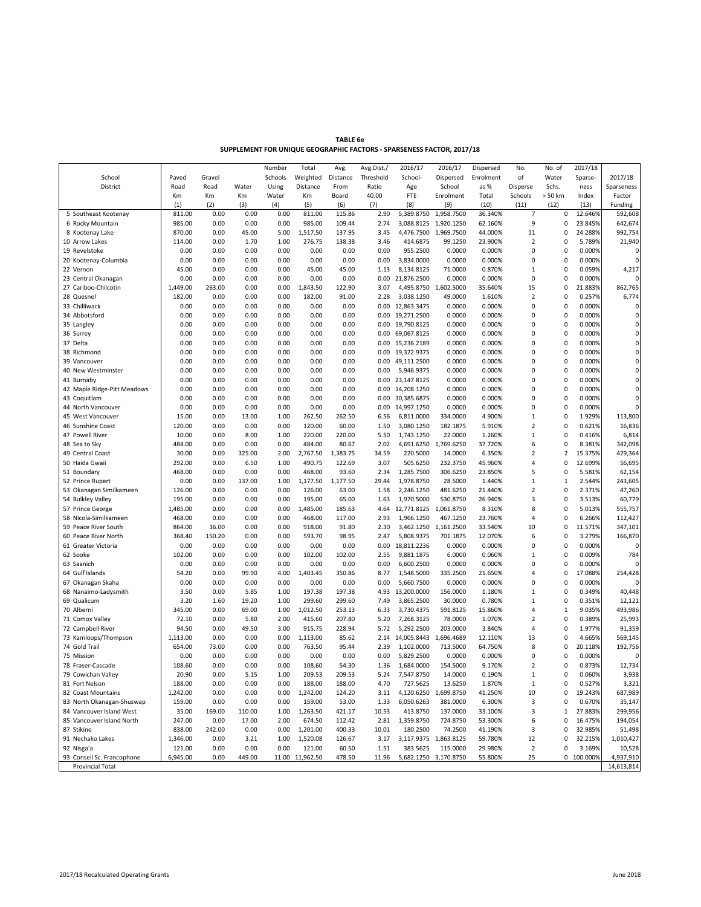**TABLE 6e**

**SUPPLEMENT FOR UNIQUE GEOGRAPHIC FACTORS - SPARSENESS FACTOR, 2017/18**

| School District | Paved Road Km (1) | Gravel Road Km (2) | Water Km (3) | Number Schools Using Water (4) | Total Weighted Distance Km (5) | Avg. Distance From Board (6) | Avg.Dist./ Threshold Ratio 40.00 (7) | 2016/17 School-Age FTE (8) | 2016/17 Dispersed School Enrolment (9) | Dispersed Enrolment as % Total (10) | No. of Disperse Schools (11) | No. of Water Schs. > 50 km (12) | 2017/18 Sparse-ness Index (13) | 2017/18 Sparseness Factor Funding |
|---|---|---|---|---|---|---|---|---|---|---|---|---|---|---|
| 5 Southeast Kootenay | 811.00 | 0.00 | 0.00 | 0.00 | 811.00 | 115.86 | 2.90 | 5,389.8750 | 1,958.7500 | 36.340% | 7 | 0 | 12.646% | 592,608 |
| 6 Rocky Mountain | 985.00 | 0.00 | 0.00 | 0.00 | 985.00 | 109.44 | 2.74 | 3,088.8125 | 1,920.1250 | 62.160% | 9 | 0 | 23.845% | 642,674 |
| 8 Kootenay Lake | 870.00 | 0.00 | 45.00 | 5.00 | 1,517.50 | 137.95 | 3.45 | 4,476.7500 | 1,969.7500 | 44.000% | 11 | 0 | 24.288% | 992,754 |
| 10 Arrow Lakes | 114.00 | 0.00 | 1.70 | 1.00 | 276.75 | 138.38 | 3.46 | 414.6875 | 99.1250 | 23.900% | 2 | 0 | 5.789% | 21,940 |
| 19 Revelstoke | 0.00 | 0.00 | 0.00 | 0.00 | 0.00 | 0.00 | 0.00 | 955.2500 | 0.0000 | 0.000% | 0 | 0 | 0.000% | 0 |
| 20 Kootenay-Columbia | 0.00 | 0.00 | 0.00 | 0.00 | 0.00 | 0.00 | 0.00 | 3,834.0000 | 0.0000 | 0.000% | 0 | 0 | 0.000% | 0 |
| 22 Vernon | 45.00 | 0.00 | 0.00 | 0.00 | 45.00 | 45.00 | 1.13 | 8,134.8125 | 71.0000 | 0.870% | 1 | 0 | 0.059% | 4,217 |
| 23 Central Okanagan | 0.00 | 0.00 | 0.00 | 0.00 | 0.00 | 0.00 | 0.00 | 21,876.2500 | 0.0000 | 0.000% | 0 | 0 | 0.000% | 0 |
| 27 Cariboo-Chilcotin | 1,449.00 | 263.00 | 0.00 | 0.00 | 1,843.50 | 122.90 | 3.07 | 4,495.8750 | 1,602.5000 | 35.640% | 15 | 0 | 21.883% | 862,765 |
| 28 Quesnel | 182.00 | 0.00 | 0.00 | 0.00 | 182.00 | 91.00 | 2.28 | 3,038.1250 | 49.0000 | 1.610% | 2 | 0 | 0.257% | 6,774 |
| 33 Chilliwack | 0.00 | 0.00 | 0.00 | 0.00 | 0.00 | 0.00 | 0.00 | 12,863.3475 | 0.0000 | 0.000% | 0 | 0 | 0.000% | 0 |
| 34 Abbotsford | 0.00 | 0.00 | 0.00 | 0.00 | 0.00 | 0.00 | 0.00 | 19,271.2500 | 0.0000 | 0.000% | 0 | 0 | 0.000% | 0 |
| 35 Langley | 0.00 | 0.00 | 0.00 | 0.00 | 0.00 | 0.00 | 0.00 | 19,790.8125 | 0.0000 | 0.000% | 0 | 0 | 0.000% | 0 |
| 36 Surrey | 0.00 | 0.00 | 0.00 | 0.00 | 0.00 | 0.00 | 0.00 | 69,067.8125 | 0.0000 | 0.000% | 0 | 0 | 0.000% | 0 |
| 37 Delta | 0.00 | 0.00 | 0.00 | 0.00 | 0.00 | 0.00 | 0.00 | 15,236.2189 | 0.0000 | 0.000% | 0 | 0 | 0.000% | 0 |
| 38 Richmond | 0.00 | 0.00 | 0.00 | 0.00 | 0.00 | 0.00 | 0.00 | 19,322.9375 | 0.0000 | 0.000% | 0 | 0 | 0.000% | 0 |
| 39 Vancouver | 0.00 | 0.00 | 0.00 | 0.00 | 0.00 | 0.00 | 0.00 | 49,111.2500 | 0.0000 | 0.000% | 0 | 0 | 0.000% | 0 |
| 40 New Westminster | 0.00 | 0.00 | 0.00 | 0.00 | 0.00 | 0.00 | 0.00 | 5,946.9375 | 0.0000 | 0.000% | 0 | 0 | 0.000% | 0 |
| 41 Burnaby | 0.00 | 0.00 | 0.00 | 0.00 | 0.00 | 0.00 | 0.00 | 23,147.8125 | 0.0000 | 0.000% | 0 | 0 | 0.000% | 0 |
| 42 Maple Ridge-Pitt Meadows | 0.00 | 0.00 | 0.00 | 0.00 | 0.00 | 0.00 | 0.00 | 14,208.1250 | 0.0000 | 0.000% | 0 | 0 | 0.000% | 0 |
| 43 Coquitlam | 0.00 | 0.00 | 0.00 | 0.00 | 0.00 | 0.00 | 0.00 | 30,385.6875 | 0.0000 | 0.000% | 0 | 0 | 0.000% | 0 |
| 44 North Vancouver | 0.00 | 0.00 | 0.00 | 0.00 | 0.00 | 0.00 | 0.00 | 14,997.1250 | 0.0000 | 0.000% | 0 | 0 | 0.000% | 0 |
| 45 West Vancouver | 15.00 | 0.00 | 13.00 | 1.00 | 262.50 | 262.50 | 6.56 | 6,811.0000 | 334.0000 | 4.900% | 1 | 0 | 1.929% | 113,800 |
| 46 Sunshine Coast | 120.00 | 0.00 | 0.00 | 0.00 | 120.00 | 60.00 | 1.50 | 3,080.1250 | 182.1875 | 5.910% | 2 | 0 | 0.621% | 16,836 |
| 47 Powell River | 10.00 | 0.00 | 8.00 | 1.00 | 220.00 | 220.00 | 5.50 | 1,743.1250 | 22.0000 | 1.260% | 1 | 0 | 0.416% | 6,814 |
| 48 Sea to Sky | 484.00 | 0.00 | 0.00 | 0.00 | 484.00 | 80.67 | 2.02 | 4,691.6250 | 1,769.6250 | 37.720% | 6 | 0 | 8.381% | 342,098 |
| 49 Central Coast | 30.00 | 0.00 | 325.00 | 2.00 | 2,767.50 | 1,383.75 | 34.59 | 220.5000 | 14.0000 | 6.350% | 2 | 2 | 15.375% | 429,364 |
| 50 Haida Gwaii | 292.00 | 0.00 | 6.50 | 1.00 | 490.75 | 122.69 | 3.07 | 505.6250 | 232.3750 | 45.960% | 4 | 0 | 12.699% | 56,695 |
| 51 Boundary | 468.00 | 0.00 | 0.00 | 0.00 | 468.00 | 93.60 | 2.34 | 1,285.7500 | 306.6250 | 23.850% | 5 | 0 | 5.581% | 62,154 |
| 52 Prince Rupert | 0.00 | 0.00 | 137.00 | 1.00 | 1,177.50 | 1,177.50 | 29.44 | 1,978.8750 | 28.5000 | 1.440% | 1 | 1 | 2.544% | 243,605 |
| 53 Okanagan Similkameen | 126.00 | 0.00 | 0.00 | 0.00 | 126.00 | 63.00 | 1.58 | 2,246.1250 | 481.6250 | 21.440% | 2 | 0 | 2.371% | 47,260 |
| 54 Bulkley Valley | 195.00 | 0.00 | 0.00 | 0.00 | 195.00 | 65.00 | 1.63 | 1,970.5000 | 530.8750 | 26.940% | 3 | 0 | 3.513% | 60,779 |
| 57 Prince George | 1,485.00 | 0.00 | 0.00 | 0.00 | 1,485.00 | 185.63 | 4.64 | 12,771.8125 | 1,061.8750 | 8.310% | 8 | 0 | 5.013% | 555,757 |
| 58 Nicola-Similkameen | 468.00 | 0.00 | 0.00 | 0.00 | 468.00 | 117.00 | 2.93 | 1,966.1250 | 467.1250 | 23.760% | 4 | 0 | 6.266% | 112,427 |
| 59 Peace River South | 864.00 | 36.00 | 0.00 | 0.00 | 918.00 | 91.80 | 2.30 | 3,462.1250 | 1,161.2500 | 33.540% | 10 | 0 | 11.571% | 347,101 |
| 60 Peace River North | 368.40 | 150.20 | 0.00 | 0.00 | 593.70 | 98.95 | 2.47 | 5,808.9375 | 701.1875 | 12.070% | 6 | 0 | 3.279% | 166,870 |
| 61 Greater Victoria | 0.00 | 0.00 | 0.00 | 0.00 | 0.00 | 0.00 | 0.00 | 18,811.2236 | 0.0000 | 0.000% | 0 | 0 | 0.000% | 0 |
| 62 Sooke | 102.00 | 0.00 | 0.00 | 0.00 | 102.00 | 102.00 | 2.55 | 9,881.1875 | 6.0000 | 0.060% | 1 | 0 | 0.009% | 784 |
| 63 Saanich | 0.00 | 0.00 | 0.00 | 0.00 | 0.00 | 0.00 | 0.00 | 6,600.2500 | 0.0000 | 0.000% | 0 | 0 | 0.000% | 0 |
| 64 Gulf Islands | 54.20 | 0.00 | 99.90 | 4.00 | 1,403.45 | 350.86 | 8.77 | 1,548.5000 | 335.2500 | 21.650% | 4 | 0 | 17.088% | 254,428 |
| 67 Okanagan Skaha | 0.00 | 0.00 | 0.00 | 0.00 | 0.00 | 0.00 | 0.00 | 5,660.7500 | 0.0000 | 0.000% | 0 | 0 | 0.000% | 0 |
| 68 Nanaimo-Ladysmith | 3.50 | 0.00 | 5.85 | 1.00 | 197.38 | 197.38 | 4.93 | 13,200.0000 | 156.0000 | 1.180% | 1 | 0 | 0.349% | 40,448 |
| 69 Qualicum | 3.20 | 1.60 | 19.20 | 1.00 | 299.60 | 299.60 | 7.49 | 3,865.2500 | 30.0000 | 0.780% | 1 | 0 | 0.351% | 12,121 |
| 70 Alberni | 345.00 | 0.00 | 69.00 | 1.00 | 1,012.50 | 253.13 | 6.33 | 3,730.4375 | 591.8125 | 15.860% | 4 | 1 | 9.035% | 493,986 |
| 71 Comox Valley | 72.10 | 0.00 | 5.80 | 2.00 | 415.60 | 207.80 | 5.20 | 7,268.3125 | 78.0000 | 1.070% | 2 | 0 | 0.389% | 25,993 |
| 72 Campbell River | 94.50 | 0.00 | 49.50 | 3.00 | 915.75 | 228.94 | 5.72 | 5,292.2500 | 203.0000 | 3.840% | 4 | 0 | 1.977% | 91,359 |
| 73 Kamloops/Thompson | 1,113.00 | 0.00 | 0.00 | 0.00 | 1,113.00 | 85.62 | 2.14 | 14,005.8443 | 1,696.4689 | 12.110% | 13 | 0 | 4.665% | 569,145 |
| 74 Gold Trail | 654.00 | 73.00 | 0.00 | 0.00 | 763.50 | 95.44 | 2.39 | 1,102.0000 | 713.5000 | 64.750% | 8 | 0 | 20.118% | 192,756 |
| 75 Mission | 0.00 | 0.00 | 0.00 | 0.00 | 0.00 | 0.00 | 0.00 | 5,829.2500 | 0.0000 | 0.000% | 0 | 0 | 0.000% | 0 |
| 78 Fraser-Cascade | 108.60 | 0.00 | 0.00 | 0.00 | 108.60 | 54.30 | 1.36 | 1,684.0000 | 154.5000 | 9.170% | 2 | 0 | 0.873% | 12,734 |
| 79 Cowichan Valley | 20.90 | 0.00 | 5.15 | 1.00 | 209.53 | 209.53 | 5.24 | 7,547.8750 | 14.0000 | 0.190% | 1 | 0 | 0.060% | 3,938 |
| 81 Fort Nelson | 188.00 | 0.00 | 0.00 | 0.00 | 188.00 | 188.00 | 4.70 | 727.5625 | 13.6250 | 1.870% | 1 | 0 | 0.527% | 3,321 |
| 82 Coast Mountains | 1,242.00 | 0.00 | 0.00 | 0.00 | 1,242.00 | 124.20 | 3.11 | 4,120.6250 | 1,699.8750 | 41.250% | 10 | 0 | 19.243% | 687,989 |
| 83 North Okanagan-Shuswap | 159.00 | 0.00 | 0.00 | 0.00 | 159.00 | 53.00 | 1.33 | 6,050.6263 | 381.0000 | 6.300% | 3 | 0 | 0.670% | 35,147 |
| 84 Vancouver Island West | 35.00 | 169.00 | 110.00 | 1.00 | 1,263.50 | 421.17 | 10.53 | 413.8750 | 137.0000 | 33.100% | 3 | 1 | 27.883% | 299,956 |
| 85 Vancouver Island North | 247.00 | 0.00 | 17.00 | 2.00 | 674.50 | 112.42 | 2.81 | 1,359.8750 | 724.8750 | 53.300% | 6 | 0 | 16.475% | 194,054 |
| 87 Stikine | 838.00 | 242.00 | 0.00 | 0.00 | 1,201.00 | 400.33 | 10.01 | 180.2500 | 74.2500 | 41.190% | 3 | 0 | 32.985% | 51,498 |
| 91 Nechako Lakes | 1,346.00 | 0.00 | 3.21 | 1.00 | 1,520.08 | 126.67 | 3.17 | 3,117.9375 | 1,863.8125 | 59.780% | 12 | 0 | 32.215% | 1,010,427 |
| 92 Nisga'a | 121.00 | 0.00 | 0.00 | 0.00 | 121.00 | 60.50 | 1.51 | 383.5625 | 115.0000 | 29.980% | 2 | 0 | 3.169% | 10,528 |
| 93 Conseil Sc. Francophone | 6,945.00 | 0.00 | 449.00 | 11.00 | 11,962.50 | 478.50 | 11.96 | 5,682.1250 | 3,170.8750 | 55.800% | 25 | 0 | 100.000% | 4,937,910 |
| Provincial Total | | | | | | | | | | | | | | 14,613,814 |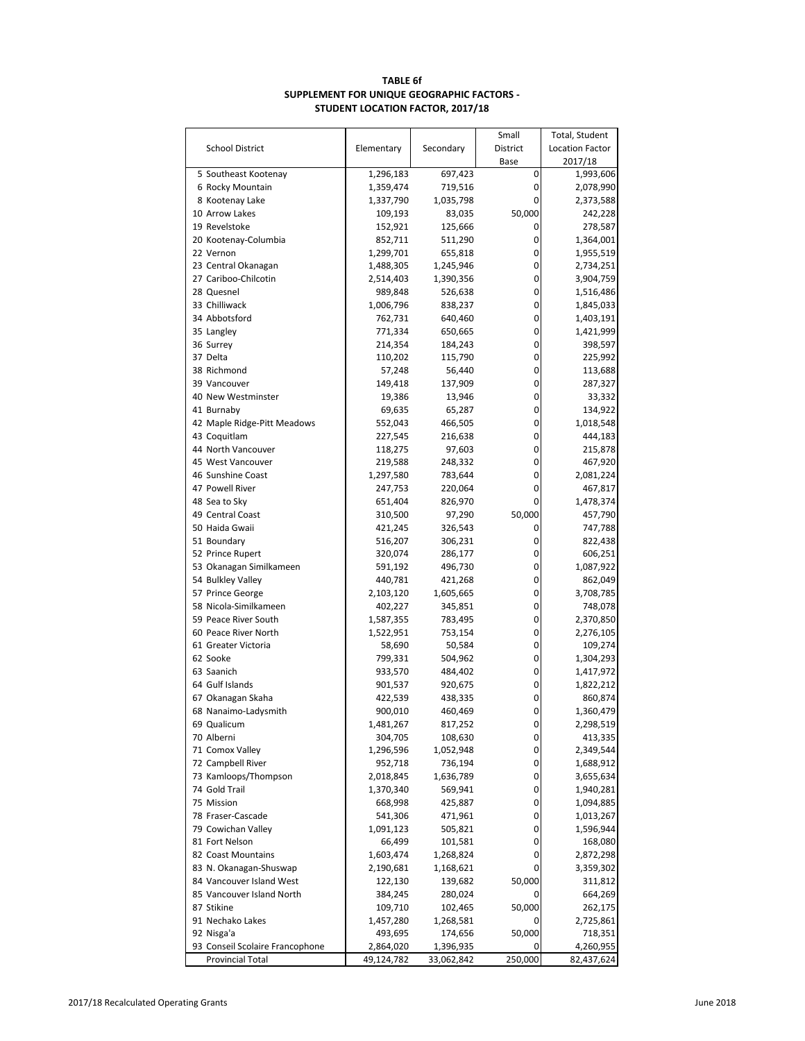**TABLE 6f**
**SUPPLEMENT FOR UNIQUE GEOGRAPHIC FACTORS -**
**STUDENT LOCATION FACTOR, 2017/18**

| School District | Elementary | Secondary | Small District Base | Total, Student Location Factor 2017/18 |
|---|---|---|---|---|
| 5 Southeast Kootenay | 1,296,183 | 697,423 | 0 | 1,993,606 |
| 6 Rocky Mountain | 1,359,474 | 719,516 | 0 | 2,078,990 |
| 8 Kootenay Lake | 1,337,790 | 1,035,798 | 0 | 2,373,588 |
| 10 Arrow Lakes | 109,193 | 83,035 | 50,000 | 242,228 |
| 19 Revelstoke | 152,921 | 125,666 | 0 | 278,587 |
| 20 Kootenay-Columbia | 852,711 | 511,290 | 0 | 1,364,001 |
| 22 Vernon | 1,299,701 | 655,818 | 0 | 1,955,519 |
| 23 Central Okanagan | 1,488,305 | 1,245,946 | 0 | 2,734,251 |
| 27 Cariboo-Chilcotin | 2,514,403 | 1,390,356 | 0 | 3,904,759 |
| 28 Quesnel | 989,848 | 526,638 | 0 | 1,516,486 |
| 33 Chilliwack | 1,006,796 | 838,237 | 0 | 1,845,033 |
| 34 Abbotsford | 762,731 | 640,460 | 0 | 1,403,191 |
| 35 Langley | 771,334 | 650,665 | 0 | 1,421,999 |
| 36 Surrey | 214,354 | 184,243 | 0 | 398,597 |
| 37 Delta | 110,202 | 115,790 | 0 | 225,992 |
| 38 Richmond | 57,248 | 56,440 | 0 | 113,688 |
| 39 Vancouver | 149,418 | 137,909 | 0 | 287,327 |
| 40 New Westminster | 19,386 | 13,946 | 0 | 33,332 |
| 41 Burnaby | 69,635 | 65,287 | 0 | 134,922 |
| 42 Maple Ridge-Pitt Meadows | 552,043 | 466,505 | 0 | 1,018,548 |
| 43 Coquitlam | 227,545 | 216,638 | 0 | 444,183 |
| 44 North Vancouver | 118,275 | 97,603 | 0 | 215,878 |
| 45 West Vancouver | 219,588 | 248,332 | 0 | 467,920 |
| 46 Sunshine Coast | 1,297,580 | 783,644 | 0 | 2,081,224 |
| 47 Powell River | 247,753 | 220,064 | 0 | 467,817 |
| 48 Sea to Sky | 651,404 | 826,970 | 0 | 1,478,374 |
| 49 Central Coast | 310,500 | 97,290 | 50,000 | 457,790 |
| 50 Haida Gwaii | 421,245 | 326,543 | 0 | 747,788 |
| 51 Boundary | 516,207 | 306,231 | 0 | 822,438 |
| 52 Prince Rupert | 320,074 | 286,177 | 0 | 606,251 |
| 53 Okanagan Similkameen | 591,192 | 496,730 | 0 | 1,087,922 |
| 54 Bulkley Valley | 440,781 | 421,268 | 0 | 862,049 |
| 57 Prince George | 2,103,120 | 1,605,665 | 0 | 3,708,785 |
| 58 Nicola-Similkameen | 402,227 | 345,851 | 0 | 748,078 |
| 59 Peace River South | 1,587,355 | 783,495 | 0 | 2,370,850 |
| 60 Peace River North | 1,522,951 | 753,154 | 0 | 2,276,105 |
| 61 Greater Victoria | 58,690 | 50,584 | 0 | 109,274 |
| 62 Sooke | 799,331 | 504,962 | 0 | 1,304,293 |
| 63 Saanich | 933,570 | 484,402 | 0 | 1,417,972 |
| 64 Gulf Islands | 901,537 | 920,675 | 0 | 1,822,212 |
| 67 Okanagan Skaha | 422,539 | 438,335 | 0 | 860,874 |
| 68 Nanaimo-Ladysmith | 900,010 | 460,469 | 0 | 1,360,479 |
| 69 Qualicum | 1,481,267 | 817,252 | 0 | 2,298,519 |
| 70 Alberni | 304,705 | 108,630 | 0 | 413,335 |
| 71 Comox Valley | 1,296,596 | 1,052,948 | 0 | 2,349,544 |
| 72 Campbell River | 952,718 | 736,194 | 0 | 1,688,912 |
| 73 Kamloops/Thompson | 2,018,845 | 1,636,789 | 0 | 3,655,634 |
| 74 Gold Trail | 1,370,340 | 569,941 | 0 | 1,940,281 |
| 75 Mission | 668,998 | 425,887 | 0 | 1,094,885 |
| 78 Fraser-Cascade | 541,306 | 471,961 | 0 | 1,013,267 |
| 79 Cowichan Valley | 1,091,123 | 505,821 | 0 | 1,596,944 |
| 81 Fort Nelson | 66,499 | 101,581 | 0 | 168,080 |
| 82 Coast Mountains | 1,603,474 | 1,268,824 | 0 | 2,872,298 |
| 83 N. Okanagan-Shuswap | 2,190,681 | 1,168,621 | 0 | 3,359,302 |
| 84 Vancouver Island West | 122,130 | 139,682 | 50,000 | 311,812 |
| 85 Vancouver Island North | 384,245 | 280,024 | 0 | 664,269 |
| 87 Stikine | 109,710 | 102,465 | 50,000 | 262,175 |
| 91 Nechako Lakes | 1,457,280 | 1,268,581 | 0 | 2,725,861 |
| 92 Nisga'a | 493,695 | 174,656 | 50,000 | 718,351 |
| 93 Conseil Scolaire Francophone | 2,864,020 | 1,396,935 | 0 | 4,260,955 |
| Provincial Total | 49,124,782 | 33,062,842 | 250,000 | 82,437,624 |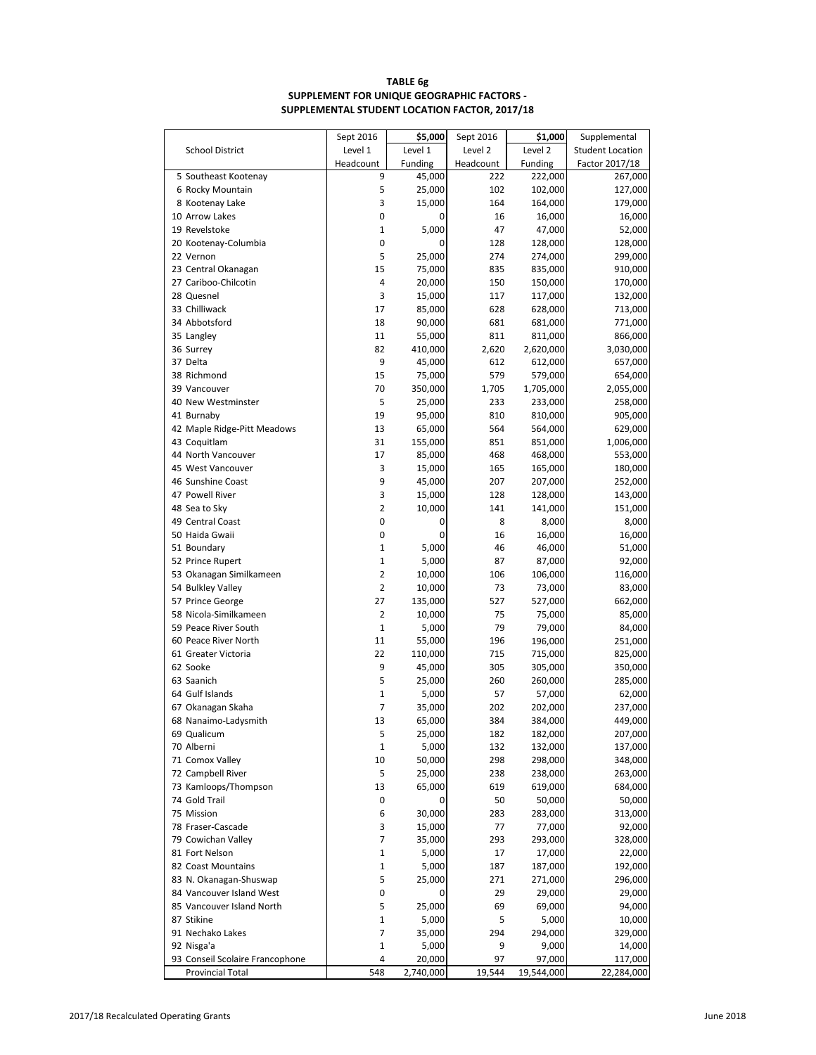**TABLE 6g**
**SUPPLEMENT FOR UNIQUE GEOGRAPHIC FACTORS -**
**SUPPLEMENTAL STUDENT LOCATION FACTOR, 2017/18**

| School District | Sept 2016 Level 1 Headcount | $5,000 Level 1 Funding | Sept 2016 Level 2 Headcount | $1,000 Level 2 Funding | Supplemental Student Location Factor 2017/18 |
|---|---|---|---|---|---|
| 5 Southeast Kootenay | 9 | 45,000 | 222 | 222,000 | 267,000 |
| 6 Rocky Mountain | 5 | 25,000 | 102 | 102,000 | 127,000 |
| 8 Kootenay Lake | 3 | 15,000 | 164 | 164,000 | 179,000 |
| 10 Arrow Lakes | 0 | 0 | 16 | 16,000 | 16,000 |
| 19 Revelstoke | 1 | 5,000 | 47 | 47,000 | 52,000 |
| 20 Kootenay-Columbia | 0 | 0 | 128 | 128,000 | 128,000 |
| 22 Vernon | 5 | 25,000 | 274 | 274,000 | 299,000 |
| 23 Central Okanagan | 15 | 75,000 | 835 | 835,000 | 910,000 |
| 27 Cariboo-Chilcotin | 4 | 20,000 | 150 | 150,000 | 170,000 |
| 28 Quesnel | 3 | 15,000 | 117 | 117,000 | 132,000 |
| 33 Chilliwack | 17 | 85,000 | 628 | 628,000 | 713,000 |
| 34 Abbotsford | 18 | 90,000 | 681 | 681,000 | 771,000 |
| 35 Langley | 11 | 55,000 | 811 | 811,000 | 866,000 |
| 36 Surrey | 82 | 410,000 | 2,620 | 2,620,000 | 3,030,000 |
| 37 Delta | 9 | 45,000 | 612 | 612,000 | 657,000 |
| 38 Richmond | 15 | 75,000 | 579 | 579,000 | 654,000 |
| 39 Vancouver | 70 | 350,000 | 1,705 | 1,705,000 | 2,055,000 |
| 40 New Westminster | 5 | 25,000 | 233 | 233,000 | 258,000 |
| 41 Burnaby | 19 | 95,000 | 810 | 810,000 | 905,000 |
| 42 Maple Ridge-Pitt Meadows | 13 | 65,000 | 564 | 564,000 | 629,000 |
| 43 Coquitlam | 31 | 155,000 | 851 | 851,000 | 1,006,000 |
| 44 North Vancouver | 17 | 85,000 | 468 | 468,000 | 553,000 |
| 45 West Vancouver | 3 | 15,000 | 165 | 165,000 | 180,000 |
| 46 Sunshine Coast | 9 | 45,000 | 207 | 207,000 | 252,000 |
| 47 Powell River | 3 | 15,000 | 128 | 128,000 | 143,000 |
| 48 Sea to Sky | 2 | 10,000 | 141 | 141,000 | 151,000 |
| 49 Central Coast | 0 | 0 | 8 | 8,000 | 8,000 |
| 50 Haida Gwaii | 0 | 0 | 16 | 16,000 | 16,000 |
| 51 Boundary | 1 | 5,000 | 46 | 46,000 | 51,000 |
| 52 Prince Rupert | 1 | 5,000 | 87 | 87,000 | 92,000 |
| 53 Okanagan Similkameen | 2 | 10,000 | 106 | 106,000 | 116,000 |
| 54 Bulkley Valley | 2 | 10,000 | 73 | 73,000 | 83,000 |
| 57 Prince George | 27 | 135,000 | 527 | 527,000 | 662,000 |
| 58 Nicola-Similkameen | 2 | 10,000 | 75 | 75,000 | 85,000 |
| 59 Peace River South | 1 | 5,000 | 79 | 79,000 | 84,000 |
| 60 Peace River North | 11 | 55,000 | 196 | 196,000 | 251,000 |
| 61 Greater Victoria | 22 | 110,000 | 715 | 715,000 | 825,000 |
| 62 Sooke | 9 | 45,000 | 305 | 305,000 | 350,000 |
| 63 Saanich | 5 | 25,000 | 260 | 260,000 | 285,000 |
| 64 Gulf Islands | 1 | 5,000 | 57 | 57,000 | 62,000 |
| 67 Okanagan Skaha | 7 | 35,000 | 202 | 202,000 | 237,000 |
| 68 Nanaimo-Ladysmith | 13 | 65,000 | 384 | 384,000 | 449,000 |
| 69 Qualicum | 5 | 25,000 | 182 | 182,000 | 207,000 |
| 70 Alberni | 1 | 5,000 | 132 | 132,000 | 137,000 |
| 71 Comox Valley | 10 | 50,000 | 298 | 298,000 | 348,000 |
| 72 Campbell River | 5 | 25,000 | 238 | 238,000 | 263,000 |
| 73 Kamloops/Thompson | 13 | 65,000 | 619 | 619,000 | 684,000 |
| 74 Gold Trail | 0 | 0 | 50 | 50,000 | 50,000 |
| 75 Mission | 6 | 30,000 | 283 | 283,000 | 313,000 |
| 78 Fraser-Cascade | 3 | 15,000 | 77 | 77,000 | 92,000 |
| 79 Cowichan Valley | 7 | 35,000 | 293 | 293,000 | 328,000 |
| 81 Fort Nelson | 1 | 5,000 | 17 | 17,000 | 22,000 |
| 82 Coast Mountains | 1 | 5,000 | 187 | 187,000 | 192,000 |
| 83 N. Okanagan-Shuswap | 5 | 25,000 | 271 | 271,000 | 296,000 |
| 84 Vancouver Island West | 0 | 0 | 29 | 29,000 | 29,000 |
| 85 Vancouver Island North | 5 | 25,000 | 69 | 69,000 | 94,000 |
| 87 Stikine | 1 | 5,000 | 5 | 5,000 | 10,000 |
| 91 Nechako Lakes | 7 | 35,000 | 294 | 294,000 | 329,000 |
| 92 Nisga'a | 1 | 5,000 | 9 | 9,000 | 14,000 |
| 93 Conseil Scolaire Francophone | 4 | 20,000 | 97 | 97,000 | 117,000 |
| Provincial Total | 548 | 2,740,000 | 19,544 | 19,544,000 | 22,284,000 |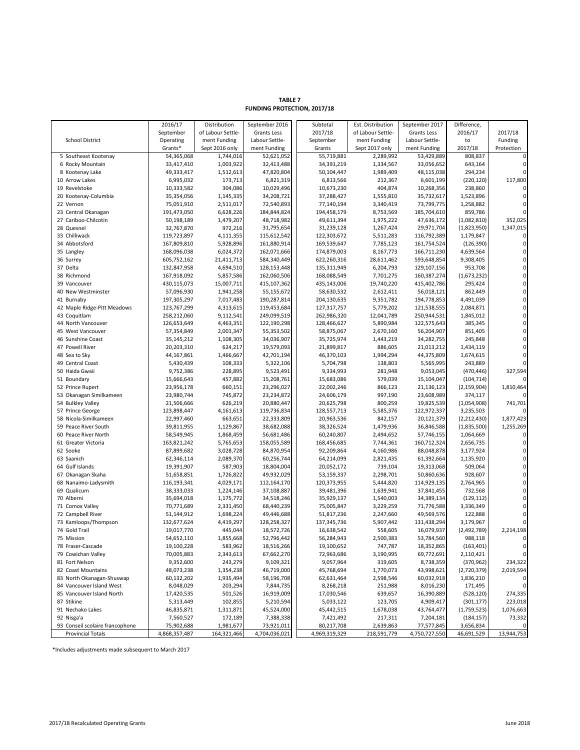**TABLE 7**
**FUNDING PROTECTION, 2017/18**

| School District | 2016/17 September Operating Grants* | Distribution of Labour Settle-ment Funding Sept 2016 only | September 2016 Grants Less Labour Settle-ment Funding | Subtotal 2017/18 September Grants | Est. Distribution of Labour Settle-ment Funding Sept 2017 only | September 2017 Grants Less Labour Settle-ment Funding | Difference, 2016/17 to 2017/18 | 2017/18 Funding Protection |
|---|---|---|---|---|---|---|---|---|
| 5 Southeast Kootenay | 54,365,068 | 1,744,016 | 52,621,052 | 55,719,881 | 2,289,992 | 53,429,889 | 808,837 | 0 |
| 6 Rocky Mountain | 33,417,410 | 1,003,922 | 32,413,488 | 34,391,219 | 1,334,567 | 33,056,652 | 643,164 | 0 |
| 8 Kootenay Lake | 49,333,417 | 1,512,613 | 47,820,804 | 50,104,447 | 1,989,409 | 48,115,038 | 294,234 | 0 |
| 10 Arrow Lakes | 6,995,032 | 173,713 | 6,821,319 | 6,813,566 | 212,367 | 6,601,199 | (220,120) | 117,800 |
| 19 Revelstoke | 10,333,582 | 304,086 | 10,029,496 | 10,673,230 | 404,874 | 10,268,356 | 238,860 | 0 |
| 20 Kootenay-Columbia | 35,354,056 | 1,145,335 | 34,208,721 | 37,288,427 | 1,555,810 | 35,732,617 | 1,523,896 | 0 |
| 22 Vernon | 75,051,910 | 2,511,017 | 72,540,893 | 77,140,194 | 3,340,419 | 73,799,775 | 1,258,882 | 0 |
| 23 Central Okanagan | 191,473,050 | 6,628,226 | 184,844,824 | 194,458,179 | 8,753,569 | 185,704,610 | 859,786 | 0 |
| 27 Cariboo-Chilcotin | 50,198,189 | 1,479,207 | 48,718,982 | 49,611,394 | 1,975,222 | 47,636,172 | (1,082,810) | 352,025 |
| 28 Quesnel | 32,767,870 | 972,216 | 31,795,654 | 31,239,128 | 1,267,424 | 29,971,704 | (1,823,950) | 1,347,015 |
| 33 Chilliwack | 119,723,897 | 4,111,355 | 115,612,542 | 122,303,672 | 5,511,283 | 116,792,389 | 1,179,847 | 0 |
| 34 Abbotsford | 167,809,810 | 5,928,896 | 161,880,914 | 169,539,647 | 7,785,123 | 161,754,524 | (126,390) | 0 |
| 35 Langley | 168,096,038 | 6,024,372 | 162,071,666 | 174,879,003 | 8,167,773 | 166,711,230 | 4,639,564 | 0 |
| 36 Surrey | 605,752,162 | 21,411,713 | 584,340,449 | 622,260,316 | 28,611,462 | 593,648,854 | 9,308,405 | 0 |
| 37 Delta | 132,847,958 | 4,694,510 | 128,153,448 | 135,311,949 | 6,204,793 | 129,107,156 | 953,708 | 0 |
| 38 Richmond | 167,918,092 | 5,857,586 | 162,060,506 | 168,088,549 | 7,701,275 | 160,387,274 | (1,673,232) | 0 |
| 39 Vancouver | 430,115,073 | 15,007,711 | 415,107,362 | 435,143,006 | 19,740,220 | 415,402,786 | 295,424 | 0 |
| 40 New Westminster | 57,096,930 | 1,941,258 | 55,155,672 | 58,630,532 | 2,612,411 | 56,018,121 | 862,449 | 0 |
| 41 Burnaby | 197,305,297 | 7,017,483 | 190,287,814 | 204,130,635 | 9,351,782 | 194,778,853 | 4,491,039 | 0 |
| 42 Maple Ridge-Pitt Meadows | 123,767,299 | 4,313,615 | 119,453,684 | 127,317,757 | 5,779,202 | 121,538,555 | 2,084,871 | 0 |
| 43 Coquitlam | 258,212,060 | 9,112,541 | 249,099,519 | 262,986,320 | 12,041,789 | 250,944,531 | 1,845,012 | 0 |
| 44 North Vancouver | 126,653,649 | 4,463,351 | 122,190,298 | 128,466,627 | 5,890,984 | 122,575,643 | 385,345 | 0 |
| 45 West Vancouver | 57,354,849 | 2,001,347 | 55,353,502 | 58,875,067 | 2,670,160 | 56,204,907 | 851,405 | 0 |
| 46 Sunshine Coast | 35,145,212 | 1,108,305 | 34,036,907 | 35,725,974 | 1,443,219 | 34,282,755 | 245,848 | 0 |
| 47 Powell River | 20,203,310 | 624,217 | 19,579,093 | 21,899,817 | 886,605 | 21,013,212 | 1,434,119 | 0 |
| 48 Sea to Sky | 44,167,861 | 1,466,667 | 42,701,194 | 46,370,103 | 1,994,294 | 44,375,809 | 1,674,615 | 0 |
| 49 Central Coast | 5,430,439 | 108,333 | 5,322,106 | 5,704,798 | 138,803 | 5,565,995 | 243,889 | 0 |
| 50 Haida Gwaii | 9,752,386 | 228,895 | 9,523,491 | 9,334,993 | 281,948 | 9,053,045 | (470,446) | 327,594 |
| 51 Boundary | 15,666,643 | 457,882 | 15,208,761 | 15,683,086 | 579,039 | 15,104,047 | (104,714) | 0 |
| 52 Prince Rupert | 23,956,178 | 660,151 | 23,296,027 | 22,002,246 | 866,123 | 21,136,123 | (2,159,904) | 1,810,464 |
| 53 Okanagan Similkameen | 23,980,744 | 745,872 | 23,234,872 | 24,606,179 | 997,190 | 23,608,989 | 374,117 | 0 |
| 54 Bulkley Valley | 21,506,666 | 626,219 | 20,880,447 | 20,625,798 | 800,259 | 19,825,539 | (1,054,908) | 741,701 |
| 57 Prince George | 123,898,447 | 4,161,613 | 119,736,834 | 128,557,713 | 5,585,376 | 122,972,337 | 3,235,503 | 0 |
| 58 Nicola-Similkameen | 22,997,460 | 663,651 | 22,333,809 | 20,963,536 | 842,157 | 20,121,379 | (2,212,430) | 1,877,423 |
| 59 Peace River South | 39,811,955 | 1,129,867 | 38,682,088 | 38,326,524 | 1,479,936 | 36,846,588 | (1,835,500) | 1,255,269 |
| 60 Peace River North | 58,549,945 | 1,868,459 | 56,681,486 | 60,240,807 | 2,494,652 | 57,746,155 | 1,064,669 | 0 |
| 61 Greater Victoria | 163,821,242 | 5,765,653 | 158,055,589 | 168,456,685 | 7,744,361 | 160,712,324 | 2,656,735 | 0 |
| 62 Sooke | 87,899,682 | 3,028,728 | 84,870,954 | 92,209,864 | 4,160,986 | 88,048,878 | 3,177,924 | 0 |
| 63 Saanich | 62,346,114 | 2,089,370 | 60,256,744 | 64,214,099 | 2,821,435 | 61,392,664 | 1,135,920 | 0 |
| 64 Gulf Islands | 19,391,907 | 587,903 | 18,804,004 | 20,052,172 | 739,104 | 19,313,068 | 509,064 | 0 |
| 67 Okanagan Skaha | 51,658,851 | 1,726,822 | 49,932,029 | 53,159,337 | 2,298,701 | 50,860,636 | 928,607 | 0 |
| 68 Nanaimo-Ladysmith | 116,193,341 | 4,029,171 | 112,164,170 | 120,373,955 | 5,444,820 | 114,929,135 | 2,764,965 | 0 |
| 69 Qualicum | 38,333,033 | 1,224,146 | 37,108,887 | 39,481,396 | 1,639,941 | 37,841,455 | 732,568 | 0 |
| 70 Alberni | 35,694,018 | 1,175,772 | 34,518,246 | 35,929,137 | 1,540,003 | 34,389,134 | (129,112) | 0 |
| 71 Comox Valley | 70,771,689 | 2,331,450 | 68,440,239 | 75,005,847 | 3,229,259 | 71,776,588 | 3,336,349 | 0 |
| 72 Campbell River | 51,144,912 | 1,698,224 | 49,446,688 | 51,817,236 | 2,247,660 | 49,569,576 | 122,888 | 0 |
| 73 Kamloops/Thompson | 132,677,624 | 4,419,297 | 128,258,327 | 137,345,736 | 5,907,442 | 131,438,294 | 3,179,967 | 0 |
| 74 Gold Trail | 19,017,770 | 445,044 | 18,572,726 | 16,638,542 | 558,605 | 16,079,937 | (2,492,789) | 2,214,198 |
| 75 Mission | 54,652,110 | 1,855,668 | 52,796,442 | 56,284,943 | 2,500,383 | 53,784,560 | 988,118 | 0 |
| 78 Fraser-Cascade | 19,100,228 | 583,962 | 18,516,266 | 19,100,652 | 747,787 | 18,352,865 | (163,401) | 0 |
| 79 Cowichan Valley | 70,005,883 | 2,343,613 | 67,662,270 | 72,963,686 | 3,190,995 | 69,772,691 | 2,110,421 | 0 |
| 81 Fort Nelson | 9,352,600 | 243,279 | 9,109,321 | 9,057,964 | 319,605 | 8,738,359 | (370,962) | 234,322 |
| 82 Coast Mountains | 48,073,238 | 1,354,238 | 46,719,000 | 45,768,694 | 1,770,073 | 43,998,621 | (2,720,379) | 2,019,594 |
| 83 North Okanagan-Shuswap | 60,132,202 | 1,935,494 | 58,196,708 | 62,631,464 | 2,598,546 | 60,032,918 | 1,836,210 | 0 |
| 84 Vancouver Island West | 8,048,029 | 203,294 | 7,844,735 | 8,268,218 | 251,988 | 8,016,230 | 171,495 | 0 |
| 85 Vancouver Island North | 17,420,535 | 501,526 | 16,919,009 | 17,030,546 | 639,657 | 16,390,889 | (528,120) | 274,335 |
| 87 Stikine | 5,313,449 | 102,855 | 5,210,594 | 5,033,122 | 123,705 | 4,909,417 | (301,177) | 223,018 |
| 91 Nechako Lakes | 46,835,871 | 1,311,871 | 45,524,000 | 45,442,515 | 1,678,038 | 43,764,477 | (1,759,523) | 1,076,663 |
| 92 Nisga'a | 7,560,527 | 172,189 | 7,388,338 | 7,421,492 | 217,311 | 7,204,181 | (184,157) | 73,332 |
| 93 Conseil scolaire francophone | 75,902,688 | 1,981,677 | 73,921,011 | 80,217,708 | 2,639,863 | 77,577,845 | 3,656,834 | 0 |
| Provincial Totals | 4,868,357,487 | 164,321,466 | 4,704,036,021 | 4,969,319,329 | 218,591,779 | 4,750,727,550 | 46,691,529 | 13,944,753 |

*Includes adjustments made subsequent to March 2017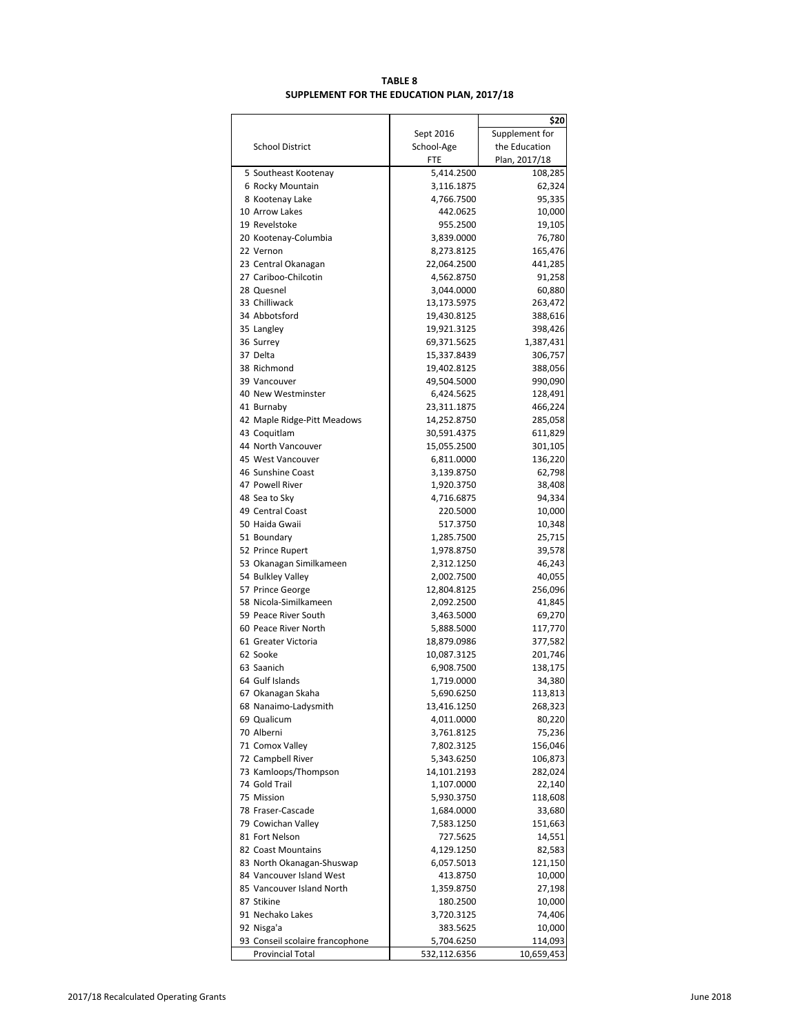**TABLE 8**
**SUPPLEMENT FOR THE EDUCATION PLAN, 2017/18**

| School District | Sept 2016 School-Age FTE | \$20 Supplement for the Education Plan, 2017/18 |
|---|---|---|
| 5 Southeast Kootenay | 5,414.2500 | 108,285 |
| 6 Rocky Mountain | 3,116.1875 | 62,324 |
| 8 Kootenay Lake | 4,766.7500 | 95,335 |
| 10 Arrow Lakes | 442.0625 | 10,000 |
| 19 Revelstoke | 955.2500 | 19,105 |
| 20 Kootenay-Columbia | 3,839.0000 | 76,780 |
| 22 Vernon | 8,273.8125 | 165,476 |
| 23 Central Okanagan | 22,064.2500 | 441,285 |
| 27 Cariboo-Chilcotin | 4,562.8750 | 91,258 |
| 28 Quesnel | 3,044.0000 | 60,880 |
| 33 Chilliwack | 13,173.5975 | 263,472 |
| 34 Abbotsford | 19,430.8125 | 388,616 |
| 35 Langley | 19,921.3125 | 398,426 |
| 36 Surrey | 69,371.5625 | 1,387,431 |
| 37 Delta | 15,337.8439 | 306,757 |
| 38 Richmond | 19,402.8125 | 388,056 |
| 39 Vancouver | 49,504.5000 | 990,090 |
| 40 New Westminster | 6,424.5625 | 128,491 |
| 41 Burnaby | 23,311.1875 | 466,224 |
| 42 Maple Ridge-Pitt Meadows | 14,252.8750 | 285,058 |
| 43 Coquitlam | 30,591.4375 | 611,829 |
| 44 North Vancouver | 15,055.2500 | 301,105 |
| 45 West Vancouver | 6,811.0000 | 136,220 |
| 46 Sunshine Coast | 3,139.8750 | 62,798 |
| 47 Powell River | 1,920.3750 | 38,408 |
| 48 Sea to Sky | 4,716.6875 | 94,334 |
| 49 Central Coast | 220.5000 | 10,000 |
| 50 Haida Gwaii | 517.3750 | 10,348 |
| 51 Boundary | 1,285.7500 | 25,715 |
| 52 Prince Rupert | 1,978.8750 | 39,578 |
| 53 Okanagan Similkameen | 2,312.1250 | 46,243 |
| 54 Bulkley Valley | 2,002.7500 | 40,055 |
| 57 Prince George | 12,804.8125 | 256,096 |
| 58 Nicola-Similkameen | 2,092.2500 | 41,845 |
| 59 Peace River South | 3,463.5000 | 69,270 |
| 60 Peace River North | 5,888.5000 | 117,770 |
| 61 Greater Victoria | 18,879.0986 | 377,582 |
| 62 Sooke | 10,087.3125 | 201,746 |
| 63 Saanich | 6,908.7500 | 138,175 |
| 64 Gulf Islands | 1,719.0000 | 34,380 |
| 67 Okanagan Skaha | 5,690.6250 | 113,813 |
| 68 Nanaimo-Ladysmith | 13,416.1250 | 268,323 |
| 69 Qualicum | 4,011.0000 | 80,220 |
| 70 Alberni | 3,761.8125 | 75,236 |
| 71 Comox Valley | 7,802.3125 | 156,046 |
| 72 Campbell River | 5,343.6250 | 106,873 |
| 73 Kamloops/Thompson | 14,101.2193 | 282,024 |
| 74 Gold Trail | 1,107.0000 | 22,140 |
| 75 Mission | 5,930.3750 | 118,608 |
| 78 Fraser-Cascade | 1,684.0000 | 33,680 |
| 79 Cowichan Valley | 7,583.1250 | 151,663 |
| 81 Fort Nelson | 727.5625 | 14,551 |
| 82 Coast Mountains | 4,129.1250 | 82,583 |
| 83 North Okanagan-Shuswap | 6,057.5013 | 121,150 |
| 84 Vancouver Island West | 413.8750 | 10,000 |
| 85 Vancouver Island North | 1,359.8750 | 27,198 |
| 87 Stikine | 180.2500 | 10,000 |
| 91 Nechako Lakes | 3,720.3125 | 74,406 |
| 92 Nisga'a | 383.5625 | 10,000 |
| 93 Conseil scolaire francophone | 5,704.6250 | 114,093 |
| Provincial Total | 532,112.6356 | 10,659,453 |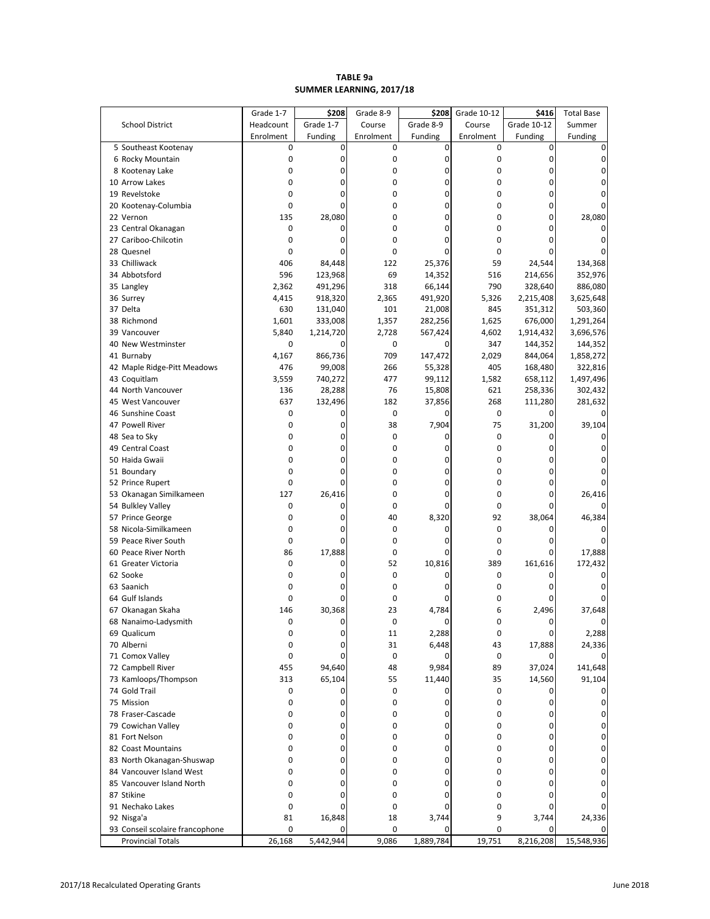**TABLE 9a**
**SUMMER LEARNING, 2017/18**

| School District | Grade 1-7 Headcount Enrolment | $208 Grade 1-7 Funding | Grade 8-9 Course Enrolment | $208 Grade 8-9 Funding | Grade 10-12 Course Enrolment | $416 Grade 10-12 Funding | Total Base Summer Funding |
|---|---|---|---|---|---|---|---|
| 5 Southeast Kootenay | 0 | 0 | 0 | 0 | 0 | 0 | 0 |
| 6 Rocky Mountain | 0 | 0 | 0 | 0 | 0 | 0 | 0 |
| 8 Kootenay Lake | 0 | 0 | 0 | 0 | 0 | 0 | 0 |
| 10 Arrow Lakes | 0 | 0 | 0 | 0 | 0 | 0 | 0 |
| 19 Revelstoke | 0 | 0 | 0 | 0 | 0 | 0 | 0 |
| 20 Kootenay-Columbia | 0 | 0 | 0 | 0 | 0 | 0 | 0 |
| 22 Vernon | 135 | 28,080 | 0 | 0 | 0 | 0 | 28,080 |
| 23 Central Okanagan | 0 | 0 | 0 | 0 | 0 | 0 | 0 |
| 27 Cariboo-Chilcotin | 0 | 0 | 0 | 0 | 0 | 0 | 0 |
| 28 Quesnel | 0 | 0 | 0 | 0 | 0 | 0 | 0 |
| 33 Chilliwack | 406 | 84,448 | 122 | 25,376 | 59 | 24,544 | 134,368 |
| 34 Abbotsford | 596 | 123,968 | 69 | 14,352 | 516 | 214,656 | 352,976 |
| 35 Langley | 2,362 | 491,296 | 318 | 66,144 | 790 | 328,640 | 886,080 |
| 36 Surrey | 4,415 | 918,320 | 2,365 | 491,920 | 5,326 | 2,215,408 | 3,625,648 |
| 37 Delta | 630 | 131,040 | 101 | 21,008 | 845 | 351,312 | 503,360 |
| 38 Richmond | 1,601 | 333,008 | 1,357 | 282,256 | 1,625 | 676,000 | 1,291,264 |
| 39 Vancouver | 5,840 | 1,214,720 | 2,728 | 567,424 | 4,602 | 1,914,432 | 3,696,576 |
| 40 New Westminster | 0 | 0 | 0 | 0 | 347 | 144,352 | 144,352 |
| 41 Burnaby | 4,167 | 866,736 | 709 | 147,472 | 2,029 | 844,064 | 1,858,272 |
| 42 Maple Ridge-Pitt Meadows | 476 | 99,008 | 266 | 55,328 | 405 | 168,480 | 322,816 |
| 43 Coquitlam | 3,559 | 740,272 | 477 | 99,112 | 1,582 | 658,112 | 1,497,496 |
| 44 North Vancouver | 136 | 28,288 | 76 | 15,808 | 621 | 258,336 | 302,432 |
| 45 West Vancouver | 637 | 132,496 | 182 | 37,856 | 268 | 111,280 | 281,632 |
| 46 Sunshine Coast | 0 | 0 | 0 | 0 | 0 | 0 | 0 |
| 47 Powell River | 0 | 0 | 38 | 7,904 | 75 | 31,200 | 39,104 |
| 48 Sea to Sky | 0 | 0 | 0 | 0 | 0 | 0 | 0 |
| 49 Central Coast | 0 | 0 | 0 | 0 | 0 | 0 | 0 |
| 50 Haida Gwaii | 0 | 0 | 0 | 0 | 0 | 0 | 0 |
| 51 Boundary | 0 | 0 | 0 | 0 | 0 | 0 | 0 |
| 52 Prince Rupert | 0 | 0 | 0 | 0 | 0 | 0 | 0 |
| 53 Okanagan Similkameen | 127 | 26,416 | 0 | 0 | 0 | 0 | 26,416 |
| 54 Bulkley Valley | 0 | 0 | 0 | 0 | 0 | 0 | 0 |
| 57 Prince George | 0 | 0 | 40 | 8,320 | 92 | 38,064 | 46,384 |
| 58 Nicola-Similkameen | 0 | 0 | 0 | 0 | 0 | 0 | 0 |
| 59 Peace River South | 0 | 0 | 0 | 0 | 0 | 0 | 0 |
| 60 Peace River North | 86 | 17,888 | 0 | 0 | 0 | 0 | 17,888 |
| 61 Greater Victoria | 0 | 0 | 52 | 10,816 | 389 | 161,616 | 172,432 |
| 62 Sooke | 0 | 0 | 0 | 0 | 0 | 0 | 0 |
| 63 Saanich | 0 | 0 | 0 | 0 | 0 | 0 | 0 |
| 64 Gulf Islands | 0 | 0 | 0 | 0 | 0 | 0 | 0 |
| 67 Okanagan Skaha | 146 | 30,368 | 23 | 4,784 | 6 | 2,496 | 37,648 |
| 68 Nanaimo-Ladysmith | 0 | 0 | 0 | 0 | 0 | 0 | 0 |
| 69 Qualicum | 0 | 0 | 11 | 2,288 | 0 | 0 | 2,288 |
| 70 Alberni | 0 | 0 | 31 | 6,448 | 43 | 17,888 | 24,336 |
| 71 Comox Valley | 0 | 0 | 0 | 0 | 0 | 0 | 0 |
| 72 Campbell River | 455 | 94,640 | 48 | 9,984 | 89 | 37,024 | 141,648 |
| 73 Kamloops/Thompson | 313 | 65,104 | 55 | 11,440 | 35 | 14,560 | 91,104 |
| 74 Gold Trail | 0 | 0 | 0 | 0 | 0 | 0 | 0 |
| 75 Mission | 0 | 0 | 0 | 0 | 0 | 0 | 0 |
| 78 Fraser-Cascade | 0 | 0 | 0 | 0 | 0 | 0 | 0 |
| 79 Cowichan Valley | 0 | 0 | 0 | 0 | 0 | 0 | 0 |
| 81 Fort Nelson | 0 | 0 | 0 | 0 | 0 | 0 | 0 |
| 82 Coast Mountains | 0 | 0 | 0 | 0 | 0 | 0 | 0 |
| 83 North Okanagan-Shuswap | 0 | 0 | 0 | 0 | 0 | 0 | 0 |
| 84 Vancouver Island West | 0 | 0 | 0 | 0 | 0 | 0 | 0 |
| 85 Vancouver Island North | 0 | 0 | 0 | 0 | 0 | 0 | 0 |
| 87 Stikine | 0 | 0 | 0 | 0 | 0 | 0 | 0 |
| 91 Nechako Lakes | 0 | 0 | 0 | 0 | 0 | 0 | 0 |
| 92 Nisga'a | 81 | 16,848 | 18 | 3,744 | 9 | 3,744 | 24,336 |
| 93 Conseil scolaire francophone | 0 | 0 | 0 | 0 | 0 | 0 | 0 |
| Provincial Totals | 26,168 | 5,442,944 | 9,086 | 1,889,784 | 19,751 | 8,216,208 | 15,548,936 |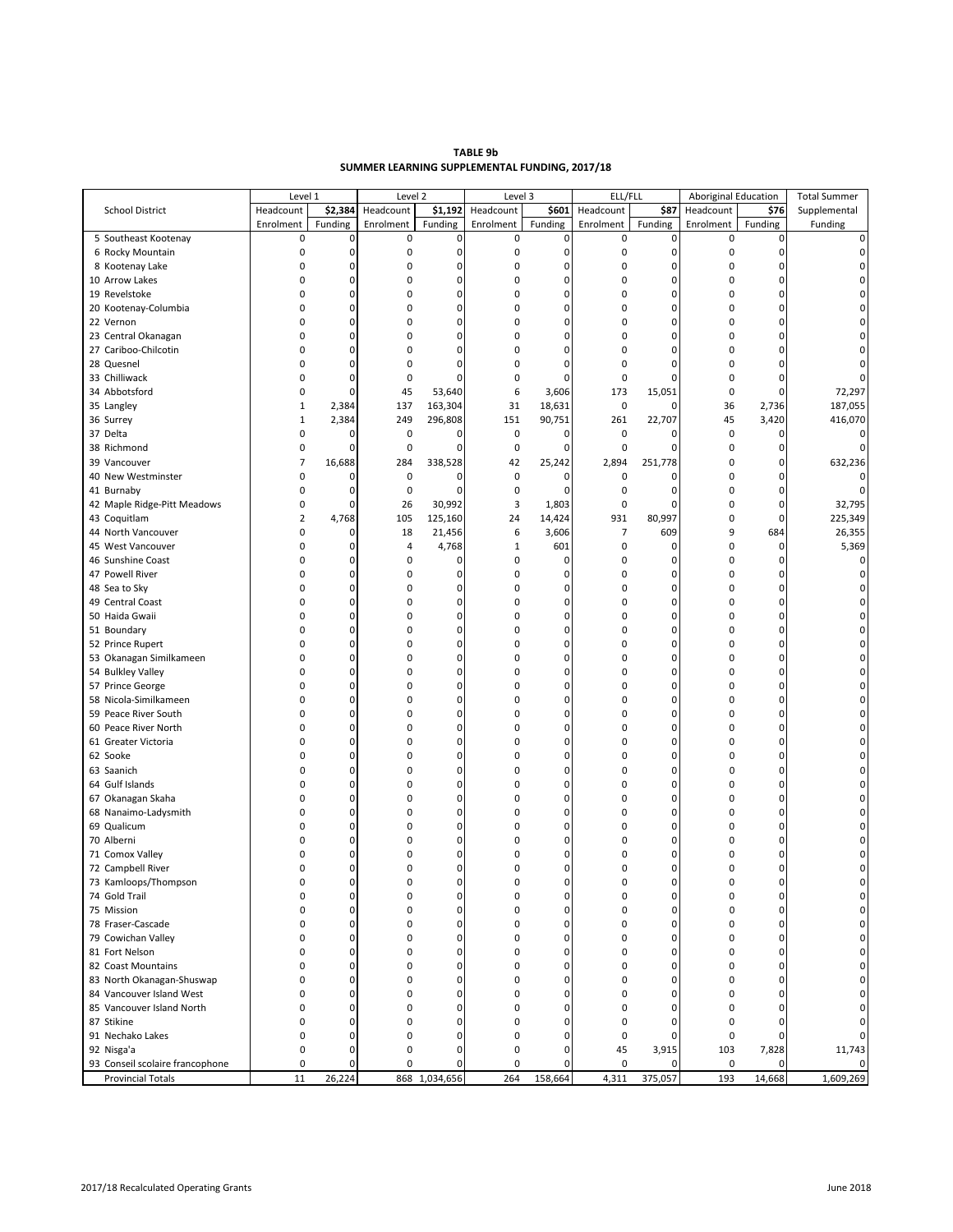**TABLE 9b**
**SUMMER LEARNING SUPPLEMENTAL FUNDING, 2017/18**

| School District | Level 1 | | Level 2 | | Level 3 | | ELL/FLL | | Aboriginal Education | | Total Summer Supplemental Funding |
|---|---|---|---|---|---|---|---|---|---|---|---|
| | Headcount Enrolment | $2,384 Funding | Headcount Enrolment | $1,192 Funding | Headcount Enrolment | $601 Funding | Headcount Enrolment | $87 Funding | Headcount Enrolment | $76 Funding | |
| 5 Southeast Kootenay | 0 | 0 | 0 | 0 | 0 | 0 | 0 | 0 | 0 | 0 | 0 |
| 6 Rocky Mountain | 0 | 0 | 0 | 0 | 0 | 0 | 0 | 0 | 0 | 0 | 0 |
| 8 Kootenay Lake | 0 | 0 | 0 | 0 | 0 | 0 | 0 | 0 | 0 | 0 | 0 |
| 10 Arrow Lakes | 0 | 0 | 0 | 0 | 0 | 0 | 0 | 0 | 0 | 0 | 0 |
| 19 Revelstoke | 0 | 0 | 0 | 0 | 0 | 0 | 0 | 0 | 0 | 0 | 0 |
| 20 Kootenay-Columbia | 0 | 0 | 0 | 0 | 0 | 0 | 0 | 0 | 0 | 0 | 0 |
| 22 Vernon | 0 | 0 | 0 | 0 | 0 | 0 | 0 | 0 | 0 | 0 | 0 |
| 23 Central Okanagan | 0 | 0 | 0 | 0 | 0 | 0 | 0 | 0 | 0 | 0 | 0 |
| 27 Cariboo-Chilcotin | 0 | 0 | 0 | 0 | 0 | 0 | 0 | 0 | 0 | 0 | 0 |
| 28 Quesnel | 0 | 0 | 0 | 0 | 0 | 0 | 0 | 0 | 0 | 0 | 0 |
| 33 Chilliwack | 0 | 0 | 0 | 0 | 0 | 0 | 0 | 0 | 0 | 0 | 0 |
| 34 Abbotsford | 0 | 0 | 45 | 53,640 | 6 | 3,606 | 173 | 15,051 | 0 | 0 | 72,297 |
| 35 Langley | 1 | 2,384 | 137 | 163,304 | 31 | 18,631 | 0 | 0 | 36 | 2,736 | 187,055 |
| 36 Surrey | 1 | 2,384 | 249 | 296,808 | 151 | 90,751 | 261 | 22,707 | 45 | 3,420 | 416,070 |
| 37 Delta | 0 | 0 | 0 | 0 | 0 | 0 | 0 | 0 | 0 | 0 | 0 |
| 38 Richmond | 0 | 0 | 0 | 0 | 0 | 0 | 0 | 0 | 0 | 0 | 0 |
| 39 Vancouver | 7 | 16,688 | 284 | 338,528 | 42 | 25,242 | 2,894 | 251,778 | 0 | 0 | 632,236 |
| 40 New Westminster | 0 | 0 | 0 | 0 | 0 | 0 | 0 | 0 | 0 | 0 | 0 |
| 41 Burnaby | 0 | 0 | 0 | 0 | 0 | 0 | 0 | 0 | 0 | 0 | 0 |
| 42 Maple Ridge-Pitt Meadows | 0 | 0 | 26 | 30,992 | 3 | 1,803 | 0 | 0 | 0 | 0 | 32,795 |
| 43 Coquitlam | 2 | 4,768 | 105 | 125,160 | 24 | 14,424 | 931 | 80,997 | 0 | 0 | 225,349 |
| 44 North Vancouver | 0 | 0 | 18 | 21,456 | 6 | 3,606 | 7 | 609 | 9 | 684 | 26,355 |
| 45 West Vancouver | 0 | 0 | 4 | 4,768 | 1 | 601 | 0 | 0 | 0 | 0 | 5,369 |
| 46 Sunshine Coast | 0 | 0 | 0 | 0 | 0 | 0 | 0 | 0 | 0 | 0 | 0 |
| 47 Powell River | 0 | 0 | 0 | 0 | 0 | 0 | 0 | 0 | 0 | 0 | 0 |
| 48 Sea to Sky | 0 | 0 | 0 | 0 | 0 | 0 | 0 | 0 | 0 | 0 | 0 |
| 49 Central Coast | 0 | 0 | 0 | 0 | 0 | 0 | 0 | 0 | 0 | 0 | 0 |
| 50 Haida Gwaii | 0 | 0 | 0 | 0 | 0 | 0 | 0 | 0 | 0 | 0 | 0 |
| 51 Boundary | 0 | 0 | 0 | 0 | 0 | 0 | 0 | 0 | 0 | 0 | 0 |
| 52 Prince Rupert | 0 | 0 | 0 | 0 | 0 | 0 | 0 | 0 | 0 | 0 | 0 |
| 53 Okanagan Similkameen | 0 | 0 | 0 | 0 | 0 | 0 | 0 | 0 | 0 | 0 | 0 |
| 54 Bulkley Valley | 0 | 0 | 0 | 0 | 0 | 0 | 0 | 0 | 0 | 0 | 0 |
| 57 Prince George | 0 | 0 | 0 | 0 | 0 | 0 | 0 | 0 | 0 | 0 | 0 |
| 58 Nicola-Similkameen | 0 | 0 | 0 | 0 | 0 | 0 | 0 | 0 | 0 | 0 | 0 |
| 59 Peace River South | 0 | 0 | 0 | 0 | 0 | 0 | 0 | 0 | 0 | 0 | 0 |
| 60 Peace River North | 0 | 0 | 0 | 0 | 0 | 0 | 0 | 0 | 0 | 0 | 0 |
| 61 Greater Victoria | 0 | 0 | 0 | 0 | 0 | 0 | 0 | 0 | 0 | 0 | 0 |
| 62 Sooke | 0 | 0 | 0 | 0 | 0 | 0 | 0 | 0 | 0 | 0 | 0 |
| 63 Saanich | 0 | 0 | 0 | 0 | 0 | 0 | 0 | 0 | 0 | 0 | 0 |
| 64 Gulf Islands | 0 | 0 | 0 | 0 | 0 | 0 | 0 | 0 | 0 | 0 | 0 |
| 67 Okanagan Skaha | 0 | 0 | 0 | 0 | 0 | 0 | 0 | 0 | 0 | 0 | 0 |
| 68 Nanaimo-Ladysmith | 0 | 0 | 0 | 0 | 0 | 0 | 0 | 0 | 0 | 0 | 0 |
| 69 Qualicum | 0 | 0 | 0 | 0 | 0 | 0 | 0 | 0 | 0 | 0 | 0 |
| 70 Alberni | 0 | 0 | 0 | 0 | 0 | 0 | 0 | 0 | 0 | 0 | 0 |
| 71 Comox Valley | 0 | 0 | 0 | 0 | 0 | 0 | 0 | 0 | 0 | 0 | 0 |
| 72 Campbell River | 0 | 0 | 0 | 0 | 0 | 0 | 0 | 0 | 0 | 0 | 0 |
| 73 Kamloops/Thompson | 0 | 0 | 0 | 0 | 0 | 0 | 0 | 0 | 0 | 0 | 0 |
| 74 Gold Trail | 0 | 0 | 0 | 0 | 0 | 0 | 0 | 0 | 0 | 0 | 0 |
| 75 Mission | 0 | 0 | 0 | 0 | 0 | 0 | 0 | 0 | 0 | 0 | 0 |
| 78 Fraser-Cascade | 0 | 0 | 0 | 0 | 0 | 0 | 0 | 0 | 0 | 0 | 0 |
| 79 Cowichan Valley | 0 | 0 | 0 | 0 | 0 | 0 | 0 | 0 | 0 | 0 | 0 |
| 81 Fort Nelson | 0 | 0 | 0 | 0 | 0 | 0 | 0 | 0 | 0 | 0 | 0 |
| 82 Coast Mountains | 0 | 0 | 0 | 0 | 0 | 0 | 0 | 0 | 0 | 0 | 0 |
| 83 North Okanagan-Shuswap | 0 | 0 | 0 | 0 | 0 | 0 | 0 | 0 | 0 | 0 | 0 |
| 84 Vancouver Island West | 0 | 0 | 0 | 0 | 0 | 0 | 0 | 0 | 0 | 0 | 0 |
| 85 Vancouver Island North | 0 | 0 | 0 | 0 | 0 | 0 | 0 | 0 | 0 | 0 | 0 |
| 87 Stikine | 0 | 0 | 0 | 0 | 0 | 0 | 0 | 0 | 0 | 0 | 0 |
| 91 Nechako Lakes | 0 | 0 | 0 | 0 | 0 | 0 | 0 | 0 | 0 | 0 | 0 |
| 92 Nisga'a | 0 | 0 | 0 | 0 | 0 | 0 | 45 | 3,915 | 103 | 7,828 | 11,743 |
| 93 Conseil scolaire francophone | 0 | 0 | 0 | 0 | 0 | 0 | 0 | 0 | 0 | 0 | 0 |
| Provincial Totals | 11 | 26,224 | 868 | 1,034,656 | 264 | 158,664 | 4,311 | 375,057 | 193 | 14,668 | 1,609,269 |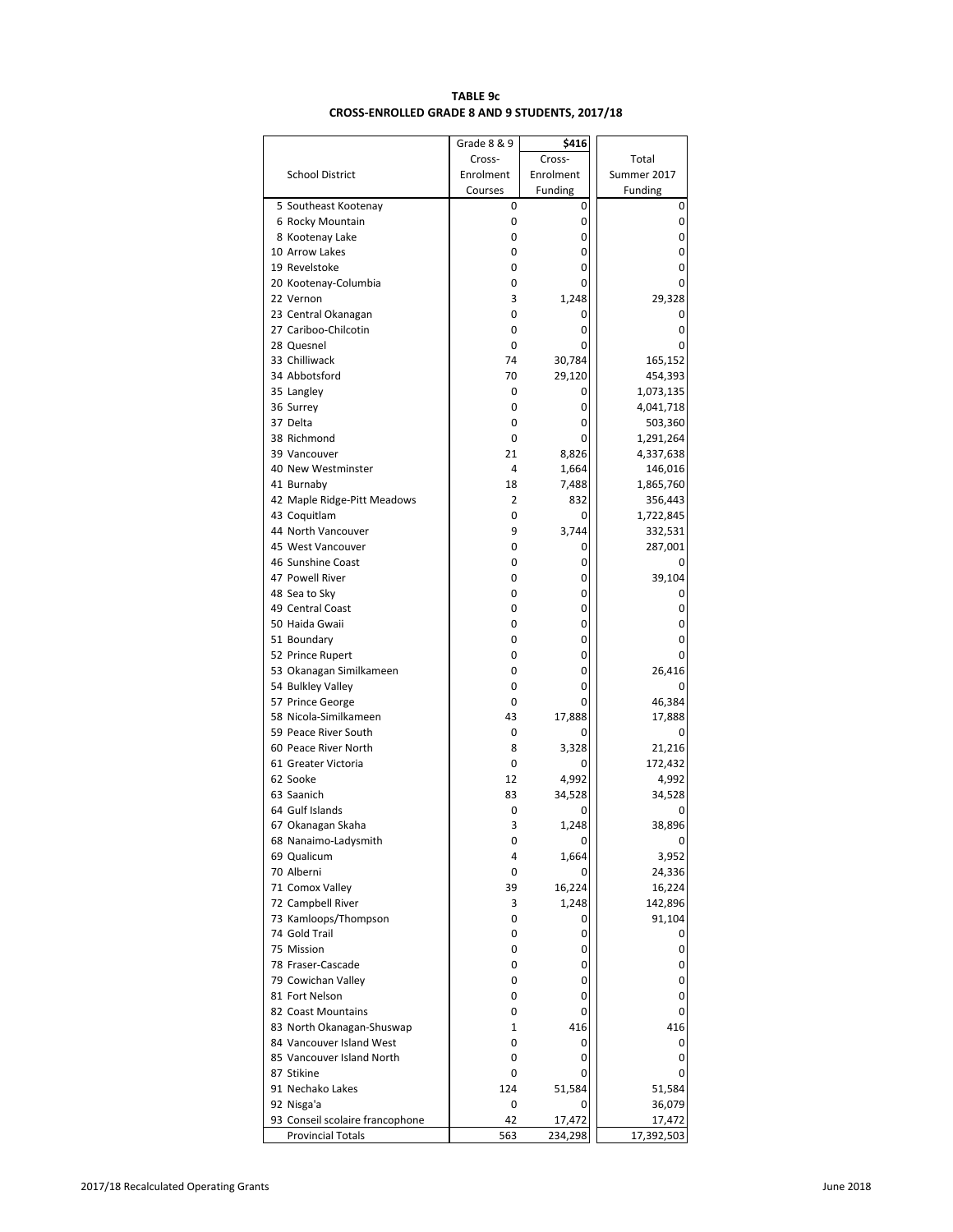**TABLE 9c**
**CROSS-ENROLLED GRADE 8 AND 9 STUDENTS, 2017/18**

| School District | Grade 8 & 9 Cross-Enrolment Courses | \$416 Cross-Enrolment Funding | Total Summer 2017 Funding |
|---|---|---|---|
| 5 Southeast Kootenay | 0 | 0 | 0 |
| 6 Rocky Mountain | 0 | 0 | 0 |
| 8 Kootenay Lake | 0 | 0 | 0 |
| 10 Arrow Lakes | 0 | 0 | 0 |
| 19 Revelstoke | 0 | 0 | 0 |
| 20 Kootenay-Columbia | 0 | 0 | 0 |
| 22 Vernon | 3 | 1,248 | 29,328 |
| 23 Central Okanagan | 0 | 0 | 0 |
| 27 Cariboo-Chilcotin | 0 | 0 | 0 |
| 28 Quesnel | 0 | 0 | 0 |
| 33 Chilliwack | 74 | 30,784 | 165,152 |
| 34 Abbotsford | 70 | 29,120 | 454,393 |
| 35 Langley | 0 | 0 | 1,073,135 |
| 36 Surrey | 0 | 0 | 4,041,718 |
| 37 Delta | 0 | 0 | 503,360 |
| 38 Richmond | 0 | 0 | 1,291,264 |
| 39 Vancouver | 21 | 8,826 | 4,337,638 |
| 40 New Westminster | 4 | 1,664 | 146,016 |
| 41 Burnaby | 18 | 7,488 | 1,865,760 |
| 42 Maple Ridge-Pitt Meadows | 2 | 832 | 356,443 |
| 43 Coquitlam | 0 | 0 | 1,722,845 |
| 44 North Vancouver | 9 | 3,744 | 332,531 |
| 45 West Vancouver | 0 | 0 | 287,001 |
| 46 Sunshine Coast | 0 | 0 | 0 |
| 47 Powell River | 0 | 0 | 39,104 |
| 48 Sea to Sky | 0 | 0 | 0 |
| 49 Central Coast | 0 | 0 | 0 |
| 50 Haida Gwaii | 0 | 0 | 0 |
| 51 Boundary | 0 | 0 | 0 |
| 52 Prince Rupert | 0 | 0 | 0 |
| 53 Okanagan Similkameen | 0 | 0 | 26,416 |
| 54 Bulkley Valley | 0 | 0 | 0 |
| 57 Prince George | 0 | 0 | 46,384 |
| 58 Nicola-Similkameen | 43 | 17,888 | 17,888 |
| 59 Peace River South | 0 | 0 | 0 |
| 60 Peace River North | 8 | 3,328 | 21,216 |
| 61 Greater Victoria | 0 | 0 | 172,432 |
| 62 Sooke | 12 | 4,992 | 4,992 |
| 63 Saanich | 83 | 34,528 | 34,528 |
| 64 Gulf Islands | 0 | 0 | 0 |
| 67 Okanagan Skaha | 3 | 1,248 | 38,896 |
| 68 Nanaimo-Ladysmith | 0 | 0 | 0 |
| 69 Qualicum | 4 | 1,664 | 3,952 |
| 70 Alberni | 0 | 0 | 24,336 |
| 71 Comox Valley | 39 | 16,224 | 16,224 |
| 72 Campbell River | 3 | 1,248 | 142,896 |
| 73 Kamloops/Thompson | 0 | 0 | 91,104 |
| 74 Gold Trail | 0 | 0 | 0 |
| 75 Mission | 0 | 0 | 0 |
| 78 Fraser-Cascade | 0 | 0 | 0 |
| 79 Cowichan Valley | 0 | 0 | 0 |
| 81 Fort Nelson | 0 | 0 | 0 |
| 82 Coast Mountains | 0 | 0 | 0 |
| 83 North Okanagan-Shuswap | 1 | 416 | 416 |
| 84 Vancouver Island West | 0 | 0 | 0 |
| 85 Vancouver Island North | 0 | 0 | 0 |
| 87 Stikine | 0 | 0 | 0 |
| 91 Nechako Lakes | 124 | 51,584 | 51,584 |
| 92 Nisga'a | 0 | 0 | 36,079 |
| 93 Conseil scolaire francophone | 42 | 17,472 | 17,472 |
| Provincial Totals | 563 | 234,298 | 17,392,503 |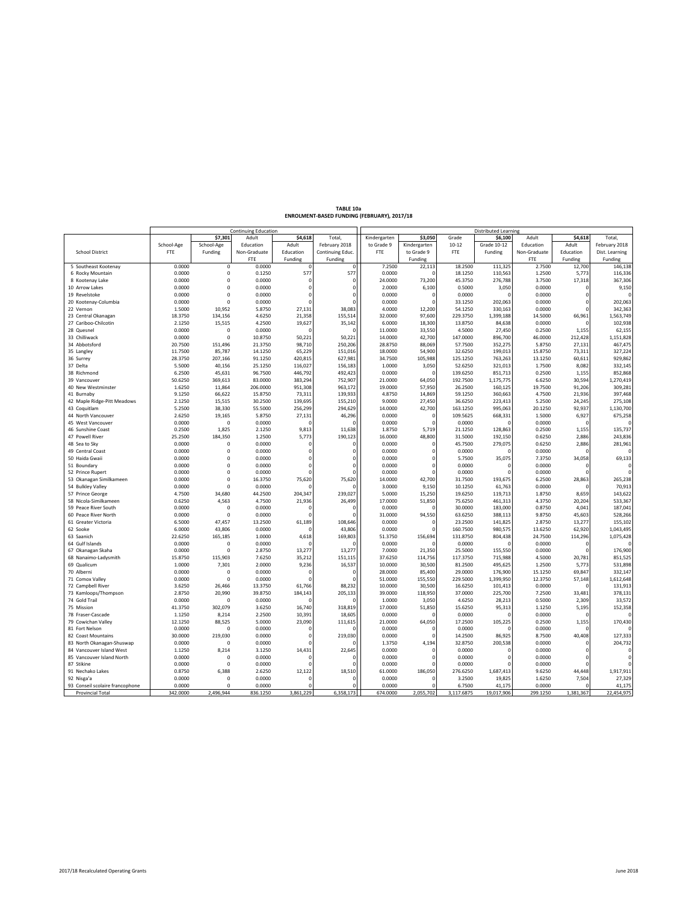# TABLE 10a
## ENROLMENT-BASED FUNDING (FEBRUARY), 2017/18

| School District | Continuing Education | | | | | Distributed Learning | | | | | | |
|---|---|---|---|---|---|---|---|---|---|---|---|---|
| | | $7,301 | Adult | $4,618 | Total, | Kindergarten | $3,050 | Grade | $6,100 | Adult | $4,618 | Total, |
| | School-Age FTE | School-Age Funding | Education Non-Graduate FTE | Adult Education Funding | February 2018 Continuing Educ. Funding | to Grade 9 FTE | Kindergarten to Grade 9 Funding | 10-12 FTE | Grade 10-12 Funding | Education Non-Graduate FTE | Adult Education Funding | February 2018 Dist. Learning Funding |
| 5 Southeast Kootenay | 0.0000 | 0 | 0.0000 | 0 | 0 | 7.2500 | 22,113 | 18.2500 | 111,325 | 2.7500 | 12,700 | 146,138 |
| 6 Rocky Mountain | 0.0000 | 0 | 0.1250 | 577 | 577 | 0.0000 | 0 | 18.1250 | 110,563 | 1.2500 | 5,773 | 116,336 |
| 8 Kootenay Lake | 0.0000 | 0 | 0.0000 | 0 | 0 | 24.0000 | 73,200 | 45.3750 | 276,788 | 3.7500 | 17,318 | 367,306 |
| 10 Arrow Lakes | 0.0000 | 0 | 0.0000 | 0 | 0 | 2.0000 | 6,100 | 0.5000 | 3,050 | 0.0000 | 0 | 9,150 |
| 19 Revelstoke | 0.0000 | 0 | 0.0000 | 0 | 0 | 0.0000 | 0 | 0.0000 | 0 | 0.0000 | 0 | 0 |
| 20 Kootenay-Columbia | 0.0000 | 0 | 0.0000 | 0 | 0 | 0.0000 | 0 | 33.1250 | 202,063 | 0.0000 | 0 | 202,063 |
| 22 Vernon | 1.5000 | 10,952 | 5.8750 | 27,131 | 38,083 | 4.0000 | 12,200 | 54.1250 | 330,163 | 0.0000 | 0 | 342,363 |
| 23 Central Okanagan | 18.3750 | 134,156 | 4.6250 | 21,358 | 155,514 | 32.0000 | 97,600 | 229.3750 | 1,399,188 | 14.5000 | 66,961 | 1,563,749 |
| 27 Cariboo-Chilcotin | 2.1250 | 15,515 | 4.2500 | 19,627 | 35,142 | 6.0000 | 18,300 | 13.8750 | 84,638 | 0.0000 | 0 | 102,938 |
| 28 Quesnel | 0.0000 | 0 | 0.0000 | 0 | 0 | 11.0000 | 33,550 | 4.5000 | 27,450 | 0.2500 | 1,155 | 62,155 |
| 33 Chilliwack | 0.0000 | 0 | 10.8750 | 50,221 | 50,221 | 14.0000 | 42,700 | 147.0000 | 896,700 | 46.0000 | 212,428 | 1,151,828 |
| 34 Abbotsford | 20.7500 | 151,496 | 21.3750 | 98,710 | 250,206 | 28.8750 | 88,069 | 57.7500 | 352,275 | 5.8750 | 27,131 | 467,475 |
| 35 Langley | 11.7500 | 85,787 | 14.1250 | 65,229 | 151,016 | 18.0000 | 54,900 | 32.6250 | 199,013 | 15.8750 | 73,311 | 327,224 |
| 36 Surrey | 28.3750 | 207,166 | 91.1250 | 420,815 | 627,981 | 34.7500 | 105,988 | 125.1250 | 763,263 | 13.1250 | 60,611 | 929,862 |
| 37 Delta | 5.5000 | 40,156 | 25.1250 | 116,027 | 156,183 | 1.0000 | 3,050 | 52.6250 | 321,013 | 1.7500 | 8,082 | 332,145 |
| 38 Richmond | 6.2500 | 45,631 | 96.7500 | 446,792 | 492,423 | 0.0000 | 0 | 139.6250 | 851,713 | 0.2500 | 1,155 | 852,868 |
| 39 Vancouver | 50.6250 | 369,613 | 83.0000 | 383,294 | 752,907 | 21.0000 | 64,050 | 192.7500 | 1,175,775 | 6.6250 | 30,594 | 1,270,419 |
| 40 New Westminster | 1.6250 | 11,864 | 206.0000 | 951,308 | 963,172 | 19.0000 | 57,950 | 26.2500 | 160,125 | 19.7500 | 91,206 | 309,281 |
| 41 Burnaby | 9.1250 | 66,622 | 15.8750 | 73,311 | 139,933 | 4.8750 | 14,869 | 59.1250 | 360,663 | 4.7500 | 21,936 | 397,468 |
| 42 Maple Ridge-Pitt Meadows | 2.1250 | 15,515 | 30.2500 | 139,695 | 155,210 | 9.0000 | 27,450 | 36.6250 | 223,413 | 5.2500 | 24,245 | 275,108 |
| 43 Coquitlam | 5.2500 | 38,330 | 55.5000 | 256,299 | 294,629 | 14.0000 | 42,700 | 163.1250 | 995,063 | 20.1250 | 92,937 | 1,130,700 |
| 44 North Vancouver | 2.6250 | 19,165 | 5.8750 | 27,131 | 46,296 | 0.0000 | 0 | 109.5625 | 668,331 | 1.5000 | 6,927 | 675,258 |
| 45 West Vancouver | 0.0000 | 0 | 0.0000 | 0 | 0 | 0.0000 | 0 | 0.0000 | 0 | 0.0000 | 0 | 0 |
| 46 Sunshine Coast | 0.2500 | 1,825 | 2.1250 | 9,813 | 11,638 | 1.8750 | 5,719 | 21.1250 | 128,863 | 0.2500 | 1,155 | 135,737 |
| 47 Powell River | 25.2500 | 184,350 | 1.2500 | 5,773 | 190,123 | 16.0000 | 48,800 | 31.5000 | 192,150 | 0.6250 | 2,886 | 243,836 |
| 48 Sea to Sky | 0.0000 | 0 | 0.0000 | 0 | 0 | 0.0000 | 0 | 45.7500 | 279,075 | 0.6250 | 2,886 | 281,961 |
| 49 Central Coast | 0.0000 | 0 | 0.0000 | 0 | 0 | 0.0000 | 0 | 0.0000 | 0 | 0.0000 | 0 | 0 |
| 50 Haida Gwaii | 0.0000 | 0 | 0.0000 | 0 | 0 | 0.0000 | 0 | 5.7500 | 35,075 | 7.3750 | 34,058 | 69,133 |
| 51 Boundary | 0.0000 | 0 | 0.0000 | 0 | 0 | 0.0000 | 0 | 0.0000 | 0 | 0.0000 | 0 | 0 |
| 52 Prince Rupert | 0.0000 | 0 | 0.0000 | 0 | 0 | 0.0000 | 0 | 0.0000 | 0 | 0.0000 | 0 | 0 |
| 53 Okanagan Similkameen | 0.0000 | 0 | 16.3750 | 75,620 | 75,620 | 14.0000 | 42,700 | 31.7500 | 193,675 | 6.2500 | 28,863 | 265,238 |
| 54 Bulkley Valley | 0.0000 | 0 | 0.0000 | 0 | 0 | 3.0000 | 9,150 | 10.1250 | 61,763 | 0.0000 | 0 | 70,913 |
| 57 Prince George | 4.7500 | 34,680 | 44.2500 | 204,347 | 239,027 | 5.0000 | 15,250 | 19.6250 | 119,713 | 1.8750 | 8,659 | 143,622 |
| 58 Nicola-Similkameen | 0.6250 | 4,563 | 4.7500 | 21,936 | 26,499 | 17.0000 | 51,850 | 75.6250 | 461,313 | 4.3750 | 20,204 | 533,367 |
| 59 Peace River South | 0.0000 | 0 | 0.0000 | 0 | 0 | 0.0000 | 0 | 30.0000 | 183,000 | 0.8750 | 4,041 | 187,041 |
| 60 Peace River North | 0.0000 | 0 | 0.0000 | 0 | 0 | 31.0000 | 94,550 | 63.6250 | 388,113 | 9.8750 | 45,603 | 528,266 |
| 61 Greater Victoria | 6.5000 | 47,457 | 13.2500 | 61,189 | 108,646 | 0.0000 | 0 | 23.2500 | 141,825 | 2.8750 | 13,277 | 155,102 |
| 62 Sooke | 6.0000 | 43,806 | 0.0000 | 0 | 43,806 | 0.0000 | 0 | 160.7500 | 980,575 | 13.6250 | 62,920 | 1,043,495 |
| 63 Saanich | 22.6250 | 165,185 | 1.0000 | 4,618 | 169,803 | 51.3750 | 156,694 | 131.8750 | 804,438 | 24.7500 | 114,296 | 1,075,428 |
| 64 Gulf Islands | 0.0000 | 0 | 0.0000 | 0 | 0 | 0.0000 | 0 | 0.0000 | 0 | 0.0000 | 0 | 0 |
| 67 Okanagan Skaha | 0.0000 | 0 | 2.8750 | 13,277 | 13,277 | 7.0000 | 21,350 | 25.5000 | 155,550 | 0.0000 | 0 | 176,900 |
| 68 Nanaimo-Ladysmith | 15.8750 | 115,903 | 7.6250 | 35,212 | 151,115 | 37.6250 | 114,756 | 117.3750 | 715,988 | 4.5000 | 20,781 | 851,525 |
| 69 Qualicum | 1.0000 | 7,301 | 2.0000 | 9,236 | 16,537 | 10.0000 | 30,500 | 81.2500 | 495,625 | 1.2500 | 5,773 | 531,898 |
| 70 Alberni | 0.0000 | 0 | 0.0000 | 0 | 0 | 28.0000 | 85,400 | 29.0000 | 176,900 | 15.1250 | 69,847 | 332,147 |
| 71 Comox Valley | 0.0000 | 0 | 0.0000 | 0 | 0 | 51.0000 | 155,550 | 229.5000 | 1,399,950 | 12.3750 | 57,148 | 1,612,648 |
| 72 Campbell River | 3.6250 | 26,466 | 13.3750 | 61,766 | 88,232 | 10.0000 | 30,500 | 16.6250 | 101,413 | 0.0000 | 0 | 131,913 |
| 73 Kamloops/Thompson | 2.8750 | 20,990 | 39.8750 | 184,143 | 205,133 | 39.0000 | 118,950 | 37.0000 | 225,700 | 7.2500 | 33,481 | 378,131 |
| 74 Gold Trail | 0.0000 | 0 | 0.0000 | 0 | 0 | 1.0000 | 3,050 | 4.6250 | 28,213 | 0.5000 | 2,309 | 33,572 |
| 75 Mission | 41.3750 | 302,079 | 3.6250 | 16,740 | 318,819 | 17.0000 | 51,850 | 15.6250 | 95,313 | 1.1250 | 5,195 | 152,358 |
| 78 Fraser-Cascade | 1.1250 | 8,214 | 2.2500 | 10,391 | 18,605 | 0.0000 | 0 | 0.0000 | 0 | 0.0000 | 0 | 0 |
| 79 Cowichan Valley | 12.1250 | 88,525 | 5.0000 | 23,090 | 111,615 | 21.0000 | 64,050 | 17.2500 | 105,225 | 0.2500 | 1,155 | 170,430 |
| 81 Fort Nelson | 0.0000 | 0 | 0.0000 | 0 | 0 | 0.0000 | 0 | 0.0000 | 0 | 0.0000 | 0 | 0 |
| 82 Coast Mountains | 30.0000 | 219,030 | 0.0000 | 0 | 219,030 | 0.0000 | 0 | 14.2500 | 86,925 | 8.7500 | 40,408 | 127,333 |
| 83 North Okanagan-Shuswap | 0.0000 | 0 | 0.0000 | 0 | 0 | 1.3750 | 4,194 | 32.8750 | 200,538 | 0.0000 | 0 | 204,732 |
| 84 Vancouver Island West | 1.1250 | 8,214 | 3.1250 | 14,431 | 22,645 | 0.0000 | 0 | 0.0000 | 0 | 0.0000 | 0 | 0 |
| 85 Vancouver Island North | 0.0000 | 0 | 0.0000 | 0 | 0 | 0.0000 | 0 | 0.0000 | 0 | 0.0000 | 0 | 0 |
| 87 Stikine | 0.0000 | 0 | 0.0000 | 0 | 0 | 0.0000 | 0 | 0.0000 | 0 | 0.0000 | 0 | 0 |
| 91 Nechako Lakes | 0.8750 | 6,388 | 2.6250 | 12,122 | 18,510 | 61.0000 | 186,050 | 276.6250 | 1,687,413 | 9.6250 | 44,448 | 1,917,911 |
| 92 Nisga'a | 0.0000 | 0 | 0.0000 | 0 | 0 | 0.0000 | 0 | 3.2500 | 19,825 | 1.6250 | 7,504 | 27,329 |
| 93 Conseil scolaire francophone | 0.0000 | 0 | 0.0000 | 0 | 0 | 0.0000 | 0 | 6.7500 | 41,175 | 0.0000 | 0 | 41,175 |
| Provincial Total | 342.0000 | 2,496,944 | 836.1250 | 3,861,229 | 6,358,173 | 674.0000 | 2,055,702 | 3,117.6875 | 19,017,906 | 299.1250 | 1,381,367 | 22,454,975 |

2017/18 Recalculated Operating Grants — June 2018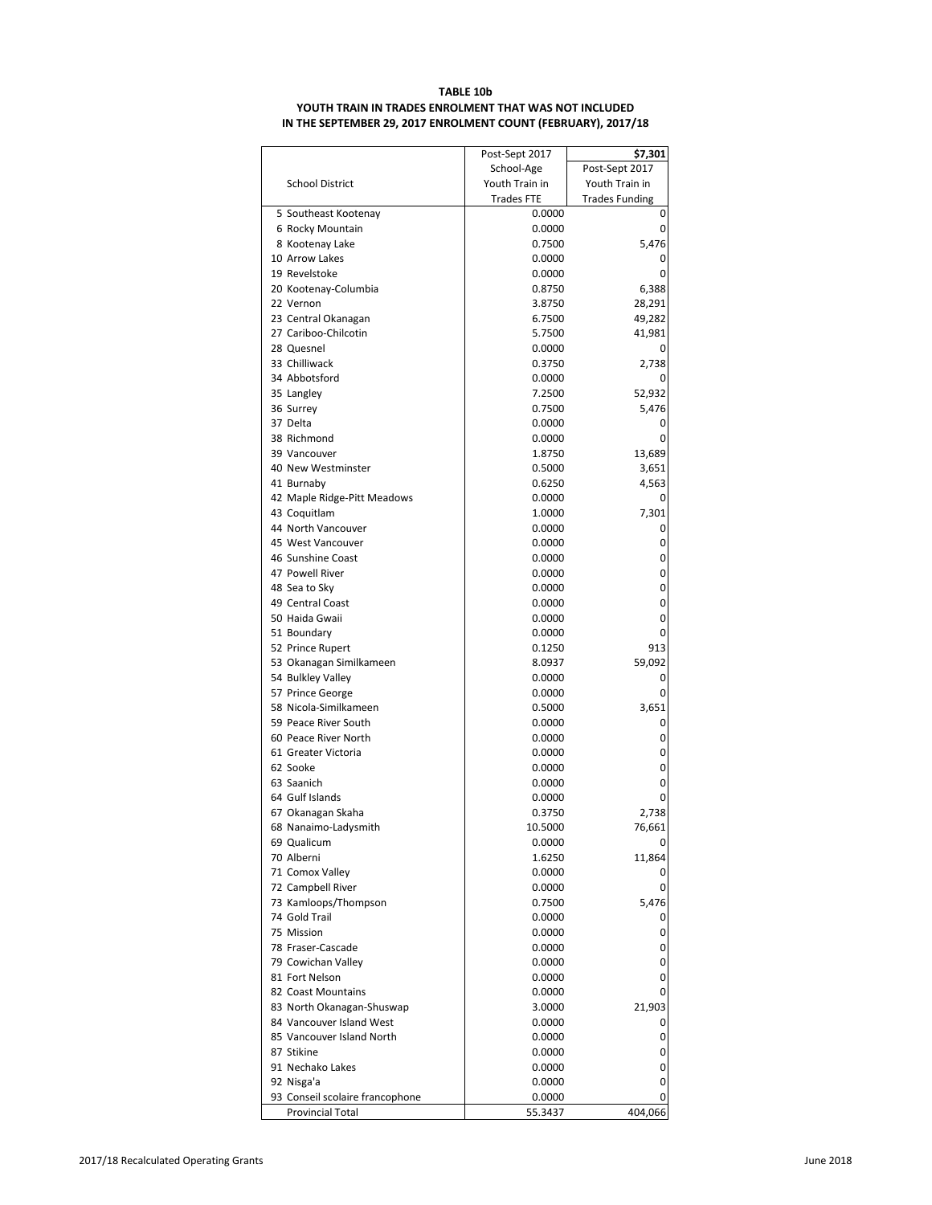**TABLE 10b**

**YOUTH TRAIN IN TRADES ENROLMENT THAT WAS NOT INCLUDED IN THE SEPTEMBER 29, 2017 ENROLMENT COUNT (FEBRUARY), 2017/18**

| School District | Post-Sept 2017 School-Age Youth Train in Trades FTE | **$7,301** Post-Sept 2017 Youth Train in Trades Funding |
|---|---|---|
| 5 Southeast Kootenay | 0.0000 | 0 |
| 6 Rocky Mountain | 0.0000 | 0 |
| 8 Kootenay Lake | 0.7500 | 5,476 |
| 10 Arrow Lakes | 0.0000 | 0 |
| 19 Revelstoke | 0.0000 | 0 |
| 20 Kootenay-Columbia | 0.8750 | 6,388 |
| 22 Vernon | 3.8750 | 28,291 |
| 23 Central Okanagan | 6.7500 | 49,282 |
| 27 Cariboo-Chilcotin | 5.7500 | 41,981 |
| 28 Quesnel | 0.0000 | 0 |
| 33 Chilliwack | 0.3750 | 2,738 |
| 34 Abbotsford | 0.0000 | 0 |
| 35 Langley | 7.2500 | 52,932 |
| 36 Surrey | 0.7500 | 5,476 |
| 37 Delta | 0.0000 | 0 |
| 38 Richmond | 0.0000 | 0 |
| 39 Vancouver | 1.8750 | 13,689 |
| 40 New Westminster | 0.5000 | 3,651 |
| 41 Burnaby | 0.6250 | 4,563 |
| 42 Maple Ridge-Pitt Meadows | 0.0000 | 0 |
| 43 Coquitlam | 1.0000 | 7,301 |
| 44 North Vancouver | 0.0000 | 0 |
| 45 West Vancouver | 0.0000 | 0 |
| 46 Sunshine Coast | 0.0000 | 0 |
| 47 Powell River | 0.0000 | 0 |
| 48 Sea to Sky | 0.0000 | 0 |
| 49 Central Coast | 0.0000 | 0 |
| 50 Haida Gwaii | 0.0000 | 0 |
| 51 Boundary | 0.0000 | 0 |
| 52 Prince Rupert | 0.1250 | 913 |
| 53 Okanagan Similkameen | 8.0937 | 59,092 |
| 54 Bulkley Valley | 0.0000 | 0 |
| 57 Prince George | 0.0000 | 0 |
| 58 Nicola-Similkameen | 0.5000 | 3,651 |
| 59 Peace River South | 0.0000 | 0 |
| 60 Peace River North | 0.0000 | 0 |
| 61 Greater Victoria | 0.0000 | 0 |
| 62 Sooke | 0.0000 | 0 |
| 63 Saanich | 0.0000 | 0 |
| 64 Gulf Islands | 0.0000 | 0 |
| 67 Okanagan Skaha | 0.3750 | 2,738 |
| 68 Nanaimo-Ladysmith | 10.5000 | 76,661 |
| 69 Qualicum | 0.0000 | 0 |
| 70 Alberni | 1.6250 | 11,864 |
| 71 Comox Valley | 0.0000 | 0 |
| 72 Campbell River | 0.0000 | 0 |
| 73 Kamloops/Thompson | 0.7500 | 5,476 |
| 74 Gold Trail | 0.0000 | 0 |
| 75 Mission | 0.0000 | 0 |
| 78 Fraser-Cascade | 0.0000 | 0 |
| 79 Cowichan Valley | 0.0000 | 0 |
| 81 Fort Nelson | 0.0000 | 0 |
| 82 Coast Mountains | 0.0000 | 0 |
| 83 North Okanagan-Shuswap | 3.0000 | 21,903 |
| 84 Vancouver Island West | 0.0000 | 0 |
| 85 Vancouver Island North | 0.0000 | 0 |
| 87 Stikine | 0.0000 | 0 |
| 91 Nechako Lakes | 0.0000 | 0 |
| 92 Nisga'a | 0.0000 | 0 |
| 93 Conseil scolaire francophone | 0.0000 | 0 |
| Provincial Total | 55.3437 | 404,066 |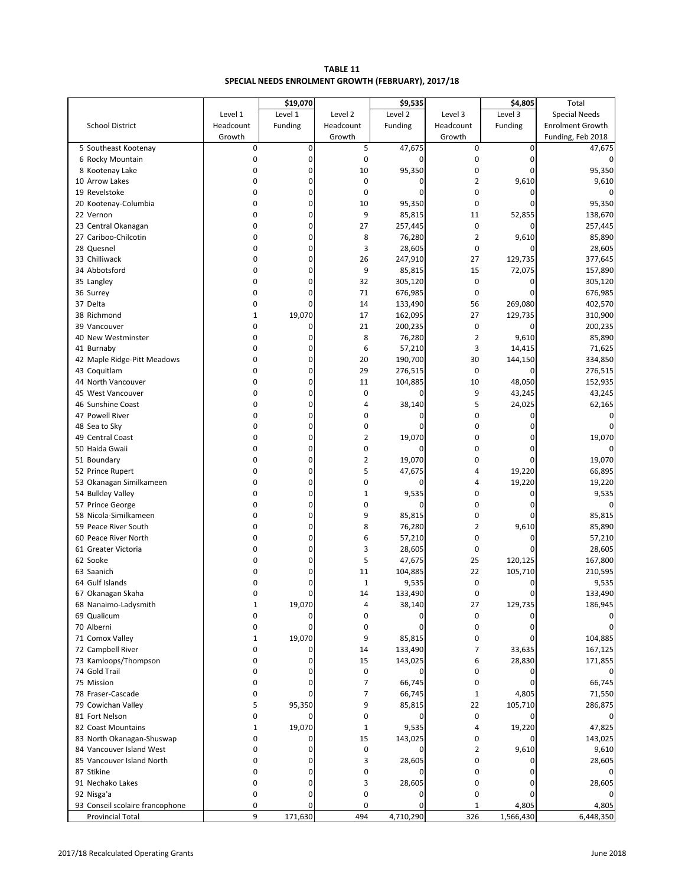**TABLE 11**
**SPECIAL NEEDS ENROLMENT GROWTH (FEBRUARY), 2017/18**

| | | $19,070 | | $9,535 | | $4,805 | Total |
|---|---|---|---|---|---|---|---|
| School District | Level 1 Headcount Growth | Level 1 Funding | Level 2 Headcount Growth | Level 2 Funding | Level 3 Headcount Growth | Level 3 Funding | Special Needs Enrolment Growth Funding, Feb 2018 |
| 5 Southeast Kootenay | 0 | 0 | 5 | 47,675 | 0 | 0 | 47,675 |
| 6 Rocky Mountain | 0 | 0 | 0 | 0 | 0 | 0 | 0 |
| 8 Kootenay Lake | 0 | 0 | 10 | 95,350 | 0 | 0 | 95,350 |
| 10 Arrow Lakes | 0 | 0 | 0 | 0 | 2 | 9,610 | 9,610 |
| 19 Revelstoke | 0 | 0 | 0 | 0 | 0 | 0 | 0 |
| 20 Kootenay-Columbia | 0 | 0 | 10 | 95,350 | 0 | 0 | 95,350 |
| 22 Vernon | 0 | 0 | 9 | 85,815 | 11 | 52,855 | 138,670 |
| 23 Central Okanagan | 0 | 0 | 27 | 257,445 | 0 | 0 | 257,445 |
| 27 Cariboo-Chilcotin | 0 | 0 | 8 | 76,280 | 2 | 9,610 | 85,890 |
| 28 Quesnel | 0 | 0 | 3 | 28,605 | 0 | 0 | 28,605 |
| 33 Chilliwack | 0 | 0 | 26 | 247,910 | 27 | 129,735 | 377,645 |
| 34 Abbotsford | 0 | 0 | 9 | 85,815 | 15 | 72,075 | 157,890 |
| 35 Langley | 0 | 0 | 32 | 305,120 | 0 | 0 | 305,120 |
| 36 Surrey | 0 | 0 | 71 | 676,985 | 0 | 0 | 676,985 |
| 37 Delta | 0 | 0 | 14 | 133,490 | 56 | 269,080 | 402,570 |
| 38 Richmond | 1 | 19,070 | 17 | 162,095 | 27 | 129,735 | 310,900 |
| 39 Vancouver | 0 | 0 | 21 | 200,235 | 0 | 0 | 200,235 |
| 40 New Westminster | 0 | 0 | 8 | 76,280 | 2 | 9,610 | 85,890 |
| 41 Burnaby | 0 | 0 | 6 | 57,210 | 3 | 14,415 | 71,625 |
| 42 Maple Ridge-Pitt Meadows | 0 | 0 | 20 | 190,700 | 30 | 144,150 | 334,850 |
| 43 Coquitlam | 0 | 0 | 29 | 276,515 | 0 | 0 | 276,515 |
| 44 North Vancouver | 0 | 0 | 11 | 104,885 | 10 | 48,050 | 152,935 |
| 45 West Vancouver | 0 | 0 | 0 | 0 | 9 | 43,245 | 43,245 |
| 46 Sunshine Coast | 0 | 0 | 4 | 38,140 | 5 | 24,025 | 62,165 |
| 47 Powell River | 0 | 0 | 0 | 0 | 0 | 0 | 0 |
| 48 Sea to Sky | 0 | 0 | 0 | 0 | 0 | 0 | 0 |
| 49 Central Coast | 0 | 0 | 2 | 19,070 | 0 | 0 | 19,070 |
| 50 Haida Gwaii | 0 | 0 | 0 | 0 | 0 | 0 | 0 |
| 51 Boundary | 0 | 0 | 2 | 19,070 | 0 | 0 | 19,070 |
| 52 Prince Rupert | 0 | 0 | 5 | 47,675 | 4 | 19,220 | 66,895 |
| 53 Okanagan Similkameen | 0 | 0 | 0 | 0 | 4 | 19,220 | 19,220 |
| 54 Bulkley Valley | 0 | 0 | 1 | 9,535 | 0 | 0 | 9,535 |
| 57 Prince George | 0 | 0 | 0 | 0 | 0 | 0 | 0 |
| 58 Nicola-Similkameen | 0 | 0 | 9 | 85,815 | 0 | 0 | 85,815 |
| 59 Peace River South | 0 | 0 | 8 | 76,280 | 2 | 9,610 | 85,890 |
| 60 Peace River North | 0 | 0 | 6 | 57,210 | 0 | 0 | 57,210 |
| 61 Greater Victoria | 0 | 0 | 3 | 28,605 | 0 | 0 | 28,605 |
| 62 Sooke | 0 | 0 | 5 | 47,675 | 25 | 120,125 | 167,800 |
| 63 Saanich | 0 | 0 | 11 | 104,885 | 22 | 105,710 | 210,595 |
| 64 Gulf Islands | 0 | 0 | 1 | 9,535 | 0 | 0 | 9,535 |
| 67 Okanagan Skaha | 0 | 0 | 14 | 133,490 | 0 | 0 | 133,490 |
| 68 Nanaimo-Ladysmith | 1 | 19,070 | 4 | 38,140 | 27 | 129,735 | 186,945 |
| 69 Qualicum | 0 | 0 | 0 | 0 | 0 | 0 | 0 |
| 70 Alberni | 0 | 0 | 0 | 0 | 0 | 0 | 0 |
| 71 Comox Valley | 1 | 19,070 | 9 | 85,815 | 0 | 0 | 104,885 |
| 72 Campbell River | 0 | 0 | 14 | 133,490 | 7 | 33,635 | 167,125 |
| 73 Kamloops/Thompson | 0 | 0 | 15 | 143,025 | 6 | 28,830 | 171,855 |
| 74 Gold Trail | 0 | 0 | 0 | 0 | 0 | 0 | 0 |
| 75 Mission | 0 | 0 | 7 | 66,745 | 0 | 0 | 66,745 |
| 78 Fraser-Cascade | 0 | 0 | 7 | 66,745 | 1 | 4,805 | 71,550 |
| 79 Cowichan Valley | 5 | 95,350 | 9 | 85,815 | 22 | 105,710 | 286,875 |
| 81 Fort Nelson | 0 | 0 | 0 | 0 | 0 | 0 | 0 |
| 82 Coast Mountains | 1 | 19,070 | 1 | 9,535 | 4 | 19,220 | 47,825 |
| 83 North Okanagan-Shuswap | 0 | 0 | 15 | 143,025 | 0 | 0 | 143,025 |
| 84 Vancouver Island West | 0 | 0 | 0 | 0 | 2 | 9,610 | 9,610 |
| 85 Vancouver Island North | 0 | 0 | 3 | 28,605 | 0 | 0 | 28,605 |
| 87 Stikine | 0 | 0 | 0 | 0 | 0 | 0 | 0 |
| 91 Nechako Lakes | 0 | 0 | 3 | 28,605 | 0 | 0 | 28,605 |
| 92 Nisga'a | 0 | 0 | 0 | 0 | 0 | 0 | 0 |
| 93 Conseil scolaire francophone | 0 | 0 | 0 | 0 | 1 | 4,805 | 4,805 |
| Provincial Total | 9 | 171,630 | 494 | 4,710,290 | 326 | 1,566,430 | 6,448,350 |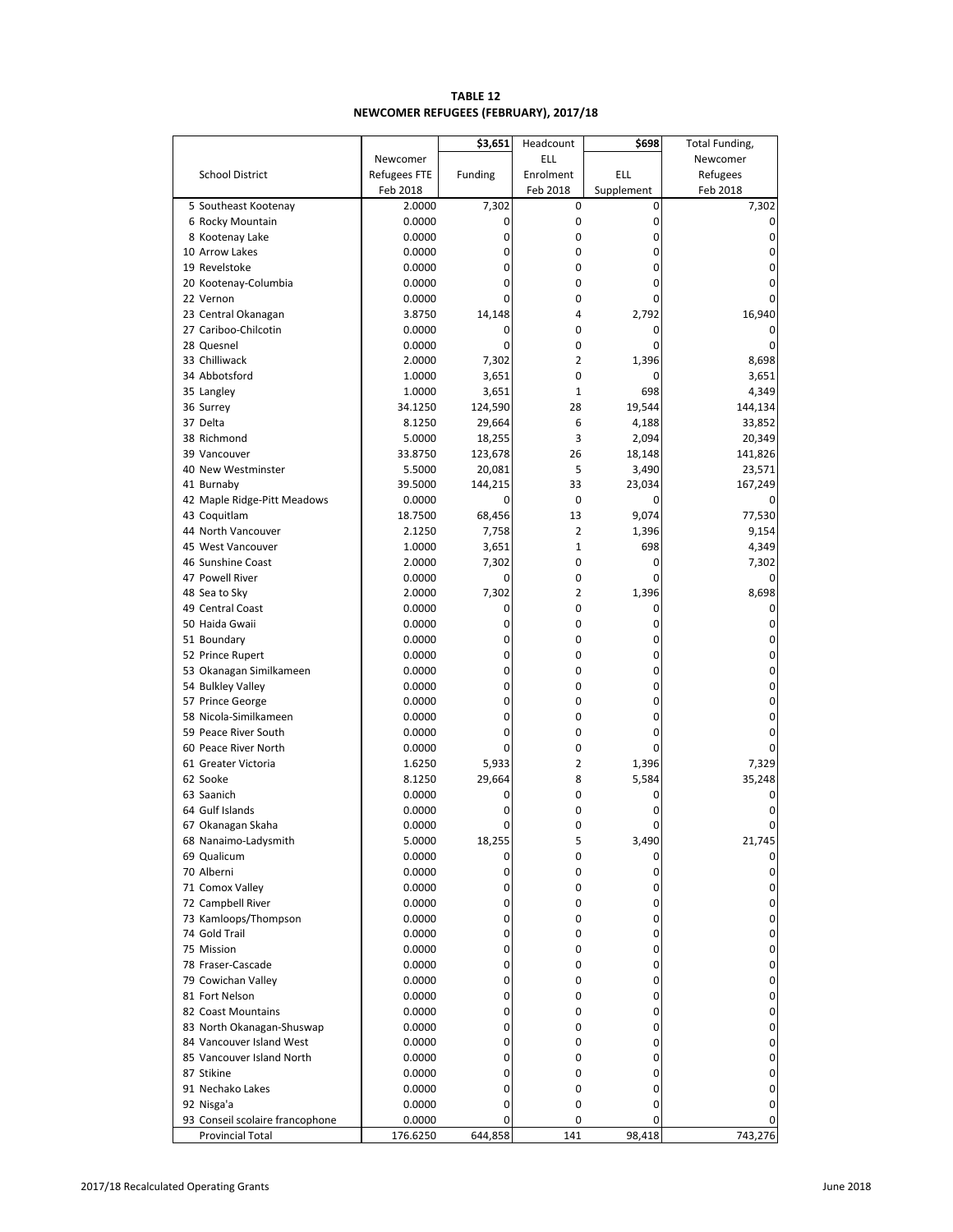**TABLE 12**
**NEWCOMER REFUGEES (FEBRUARY), 2017/18**

| School District | Newcomer Refugees FTE Feb 2018 | $3,651 Funding | Headcount ELL Enrolment Feb 2018 | $698 ELL Supplement | Total Funding, Newcomer Refugees Feb 2018 |
|---|---|---|---|---|---|
| 5 Southeast Kootenay | 2.0000 | 7,302 | 0 | 0 | 7,302 |
| 6 Rocky Mountain | 0.0000 | 0 | 0 | 0 | 0 |
| 8 Kootenay Lake | 0.0000 | 0 | 0 | 0 | 0 |
| 10 Arrow Lakes | 0.0000 | 0 | 0 | 0 | 0 |
| 19 Revelstoke | 0.0000 | 0 | 0 | 0 | 0 |
| 20 Kootenay-Columbia | 0.0000 | 0 | 0 | 0 | 0 |
| 22 Vernon | 0.0000 | 0 | 0 | 0 | 0 |
| 23 Central Okanagan | 3.8750 | 14,148 | 4 | 2,792 | 16,940 |
| 27 Cariboo-Chilcotin | 0.0000 | 0 | 0 | 0 | 0 |
| 28 Quesnel | 0.0000 | 0 | 0 | 0 | 0 |
| 33 Chilliwack | 2.0000 | 7,302 | 2 | 1,396 | 8,698 |
| 34 Abbotsford | 1.0000 | 3,651 | 0 | 0 | 3,651 |
| 35 Langley | 1.0000 | 3,651 | 1 | 698 | 4,349 |
| 36 Surrey | 34.1250 | 124,590 | 28 | 19,544 | 144,134 |
| 37 Delta | 8.1250 | 29,664 | 6 | 4,188 | 33,852 |
| 38 Richmond | 5.0000 | 18,255 | 3 | 2,094 | 20,349 |
| 39 Vancouver | 33.8750 | 123,678 | 26 | 18,148 | 141,826 |
| 40 New Westminster | 5.5000 | 20,081 | 5 | 3,490 | 23,571 |
| 41 Burnaby | 39.5000 | 144,215 | 33 | 23,034 | 167,249 |
| 42 Maple Ridge-Pitt Meadows | 0.0000 | 0 | 0 | 0 | 0 |
| 43 Coquitlam | 18.7500 | 68,456 | 13 | 9,074 | 77,530 |
| 44 North Vancouver | 2.1250 | 7,758 | 2 | 1,396 | 9,154 |
| 45 West Vancouver | 1.0000 | 3,651 | 1 | 698 | 4,349 |
| 46 Sunshine Coast | 2.0000 | 7,302 | 0 | 0 | 7,302 |
| 47 Powell River | 0.0000 | 0 | 0 | 0 | 0 |
| 48 Sea to Sky | 2.0000 | 7,302 | 2 | 1,396 | 8,698 |
| 49 Central Coast | 0.0000 | 0 | 0 | 0 | 0 |
| 50 Haida Gwaii | 0.0000 | 0 | 0 | 0 | 0 |
| 51 Boundary | 0.0000 | 0 | 0 | 0 | 0 |
| 52 Prince Rupert | 0.0000 | 0 | 0 | 0 | 0 |
| 53 Okanagan Similkameen | 0.0000 | 0 | 0 | 0 | 0 |
| 54 Bulkley Valley | 0.0000 | 0 | 0 | 0 | 0 |
| 57 Prince George | 0.0000 | 0 | 0 | 0 | 0 |
| 58 Nicola-Similkameen | 0.0000 | 0 | 0 | 0 | 0 |
| 59 Peace River South | 0.0000 | 0 | 0 | 0 | 0 |
| 60 Peace River North | 0.0000 | 0 | 0 | 0 | 0 |
| 61 Greater Victoria | 1.6250 | 5,933 | 2 | 1,396 | 7,329 |
| 62 Sooke | 8.1250 | 29,664 | 8 | 5,584 | 35,248 |
| 63 Saanich | 0.0000 | 0 | 0 | 0 | 0 |
| 64 Gulf Islands | 0.0000 | 0 | 0 | 0 | 0 |
| 67 Okanagan Skaha | 0.0000 | 0 | 0 | 0 | 0 |
| 68 Nanaimo-Ladysmith | 5.0000 | 18,255 | 5 | 3,490 | 21,745 |
| 69 Qualicum | 0.0000 | 0 | 0 | 0 | 0 |
| 70 Alberni | 0.0000 | 0 | 0 | 0 | 0 |
| 71 Comox Valley | 0.0000 | 0 | 0 | 0 | 0 |
| 72 Campbell River | 0.0000 | 0 | 0 | 0 | 0 |
| 73 Kamloops/Thompson | 0.0000 | 0 | 0 | 0 | 0 |
| 74 Gold Trail | 0.0000 | 0 | 0 | 0 | 0 |
| 75 Mission | 0.0000 | 0 | 0 | 0 | 0 |
| 78 Fraser-Cascade | 0.0000 | 0 | 0 | 0 | 0 |
| 79 Cowichan Valley | 0.0000 | 0 | 0 | 0 | 0 |
| 81 Fort Nelson | 0.0000 | 0 | 0 | 0 | 0 |
| 82 Coast Mountains | 0.0000 | 0 | 0 | 0 | 0 |
| 83 North Okanagan-Shuswap | 0.0000 | 0 | 0 | 0 | 0 |
| 84 Vancouver Island West | 0.0000 | 0 | 0 | 0 | 0 |
| 85 Vancouver Island North | 0.0000 | 0 | 0 | 0 | 0 |
| 87 Stikine | 0.0000 | 0 | 0 | 0 | 0 |
| 91 Nechako Lakes | 0.0000 | 0 | 0 | 0 | 0 |
| 92 Nisga'a | 0.0000 | 0 | 0 | 0 | 0 |
| 93 Conseil scolaire francophone | 0.0000 | 0 | 0 | 0 | 0 |
| Provincial Total | 176.6250 | 644,858 | 141 | 98,418 | 743,276 |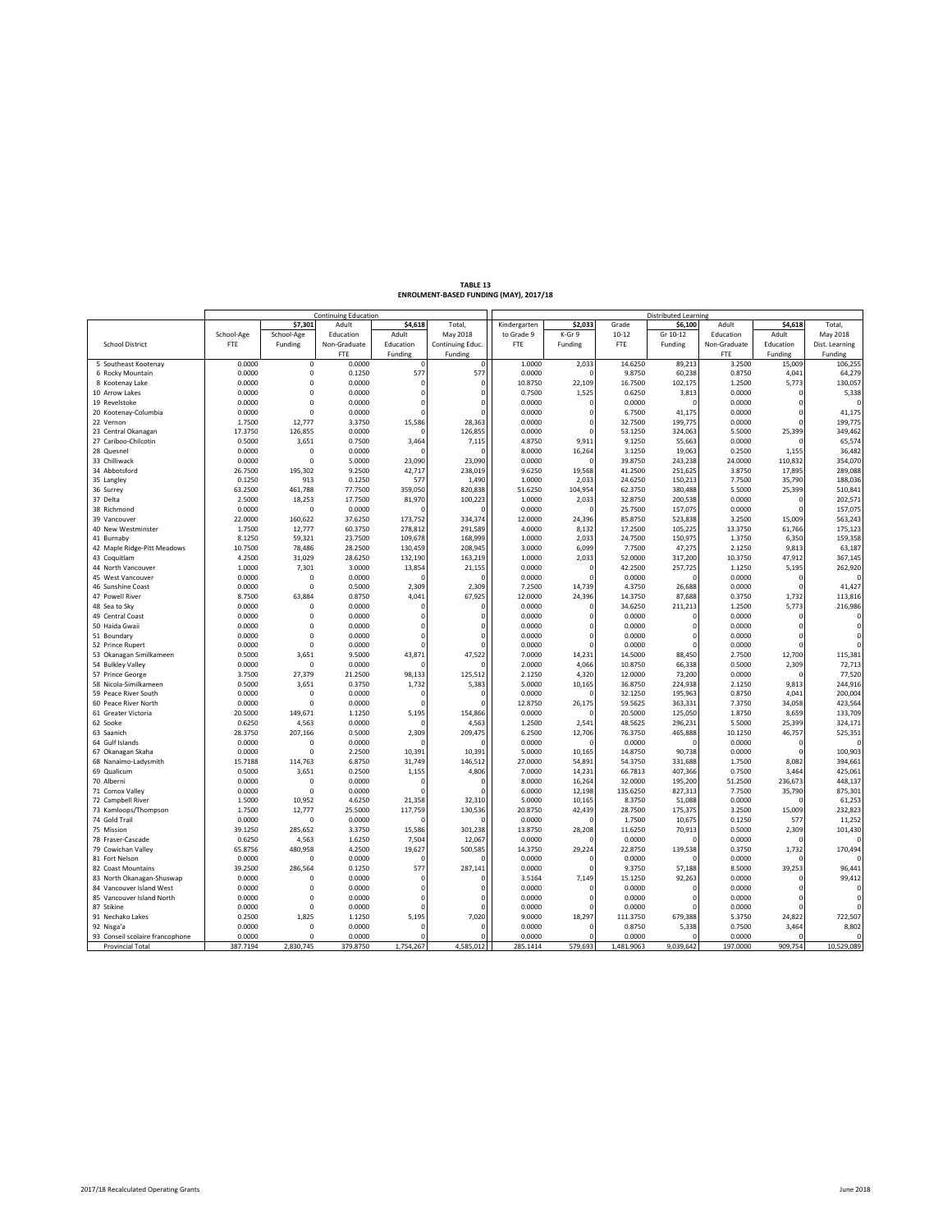**TABLE 13**
**ENROLMENT-BASED FUNDING (MAY), 2017/18**

| School District | Continuing Education | | | | | Distributed Learning | | | | | | |
|---|---|---|---|---|---|---|---|---|---|---|---|---|
| | | $7,301 | Adult | $4,618 | Total, | Kindergarten | $2,033 | Grade | $6,100 | Adult | $4,618 | Total, |
| | School-Age FTE | School-Age Funding | Adult Education Non-Graduate FTE | Adult Education Funding | May 2018 Continuing Educ. Funding | Kindergarten to Grade 9 FTE | K-Gr 9 Funding | Grade 10-12 FTE | Gr 10-12 Funding | Adult Education Non-Graduate FTE | Adult Education Funding | May 2018 Dist. Learning Funding |
| 5 Southeast Kootenay | 0.0000 | 0 | 0.0000 | 0 | 0 | 1.0000 | 2,033 | 14.6250 | 89,213 | 3.2500 | 15,009 | 106,255 |
| 6 Rocky Mountain | 0.0000 | 0 | 0.1250 | 577 | 577 | 0.0000 | 0 | 9.8750 | 60,238 | 0.8750 | 4,041 | 64,279 |
| 8 Kootenay Lake | 0.0000 | 0 | 0.0000 | 0 | 0 | 10.8750 | 22,109 | 16.7500 | 102,175 | 1.2500 | 5,773 | 130,057 |
| 10 Arrow Lakes | 0.0000 | 0 | 0.0000 | 0 | 0 | 0.7500 | 1,525 | 0.6250 | 3,813 | 0.0000 | 0 | 5,338 |
| 19 Revelstoke | 0.0000 | 0 | 0.0000 | 0 | 0 | 0.0000 | 0 | 0.0000 | 0 | 0.0000 | 0 | 0 |
| 20 Kootenay-Columbia | 0.0000 | 0 | 0.0000 | 0 | 0 | 0.0000 | 0 | 6.7500 | 41,175 | 0.0000 | 0 | 41,175 |
| 22 Vernon | 1.7500 | 12,777 | 3.3750 | 15,586 | 28,363 | 0.0000 | 0 | 32.7500 | 199,775 | 0.0000 | 0 | 199,775 |
| 23 Central Okanagan | 17.3750 | 126,855 | 0.0000 | 0 | 126,855 | 0.0000 | 0 | 53.1250 | 324,063 | 5.5000 | 25,399 | 349,462 |
| 27 Cariboo-Chilcotin | 0.5000 | 3,651 | 0.7500 | 3,464 | 7,115 | 4.8750 | 9,911 | 9.1250 | 55,663 | 0.0000 | 0 | 65,574 |
| 28 Quesnel | 0.0000 | 0 | 0.0000 | 0 | 0 | 8.0000 | 16,264 | 3.1250 | 19,063 | 0.2500 | 1,155 | 36,482 |
| 33 Chilliwack | 0.0000 | 0 | 5.0000 | 23,090 | 23,090 | 0.0000 | 0 | 39.8750 | 243,238 | 24.0000 | 110,832 | 354,070 |
| 34 Abbotsford | 26.7500 | 195,302 | 9.2500 | 42,717 | 238,019 | 9.6250 | 19,568 | 41.2500 | 251,625 | 3.8750 | 17,895 | 289,088 |
| 35 Langley | 0.1250 | 913 | 0.1250 | 577 | 1,490 | 1.0000 | 2,033 | 24.6250 | 150,213 | 7.7500 | 35,790 | 188,036 |
| 36 Surrey | 63.2500 | 461,788 | 77.7500 | 359,050 | 820,838 | 51.6250 | 104,954 | 62.3750 | 380,488 | 5.5000 | 25,399 | 510,841 |
| 37 Delta | 2.5000 | 18,253 | 17.7500 | 81,970 | 100,223 | 1.0000 | 2,033 | 32.8750 | 200,538 | 0.0000 | 0 | 202,571 |
| 38 Richmond | 0.0000 | 0 | 0.0000 | 0 | 0 | 0.0000 | 0 | 25.7500 | 157,075 | 0.0000 | 0 | 157,075 |
| 39 Vancouver | 22.0000 | 160,622 | 37.6250 | 173,752 | 334,374 | 12.0000 | 24,396 | 85.8750 | 523,838 | 3.2500 | 15,009 | 563,243 |
| 40 New Westminster | 1.7500 | 12,777 | 60.3750 | 278,812 | 291,589 | 4.0000 | 8,132 | 17.2500 | 105,225 | 13.3750 | 61,766 | 175,123 |
| 41 Burnaby | 8.1250 | 59,321 | 23.7500 | 109,678 | 168,999 | 1.0000 | 2,033 | 24.7500 | 150,975 | 1.3750 | 6,350 | 159,358 |
| 42 Maple Ridge-Pitt Meadows | 10.7500 | 78,486 | 28.2500 | 130,459 | 208,945 | 3.0000 | 6,099 | 7.7500 | 47,275 | 2.1250 | 9,813 | 63,187 |
| 43 Coquitlam | 4.2500 | 31,029 | 28.6250 | 132,190 | 163,219 | 1.0000 | 2,033 | 52.0000 | 317,200 | 10.3750 | 47,912 | 367,145 |
| 44 North Vancouver | 1.0000 | 7,301 | 3.0000 | 13,854 | 21,155 | 0.0000 | 0 | 42.2500 | 257,725 | 1.1250 | 5,195 | 262,920 |
| 45 West Vancouver | 0.0000 | 0 | 0.0000 | 0 | 0 | 0.0000 | 0 | 0.0000 | 0 | 0.0000 | 0 | 0 |
| 46 Sunshine Coast | 0.0000 | 0 | 0.5000 | 2,309 | 2,309 | 7.2500 | 14,739 | 4.3750 | 26,688 | 0.0000 | 0 | 41,427 |
| 47 Powell River | 8.7500 | 63,884 | 0.8750 | 4,041 | 67,925 | 12.0000 | 24,396 | 14.3750 | 87,688 | 0.3750 | 1,732 | 113,816 |
| 48 Sea to Sky | 0.0000 | 0 | 0.0000 | 0 | 0 | 0.0000 | 0 | 34.6250 | 211,213 | 1.2500 | 5,773 | 216,986 |
| 49 Central Coast | 0.0000 | 0 | 0.0000 | 0 | 0 | 0.0000 | 0 | 0.0000 | 0 | 0.0000 | 0 | 0 |
| 50 Haida Gwaii | 0.0000 | 0 | 0.0000 | 0 | 0 | 0.0000 | 0 | 0.0000 | 0 | 0.0000 | 0 | 0 |
| 51 Boundary | 0.0000 | 0 | 0.0000 | 0 | 0 | 0.0000 | 0 | 0.0000 | 0 | 0.0000 | 0 | 0 |
| 52 Prince Rupert | 0.0000 | 0 | 0.0000 | 0 | 0 | 0.0000 | 0 | 0.0000 | 0 | 0.0000 | 0 | 0 |
| 53 Okanagan Similkameen | 0.5000 | 3,651 | 9.5000 | 43,871 | 47,522 | 7.0000 | 14,231 | 14.5000 | 88,450 | 2.7500 | 12,700 | 115,381 |
| 54 Bulkley Valley | 0.0000 | 0 | 0.0000 | 0 | 0 | 2.0000 | 4,066 | 10.8750 | 66,338 | 0.5000 | 2,309 | 72,713 |
| 57 Prince George | 3.7500 | 27,379 | 21.2500 | 98,133 | 125,512 | 2.1250 | 4,320 | 12.0000 | 73,200 | 0.0000 | 0 | 77,520 |
| 58 Nicola-Similkameen | 0.5000 | 3,651 | 0.3750 | 1,732 | 5,383 | 5.0000 | 10,165 | 36.8750 | 224,938 | 2.1250 | 9,813 | 244,916 |
| 59 Peace River South | 0.0000 | 0 | 0.0000 | 0 | 0 | 0.0000 | 0 | 32.1250 | 195,963 | 0.8750 | 4,041 | 200,004 |
| 60 Peace River North | 0.0000 | 0 | 0.0000 | 0 | 0 | 12.8750 | 26,175 | 59.5625 | 363,331 | 7.3750 | 34,058 | 423,564 |
| 61 Greater Victoria | 20.5000 | 149,671 | 1.1250 | 5,195 | 154,866 | 0.0000 | 0 | 20.5000 | 125,050 | 1.8750 | 8,659 | 133,709 |
| 62 Sooke | 0.6250 | 4,563 | 0.0000 | 0 | 4,563 | 1.2500 | 2,541 | 48.5625 | 296,231 | 5.5000 | 25,399 | 324,171 |
| 63 Saanich | 28.3750 | 207,166 | 0.5000 | 2,309 | 209,475 | 6.2500 | 12,706 | 76.3750 | 465,888 | 10.1250 | 46,757 | 525,351 |
| 64 Gulf Islands | 0.0000 | 0 | 0.0000 | 0 | 0 | 0.0000 | 0 | 0.0000 | 0 | 0.0000 | 0 | 0 |
| 67 Okanagan Skaha | 0.0000 | 0 | 2.2500 | 10,391 | 10,391 | 5.0000 | 10,165 | 14.8750 | 90,738 | 0.0000 | 0 | 100,903 |
| 68 Nanaimo-Ladysmith | 15.7188 | 114,763 | 6.8750 | 31,749 | 146,512 | 27.0000 | 54,891 | 54.3750 | 331,688 | 1.7500 | 8,082 | 394,661 |
| 69 Qualicum | 0.5000 | 3,651 | 0.2500 | 1,155 | 4,806 | 7.0000 | 14,231 | 66.7813 | 407,366 | 0.7500 | 3,464 | 425,061 |
| 70 Alberni | 0.0000 | 0 | 0.0000 | 0 | 0 | 8.0000 | 16,264 | 32.0000 | 195,200 | 51.2500 | 236,673 | 448,137 |
| 71 Comox Valley | 0.0000 | 0 | 0.0000 | 0 | 0 | 6.0000 | 12,198 | 135.6250 | 827,313 | 7.7500 | 35,790 | 875,301 |
| 72 Campbell River | 1.5000 | 10,952 | 4.6250 | 21,358 | 32,310 | 5.0000 | 10,165 | 8.3750 | 51,088 | 0.0000 | 0 | 61,253 |
| 73 Kamloops/Thompson | 1.7500 | 12,777 | 25.5000 | 117,759 | 130,536 | 20.8750 | 42,439 | 28.7500 | 175,375 | 3.2500 | 15,009 | 232,823 |
| 74 Gold Trail | 0.0000 | 0 | 0.0000 | 0 | 0 | 0.0000 | 0 | 1.7500 | 10,675 | 0.1250 | 577 | 11,252 |
| 75 Mission | 39.1250 | 285,652 | 3.3750 | 15,586 | 301,238 | 13.8750 | 28,208 | 11.6250 | 70,913 | 0.5000 | 2,309 | 101,430 |
| 78 Fraser-Cascade | 0.6250 | 4,563 | 1.6250 | 7,504 | 12,067 | 0.0000 | 0 | 0.0000 | 0 | 0.0000 | 0 | 0 |
| 79 Cowichan Valley | 65.8756 | 480,958 | 4.2500 | 19,627 | 500,585 | 14.3750 | 29,224 | 22.8750 | 139,538 | 0.3750 | 1,732 | 170,494 |
| 81 Fort Nelson | 0.0000 | 0 | 0.0000 | 0 | 0 | 0.0000 | 0 | 0.0000 | 0 | 0.0000 | 0 | 0 |
| 82 Coast Mountains | 39.2500 | 286,564 | 0.1250 | 577 | 287,141 | 0.0000 | 0 | 9.3750 | 57,188 | 8.5000 | 39,253 | 96,441 |
| 83 North Okanagan-Shuswap | 0.0000 | 0 | 0.0000 | 0 | 0 | 3.5164 | 7,149 | 15.1250 | 92,263 | 0.0000 | 0 | 99,412 |
| 84 Vancouver Island West | 0.0000 | 0 | 0.0000 | 0 | 0 | 0.0000 | 0 | 0.0000 | 0 | 0.0000 | 0 | 0 |
| 85 Vancouver Island North | 0.0000 | 0 | 0.0000 | 0 | 0 | 0.0000 | 0 | 0.0000 | 0 | 0.0000 | 0 | 0 |
| 87 Stikine | 0.0000 | 0 | 0.0000 | 0 | 0 | 0.0000 | 0 | 0.0000 | 0 | 0.0000 | 0 | 0 |
| 91 Nechako Lakes | 0.2500 | 1,825 | 1.1250 | 5,195 | 7,020 | 9.0000 | 18,297 | 111.3750 | 679,388 | 5.3750 | 24,822 | 722,507 |
| 92 Nisga'a | 0.0000 | 0 | 0.0000 | 0 | 0 | 0.0000 | 0 | 0.8750 | 5,338 | 0.7500 | 3,464 | 8,802 |
| 93 Conseil scolaire francophone | 0.0000 | 0 | 0.0000 | 0 | 0 | 0.0000 | 0 | 0.0000 | 0 | 0.0000 | 0 | 0 |
| Provincial Total | 387.7194 | 2,830,745 | 379.8750 | 1,754,267 | 4,585,012 | 285.1414 | 579,693 | 1,481.9063 | 9,039,642 | 197.0000 | 909,754 | 10,529,089 |

2017/18 Recalculated Operating Grants — June 2018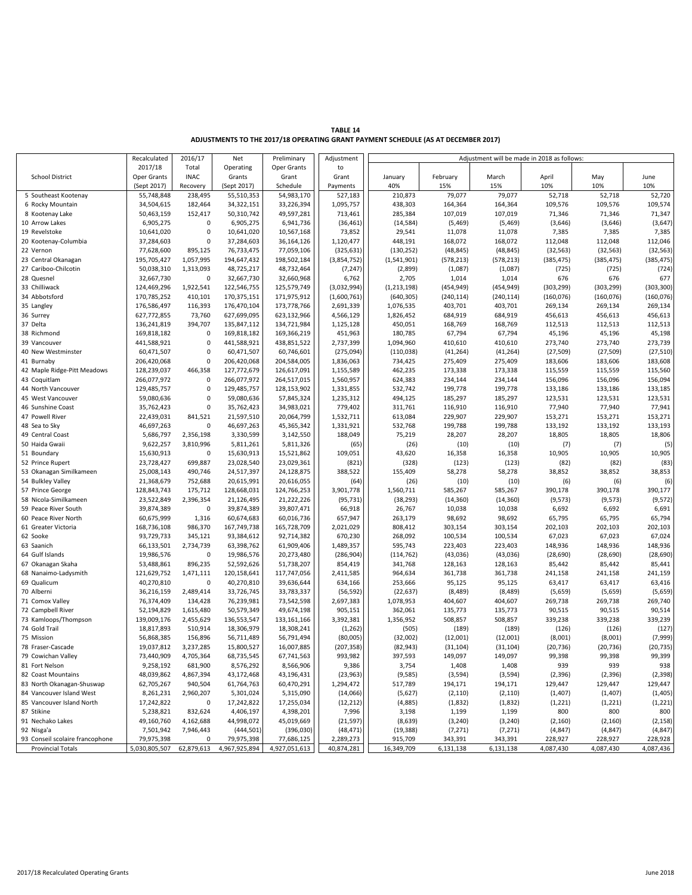**TABLE 14**
**ADJUSTMENTS TO THE 2017/18 OPERATING GRANT PAYMENT SCHEDULE (AS AT DECEMBER 2017)**

| School District | Recalculated 2017/18 Oper Grants (Sept 2017) | 2016/17 Total INAC Recovery | Net Operating Grants (Sept 2017) | Preliminary Oper Grants Grant Schedule | Adjustment to Grant Payments | Adjustment will be made in 2018 as follows: January 40% | February 15% | March 15% | April 10% | May 10% | June 10% |
|---|---|---|---|---|---|---|---|---|---|---|---|
| 5 Southeast Kootenay | 55,748,848 | 238,495 | 55,510,353 | 54,983,170 | 527,183 | 210,873 | 79,077 | 79,077 | 52,718 | 52,718 | 52,720 |
| 6 Rocky Mountain | 34,504,615 | 182,464 | 34,322,151 | 33,226,394 | 1,095,757 | 438,303 | 164,364 | 164,364 | 109,576 | 109,576 | 109,574 |
| 8 Kootenay Lake | 50,463,159 | 152,417 | 50,310,742 | 49,597,281 | 713,461 | 285,384 | 107,019 | 107,019 | 71,346 | 71,346 | 71,347 |
| 10 Arrow Lakes | 6,905,275 | 0 | 6,905,275 | 6,941,736 | (36,461) | (14,584) | (5,469) | (5,469) | (3,646) | (3,646) | (3,647) |
| 19 Revelstoke | 10,641,020 | 0 | 10,641,020 | 10,567,168 | 73,852 | 29,541 | 11,078 | 11,078 | 7,385 | 7,385 | 7,385 |
| 20 Kootenay-Columbia | 37,284,603 | 0 | 37,284,603 | 36,164,126 | 1,120,477 | 448,191 | 168,072 | 168,072 | 112,048 | 112,048 | 112,046 |
| 22 Vernon | 77,628,600 | 895,125 | 76,733,475 | 77,059,106 | (325,631) | (130,252) | (48,845) | (48,845) | (32,563) | (32,563) | (32,563) |
| 23 Central Okanagan | 195,705,427 | 1,057,995 | 194,647,432 | 198,502,184 | (3,854,752) | (1,541,901) | (578,213) | (578,213) | (385,475) | (385,475) | (385,475) |
| 27 Cariboo-Chilcotin | 50,038,310 | 1,313,093 | 48,725,217 | 48,732,464 | (7,247) | (2,899) | (1,087) | (1,087) | (725) | (725) | (724) |
| 28 Quesnel | 32,667,730 | 0 | 32,667,730 | 32,660,968 | 6,762 | 2,705 | 1,014 | 1,014 | 676 | 676 | 677 |
| 33 Chilliwack | 124,469,296 | 1,922,541 | 122,546,755 | 125,579,749 | (3,032,994) | (1,213,198) | (454,949) | (454,949) | (303,299) | (303,299) | (303,300) |
| 34 Abbotsford | 170,785,252 | 410,101 | 170,375,151 | 171,975,912 | (1,600,761) | (640,305) | (240,114) | (240,114) | (160,076) | (160,076) | (160,076) |
| 35 Langley | 176,586,497 | 116,393 | 176,470,104 | 173,778,766 | 2,691,339 | 1,076,535 | 403,701 | 403,701 | 269,134 | 269,134 | 269,134 |
| 36 Surrey | 627,772,855 | 73,760 | 627,699,095 | 623,132,966 | 4,566,129 | 1,826,452 | 684,919 | 684,919 | 456,613 | 456,613 | 456,613 |
| 37 Delta | 136,241,819 | 394,707 | 135,847,112 | 134,721,984 | 1,125,128 | 450,051 | 168,769 | 168,769 | 112,513 | 112,513 | 112,513 |
| 38 Richmond | 169,818,182 | 0 | 169,818,182 | 169,366,219 | 451,963 | 180,785 | 67,794 | 67,794 | 45,196 | 45,196 | 45,198 |
| 39 Vancouver | 441,588,921 | 0 | 441,588,921 | 438,851,522 | 2,737,399 | 1,094,960 | 410,610 | 410,610 | 273,740 | 273,740 | 273,739 |
| 40 New Westminster | 60,471,507 | 0 | 60,471,507 | 60,746,601 | (275,094) | (110,038) | (41,264) | (41,264) | (27,509) | (27,509) | (27,510) |
| 41 Burnaby | 206,420,068 | 0 | 206,420,068 | 204,584,005 | 1,836,063 | 734,425 | 275,409 | 275,409 | 183,606 | 183,606 | 183,608 |
| 42 Maple Ridge-Pitt Meadows | 128,239,037 | 466,358 | 127,772,679 | 126,617,091 | 1,155,589 | 462,235 | 173,338 | 173,338 | 115,559 | 115,559 | 115,560 |
| 43 Coquitlam | 266,077,972 | 0 | 266,077,972 | 264,517,015 | 1,560,957 | 624,383 | 234,144 | 234,144 | 156,096 | 156,096 | 156,094 |
| 44 North Vancouver | 129,485,757 | 0 | 129,485,757 | 128,153,902 | 1,331,855 | 532,742 | 199,778 | 199,778 | 133,186 | 133,186 | 133,185 |
| 45 West Vancouver | 59,080,636 | 0 | 59,080,636 | 57,845,324 | 1,235,312 | 494,125 | 185,297 | 185,297 | 123,531 | 123,531 | 123,531 |
| 46 Sunshine Coast | 35,762,423 | 0 | 35,762,423 | 34,983,021 | 779,402 | 311,761 | 116,910 | 116,910 | 77,940 | 77,940 | 77,941 |
| 47 Powell River | 22,439,031 | 841,521 | 21,597,510 | 20,064,799 | 1,532,711 | 613,084 | 229,907 | 229,907 | 153,271 | 153,271 | 153,271 |
| 48 Sea to Sky | 46,697,263 | 0 | 46,697,263 | 45,365,342 | 1,331,921 | 532,768 | 199,788 | 199,788 | 133,192 | 133,192 | 133,193 |
| 49 Central Coast | 5,686,797 | 2,356,198 | 3,330,599 | 3,142,550 | 188,049 | 75,219 | 28,207 | 28,207 | 18,805 | 18,805 | 18,806 |
| 50 Haida Gwaii | 9,622,257 | 3,810,996 | 5,811,261 | 5,811,326 | (65) | (26) | (10) | (10) | (7) | (7) | (5) |
| 51 Boundary | 15,630,913 | 0 | 15,630,913 | 15,521,862 | 109,051 | 43,620 | 16,358 | 16,358 | 10,905 | 10,905 | 10,905 |
| 52 Prince Rupert | 23,728,427 | 699,887 | 23,028,540 | 23,029,361 | (821) | (328) | (123) | (123) | (82) | (82) | (83) |
| 53 Okanagan Similkameen | 25,008,143 | 490,746 | 24,517,397 | 24,128,875 | 388,522 | 155,409 | 58,278 | 58,278 | 38,852 | 38,852 | 38,853 |
| 54 Bulkley Valley | 21,368,679 | 752,688 | 20,615,991 | 20,616,055 | (64) | (26) | (10) | (10) | (6) | (6) | (6) |
| 57 Prince George | 128,843,743 | 175,712 | 128,668,031 | 124,766,253 | 3,901,778 | 1,560,711 | 585,267 | 585,267 | 390,178 | 390,178 | 390,177 |
| 58 Nicola-Similkameen | 23,522,849 | 2,396,354 | 21,126,495 | 21,222,226 | (95,731) | (38,293) | (14,360) | (14,360) | (9,573) | (9,573) | (9,572) |
| 59 Peace River South | 39,874,389 | 0 | 39,874,389 | 39,807,471 | 66,918 | 26,767 | 10,038 | 10,038 | 6,692 | 6,692 | 6,691 |
| 60 Peace River North | 60,675,999 | 1,316 | 60,674,683 | 60,016,736 | 657,947 | 263,179 | 98,692 | 98,692 | 65,795 | 65,795 | 65,794 |
| 61 Greater Victoria | 168,736,108 | 986,370 | 167,749,738 | 165,728,709 | 2,021,029 | 808,412 | 303,154 | 303,154 | 202,103 | 202,103 | 202,103 |
| 62 Sooke | 93,729,733 | 345,121 | 93,384,612 | 92,714,382 | 670,230 | 268,092 | 100,534 | 100,534 | 67,023 | 67,023 | 67,024 |
| 63 Saanich | 66,133,501 | 2,734,739 | 63,398,762 | 61,909,406 | 1,489,357 | 595,743 | 223,403 | 223,403 | 148,936 | 148,936 | 148,936 |
| 64 Gulf Islands | 19,986,576 | 0 | 19,986,576 | 20,273,480 | (286,904) | (114,762) | (43,036) | (43,036) | (28,690) | (28,690) | (28,690) |
| 67 Okanagan Skaha | 53,488,861 | 896,235 | 52,592,626 | 51,738,207 | 854,419 | 341,768 | 128,163 | 128,163 | 85,442 | 85,442 | 85,441 |
| 68 Nanaimo-Ladysmith | 121,629,752 | 1,471,111 | 120,158,641 | 117,747,056 | 2,411,585 | 964,634 | 361,738 | 361,738 | 241,158 | 241,158 | 241,159 |
| 69 Qualicum | 40,270,810 | 0 | 40,270,810 | 39,636,644 | 634,166 | 253,666 | 95,125 | 95,125 | 63,417 | 63,417 | 63,416 |
| 70 Alberni | 36,216,159 | 2,489,414 | 33,726,745 | 33,783,337 | (56,592) | (22,637) | (8,489) | (8,489) | (5,659) | (5,659) | (5,659) |
| 71 Comox Valley | 76,374,409 | 134,428 | 76,239,981 | 73,542,598 | 2,697,383 | 1,078,953 | 404,607 | 404,607 | 269,738 | 269,738 | 269,740 |
| 72 Campbell River | 52,194,829 | 1,615,480 | 50,579,349 | 49,674,198 | 905,151 | 362,061 | 135,773 | 135,773 | 90,515 | 90,515 | 90,514 |
| 73 Kamloops/Thompson | 139,009,176 | 2,455,629 | 136,553,547 | 133,161,166 | 3,392,381 | 1,356,952 | 508,857 | 508,857 | 339,238 | 339,238 | 339,239 |
| 74 Gold Trail | 18,817,893 | 510,914 | 18,306,979 | 18,308,241 | (1,262) | (505) | (189) | (189) | (126) | (126) | (127) |
| 75 Mission | 56,868,385 | 156,896 | 56,711,489 | 56,791,494 | (80,005) | (32,002) | (12,001) | (12,001) | (8,001) | (8,001) | (7,999) |
| 78 Fraser-Cascade | 19,037,812 | 3,237,285 | 15,800,527 | 16,007,885 | (207,358) | (82,943) | (31,104) | (31,104) | (20,736) | (20,736) | (20,735) |
| 79 Cowichan Valley | 73,440,909 | 4,705,364 | 68,735,545 | 67,741,563 | 993,982 | 397,593 | 149,097 | 149,097 | 99,398 | 99,398 | 99,399 |
| 81 Fort Nelson | 9,258,192 | 681,900 | 8,576,292 | 8,566,906 | 9,386 | 3,754 | 1,408 | 1,408 | 939 | 939 | 938 |
| 82 Coast Mountains | 48,039,862 | 4,867,394 | 43,172,468 | 43,196,431 | (23,963) | (9,585) | (3,594) | (3,594) | (2,396) | (2,396) | (2,398) |
| 83 North Okanagan-Shuswap | 62,705,267 | 940,504 | 61,764,763 | 60,470,291 | 1,294,472 | 517,789 | 194,171 | 194,171 | 129,447 | 129,447 | 129,447 |
| 84 Vancouver Island West | 8,261,231 | 2,960,207 | 5,301,024 | 5,315,090 | (14,066) | (5,627) | (2,110) | (2,110) | (1,407) | (1,407) | (1,405) |
| 85 Vancouver Island North | 17,242,822 | 0 | 17,242,822 | 17,255,034 | (12,212) | (4,885) | (1,832) | (1,832) | (1,221) | (1,221) | (1,221) |
| 87 Stikine | 5,238,821 | 832,624 | 4,406,197 | 4,398,201 | 7,996 | 3,198 | 1,199 | 1,199 | 800 | 800 | 800 |
| 91 Nechako Lakes | 49,160,760 | 4,162,688 | 44,998,072 | 45,019,669 | (21,597) | (8,639) | (3,240) | (3,240) | (2,160) | (2,160) | (2,158) |
| 92 Nisga'a | 7,501,942 | 7,946,443 | (444,501) | (396,030) | (48,471) | (19,388) | (7,271) | (7,271) | (4,847) | (4,847) | (4,847) |
| 93 Conseil scolaire francophone | 79,975,398 | 0 | 79,975,398 | 77,686,125 | 2,289,273 | 915,709 | 343,391 | 343,391 | 228,927 | 228,927 | 228,928 |
| Provincial Totals | 5,030,805,507 | 62,879,613 | 4,967,925,894 | 4,927,051,613 | 40,874,281 | 16,349,709 | 6,131,138 | 6,131,138 | 4,087,430 | 4,087,430 | 4,087,436 |